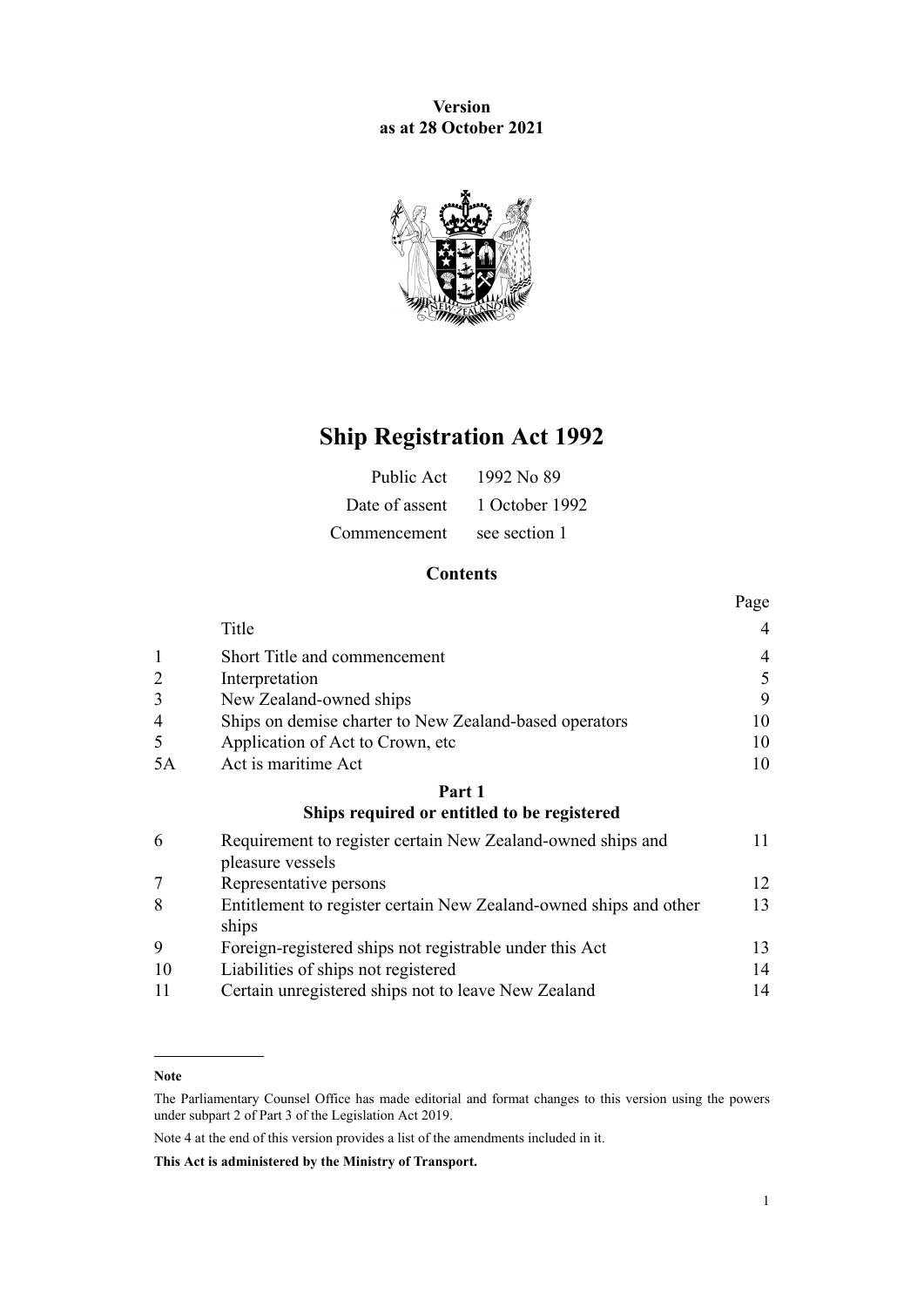**Version**
**as at 28 October 2021**

# Ship Registration Act 1992

| | |
|---|---|
| Public Act | 1992 No 89 |
| Date of assent | 1 October 1992 |
| Commencement | see section 1 |

## Contents

| | | Page |
|---|---|---|
| | Title | 4 |
| 1 | Short Title and commencement | 4 |
| 2 | Interpretation | 5 |
| 3 | New Zealand-owned ships | 9 |
| 4 | Ships on demise charter to New Zealand-based operators | 10 |
| 5 | Application of Act to Crown, etc | 10 |
| 5A | Act is maritime Act | 10 |
| | **Part 1** **Ships required or entitled to be registered** | |
| 6 | Requirement to register certain New Zealand-owned ships and pleasure vessels | 11 |
| 7 | Representative persons | 12 |
| 8 | Entitlement to register certain New Zealand-owned ships and other ships | 13 |
| 9 | Foreign-registered ships not registrable under this Act | 13 |
| 10 | Liabilities of ships not registered | 14 |
| 11 | Certain unregistered ships not to leave New Zealand | 14 |

**Note**

The Parliamentary Counsel Office has made editorial and format changes to this version using the powers under subpart 2 of Part 3 of the Legislation Act 2019.

Note 4 at the end of this version provides a list of the amendments included in it.

**This Act is administered by the Ministry of Transport.**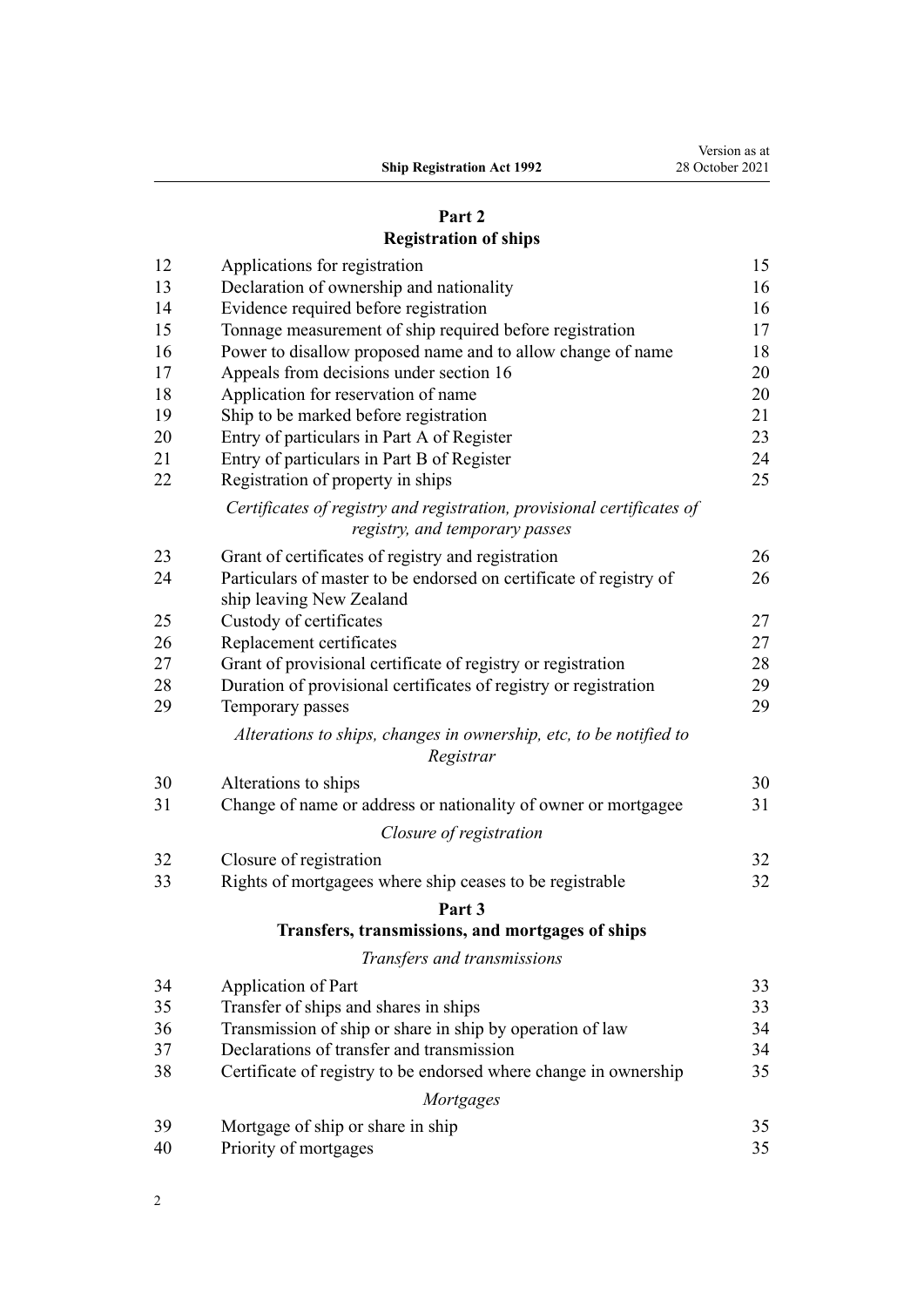## Part 2
## Registration of ships

| | | |
|---|---|---|
| 12 | Applications for registration | 15 |
| 13 | Declaration of ownership and nationality | 16 |
| 14 | Evidence required before registration | 16 |
| 15 | Tonnage measurement of ship required before registration | 17 |
| 16 | Power to disallow proposed name and to allow change of name | 18 |
| 17 | Appeals from decisions under section 16 | 20 |
| 18 | Application for reservation of name | 20 |
| 19 | Ship to be marked before registration | 21 |
| 20 | Entry of particulars in Part A of Register | 23 |
| 21 | Entry of particulars in Part B of Register | 24 |
| 22 | Registration of property in ships | 25 |

*Certificates of registry and registration, provisional certificates of registry, and temporary passes*

| | | |
|---|---|---|
| 23 | Grant of certificates of registry and registration | 26 |
| 24 | Particulars of master to be endorsed on certificate of registry of ship leaving New Zealand | 26 |
| 25 | Custody of certificates | 27 |
| 26 | Replacement certificates | 27 |
| 27 | Grant of provisional certificate of registry or registration | 28 |
| 28 | Duration of provisional certificates of registry or registration | 29 |
| 29 | Temporary passes | 29 |

*Alterations to ships, changes in ownership, etc, to be notified to Registrar*

| | | |
|---|---|---|
| 30 | Alterations to ships | 30 |
| 31 | Change of name or address or nationality of owner or mortgagee | 31 |

*Closure of registration*

| | | |
|---|---|---|
| 32 | Closure of registration | 32 |
| 33 | Rights of mortgagees where ship ceases to be registrable | 32 |

## Part 3
## Transfers, transmissions, and mortgages of ships

*Transfers and transmissions*

| | | |
|---|---|---|
| 34 | Application of Part | 33 |
| 35 | Transfer of ships and shares in ships | 33 |
| 36 | Transmission of ship or share in ship by operation of law | 34 |
| 37 | Declarations of transfer and transmission | 34 |
| 38 | Certificate of registry to be endorsed where change in ownership | 35 |

*Mortgages*

| | | |
|---|---|---|
| 39 | Mortgage of ship or share in ship | 35 |
| 40 | Priority of mortgages | 35 |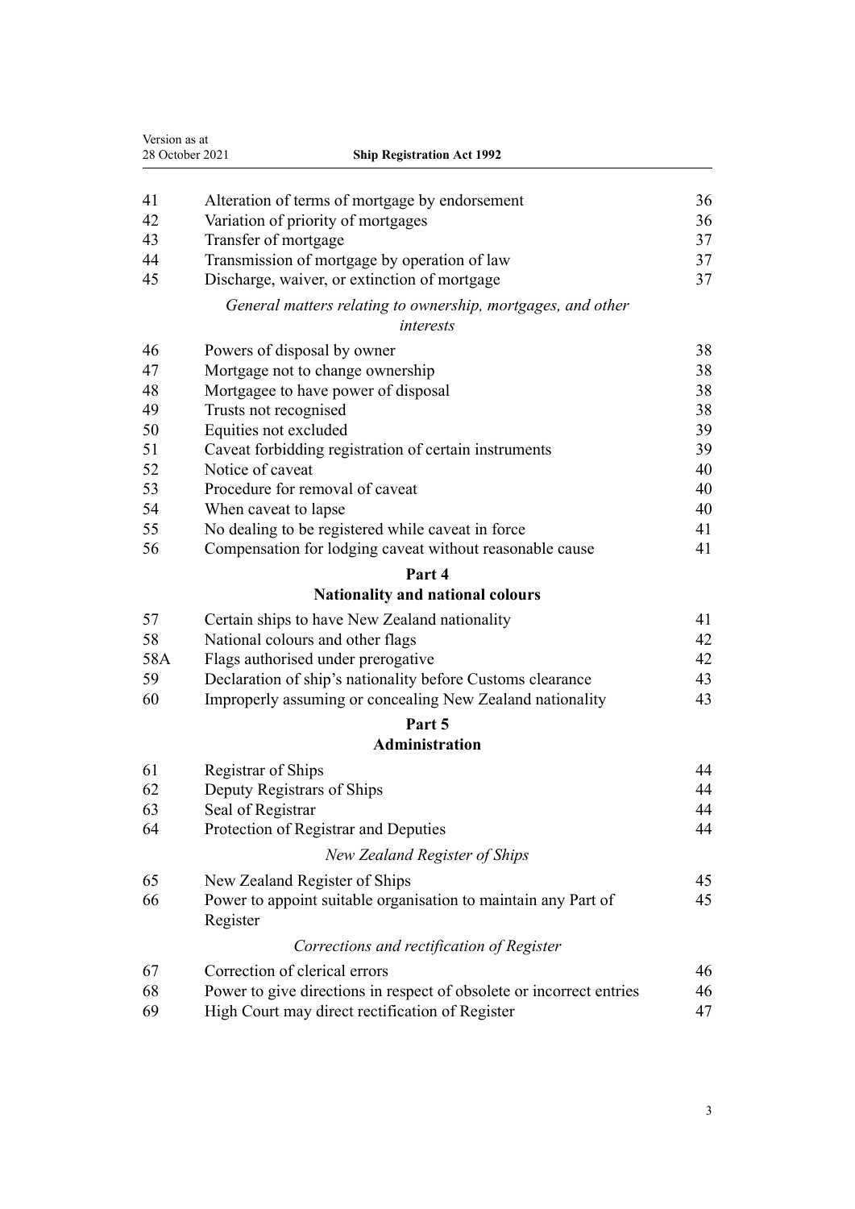| | | |
|---|---|---|
| 41 | Alteration of terms of mortgage by endorsement | 36 |
| 42 | Variation of priority of mortgages | 36 |
| 43 | Transfer of mortgage | 37 |
| 44 | Transmission of mortgage by operation of law | 37 |
| 45 | Discharge, waiver, or extinction of mortgage | 37 |
| | *General matters relating to ownership, mortgages, and other interests* | |
| 46 | Powers of disposal by owner | 38 |
| 47 | Mortgage not to change ownership | 38 |
| 48 | Mortgagee to have power of disposal | 38 |
| 49 | Trusts not recognised | 38 |
| 50 | Equities not excluded | 39 |
| 51 | Caveat forbidding registration of certain instruments | 39 |
| 52 | Notice of caveat | 40 |
| 53 | Procedure for removal of caveat | 40 |
| 54 | When caveat to lapse | 40 |
| 55 | No dealing to be registered while caveat in force | 41 |
| 56 | Compensation for lodging caveat without reasonable cause | 41 |

## Part 4
## Nationality and national colours

| | | |
|---|---|---|
| 57 | Certain ships to have New Zealand nationality | 41 |
| 58 | National colours and other flags | 42 |
| 58A | Flags authorised under prerogative | 42 |
| 59 | Declaration of ship's nationality before Customs clearance | 43 |
| 60 | Improperly assuming or concealing New Zealand nationality | 43 |

## Part 5
## Administration

| | | |
|---|---|---|
| 61 | Registrar of Ships | 44 |
| 62 | Deputy Registrars of Ships | 44 |
| 63 | Seal of Registrar | 44 |
| 64 | Protection of Registrar and Deputies | 44 |
| | *New Zealand Register of Ships* | |
| 65 | New Zealand Register of Ships | 45 |
| 66 | Power to appoint suitable organisation to maintain any Part of Register | 45 |
| | *Corrections and rectification of Register* | |
| 67 | Correction of clerical errors | 46 |
| 68 | Power to give directions in respect of obsolete or incorrect entries | 46 |
| 69 | High Court may direct rectification of Register | 47 |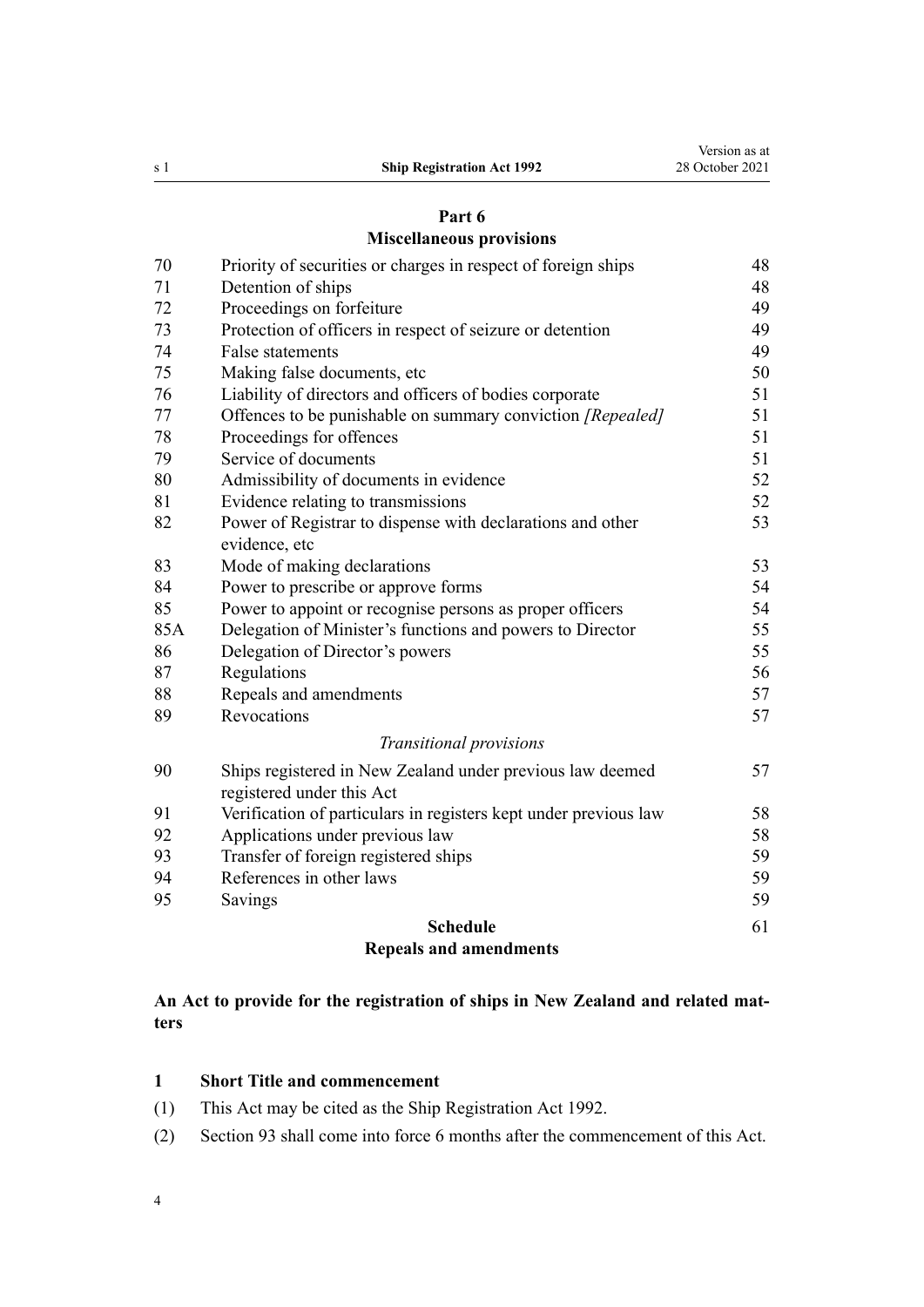## Part 6
## Miscellaneous provisions

| | | |
|---|---|---|
| 70 | Priority of securities or charges in respect of foreign ships | 48 |
| 71 | Detention of ships | 48 |
| 72 | Proceedings on forfeiture | 49 |
| 73 | Protection of officers in respect of seizure or detention | 49 |
| 74 | False statements | 49 |
| 75 | Making false documents, etc | 50 |
| 76 | Liability of directors and officers of bodies corporate | 51 |
| 77 | Offences to be punishable on summary conviction *[Repealed]* | 51 |
| 78 | Proceedings for offences | 51 |
| 79 | Service of documents | 51 |
| 80 | Admissibility of documents in evidence | 52 |
| 81 | Evidence relating to transmissions | 52 |
| 82 | Power of Registrar to dispense with declarations and other evidence, etc | 53 |
| 83 | Mode of making declarations | 53 |
| 84 | Power to prescribe or approve forms | 54 |
| 85 | Power to appoint or recognise persons as proper officers | 54 |
| 85A | Delegation of Minister's functions and powers to Director | 55 |
| 86 | Delegation of Director's powers | 55 |
| 87 | Regulations | 56 |
| 88 | Repeals and amendments | 57 |
| 89 | Revocations | 57 |
| | *Transitional provisions* | |
| 90 | Ships registered in New Zealand under previous law deemed registered under this Act | 57 |
| 91 | Verification of particulars in registers kept under previous law | 58 |
| 92 | Applications under previous law | 58 |
| 93 | Transfer of foreign registered ships | 59 |
| 94 | References in other laws | 59 |
| 95 | Savings | 59 |
| | **Schedule** **Repeals and amendments** | 61 |

**An Act to provide for the registration of ships in New Zealand and related matters**

### 1 Short Title and commencement

(1) This Act may be cited as the Ship Registration Act 1992.

(2) Section 93 shall come into force 6 months after the commencement of this Act.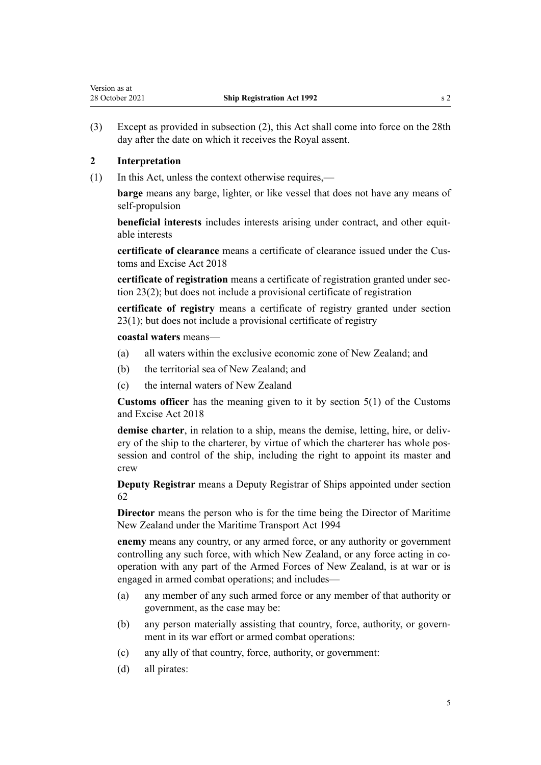(3) Except as provided in subsection (2), this Act shall come into force on the 28th day after the date on which it receives the Royal assent.

## 2 Interpretation

(1) In this Act, unless the context otherwise requires,—

**barge** means any barge, lighter, or like vessel that does not have any means of self-propulsion

**beneficial interests** includes interests arising under contract, and other equitable interests

**certificate of clearance** means a certificate of clearance issued under the Customs and Excise Act 2018

**certificate of registration** means a certificate of registration granted under section 23(2); but does not include a provisional certificate of registration

**certificate of registry** means a certificate of registry granted under section 23(1); but does not include a provisional certificate of registry

**coastal waters** means—

- (a) all waters within the exclusive economic zone of New Zealand; and
- (b) the territorial sea of New Zealand; and
- (c) the internal waters of New Zealand

**Customs officer** has the meaning given to it by section 5(1) of the Customs and Excise Act 2018

**demise charter**, in relation to a ship, means the demise, letting, hire, or delivery of the ship to the charterer, by virtue of which the charterer has whole possession and control of the ship, including the right to appoint its master and crew

**Deputy Registrar** means a Deputy Registrar of Ships appointed under section 62

**Director** means the person who is for the time being the Director of Maritime New Zealand under the Maritime Transport Act 1994

**enemy** means any country, or any armed force, or any authority or government controlling any such force, with which New Zealand, or any force acting in cooperation with any part of the Armed Forces of New Zealand, is at war or is engaged in armed combat operations; and includes—

- (a) any member of any such armed force or any member of that authority or government, as the case may be:
- (b) any person materially assisting that country, force, authority, or government in its war effort or armed combat operations:
- (c) any ally of that country, force, authority, or government:
- (d) all pirates: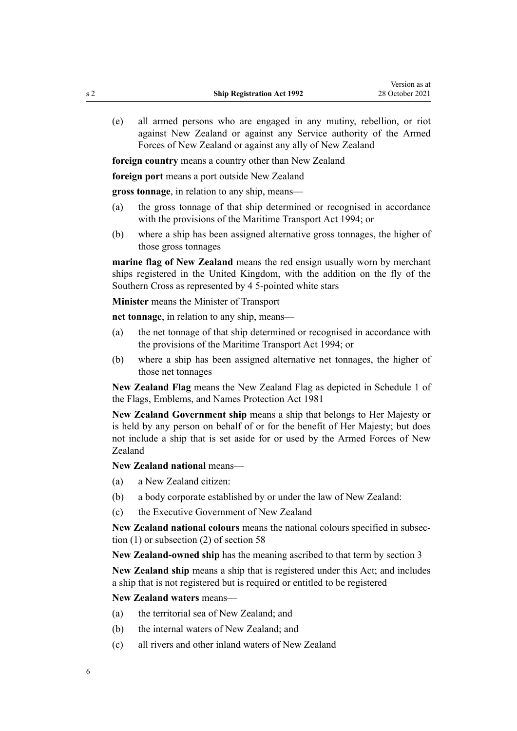(e) all armed persons who are engaged in any mutiny, rebellion, or riot against New Zealand or against any Service authority of the Armed Forces of New Zealand or against any ally of New Zealand

**foreign country** means a country other than New Zealand

**foreign port** means a port outside New Zealand

**gross tonnage**, in relation to any ship, means—

(a) the gross tonnage of that ship determined or recognised in accordance with the provisions of the Maritime Transport Act 1994; or

(b) where a ship has been assigned alternative gross tonnages, the higher of those gross tonnages

**marine flag of New Zealand** means the red ensign usually worn by merchant ships registered in the United Kingdom, with the addition on the fly of the Southern Cross as represented by 4 5-pointed white stars

**Minister** means the Minister of Transport

**net tonnage**, in relation to any ship, means—

(a) the net tonnage of that ship determined or recognised in accordance with the provisions of the Maritime Transport Act 1994; or

(b) where a ship has been assigned alternative net tonnages, the higher of those net tonnages

**New Zealand Flag** means the New Zealand Flag as depicted in Schedule 1 of the Flags, Emblems, and Names Protection Act 1981

**New Zealand Government ship** means a ship that belongs to Her Majesty or is held by any person on behalf of or for the benefit of Her Majesty; but does not include a ship that is set aside for or used by the Armed Forces of New Zealand

**New Zealand national** means—

(a) a New Zealand citizen:

(b) a body corporate established by or under the law of New Zealand:

(c) the Executive Government of New Zealand

**New Zealand national colours** means the national colours specified in subsection (1) or subsection (2) of section 58

**New Zealand-owned ship** has the meaning ascribed to that term by section 3

**New Zealand ship** means a ship that is registered under this Act; and includes a ship that is not registered but is required or entitled to be registered

**New Zealand waters** means—

(a) the territorial sea of New Zealand; and

(b) the internal waters of New Zealand; and

(c) all rivers and other inland waters of New Zealand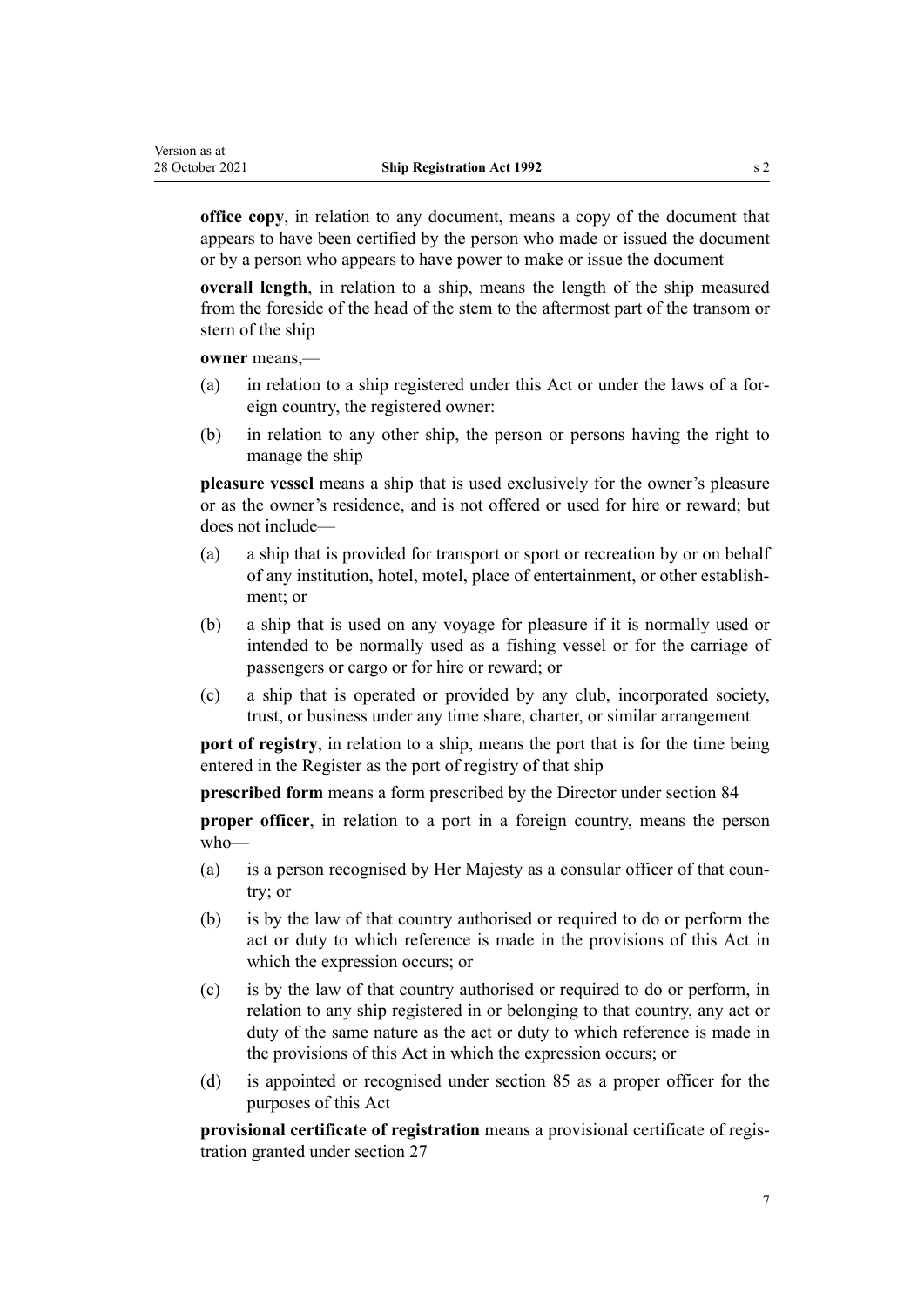**office copy**, in relation to any document, means a copy of the document that appears to have been certified by the person who made or issued the document or by a person who appears to have power to make or issue the document

**overall length**, in relation to a ship, means the length of the ship measured from the foreside of the head of the stem to the aftermost part of the transom or stern of the ship

**owner** means,—

(a) in relation to a ship registered under this Act or under the laws of a foreign country, the registered owner:

(b) in relation to any other ship, the person or persons having the right to manage the ship

**pleasure vessel** means a ship that is used exclusively for the owner's pleasure or as the owner's residence, and is not offered or used for hire or reward; but does not include—

(a) a ship that is provided for transport or sport or recreation by or on behalf of any institution, hotel, motel, place of entertainment, or other establishment; or

(b) a ship that is used on any voyage for pleasure if it is normally used or intended to be normally used as a fishing vessel or for the carriage of passengers or cargo or for hire or reward; or

(c) a ship that is operated or provided by any club, incorporated society, trust, or business under any time share, charter, or similar arrangement

**port of registry**, in relation to a ship, means the port that is for the time being entered in the Register as the port of registry of that ship

**prescribed form** means a form prescribed by the Director under section 84

**proper officer**, in relation to a port in a foreign country, means the person who—

(a) is a person recognised by Her Majesty as a consular officer of that country; or

(b) is by the law of that country authorised or required to do or perform the act or duty to which reference is made in the provisions of this Act in which the expression occurs; or

(c) is by the law of that country authorised or required to do or perform, in relation to any ship registered in or belonging to that country, any act or duty of the same nature as the act or duty to which reference is made in the provisions of this Act in which the expression occurs; or

(d) is appointed or recognised under section 85 as a proper officer for the purposes of this Act

**provisional certificate of registration** means a provisional certificate of registration granted under section 27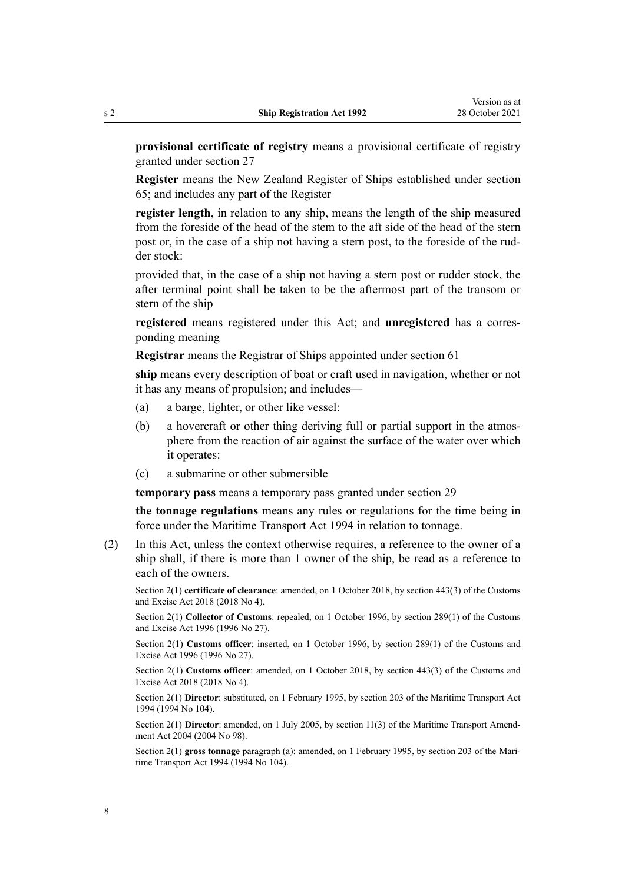**provisional certificate of registry** means a provisional certificate of registry granted under section 27

**Register** means the New Zealand Register of Ships established under section 65; and includes any part of the Register

**register length**, in relation to any ship, means the length of the ship measured from the foreside of the head of the stem to the aft side of the head of the stern post or, in the case of a ship not having a stern post, to the foreside of the rudder stock:

provided that, in the case of a ship not having a stern post or rudder stock, the after terminal point shall be taken to be the aftermost part of the transom or stern of the ship

**registered** means registered under this Act; and **unregistered** has a corresponding meaning

**Registrar** means the Registrar of Ships appointed under section 61

**ship** means every description of boat or craft used in navigation, whether or not it has any means of propulsion; and includes—

- (a) a barge, lighter, or other like vessel:
- (b) a hovercraft or other thing deriving full or partial support in the atmosphere from the reaction of air against the surface of the water over which it operates:
- (c) a submarine or other submersible

**temporary pass** means a temporary pass granted under section 29

**the tonnage regulations** means any rules or regulations for the time being in force under the Maritime Transport Act 1994 in relation to tonnage.

(2) In this Act, unless the context otherwise requires, a reference to the owner of a ship shall, if there is more than 1 owner of the ship, be read as a reference to each of the owners.

Section 2(1) **certificate of clearance**: amended, on 1 October 2018, by section 443(3) of the Customs and Excise Act 2018 (2018 No 4).

Section 2(1) **Collector of Customs**: repealed, on 1 October 1996, by section 289(1) of the Customs and Excise Act 1996 (1996 No 27).

Section 2(1) **Customs officer**: inserted, on 1 October 1996, by section 289(1) of the Customs and Excise Act 1996 (1996 No 27).

Section 2(1) **Customs officer**: amended, on 1 October 2018, by section 443(3) of the Customs and Excise Act 2018 (2018 No 4).

Section 2(1) **Director**: substituted, on 1 February 1995, by section 203 of the Maritime Transport Act 1994 (1994 No 104).

Section 2(1) **Director**: amended, on 1 July 2005, by section 11(3) of the Maritime Transport Amendment Act 2004 (2004 No 98).

Section 2(1) **gross tonnage** paragraph (a): amended, on 1 February 1995, by section 203 of the Maritime Transport Act 1994 (1994 No 104).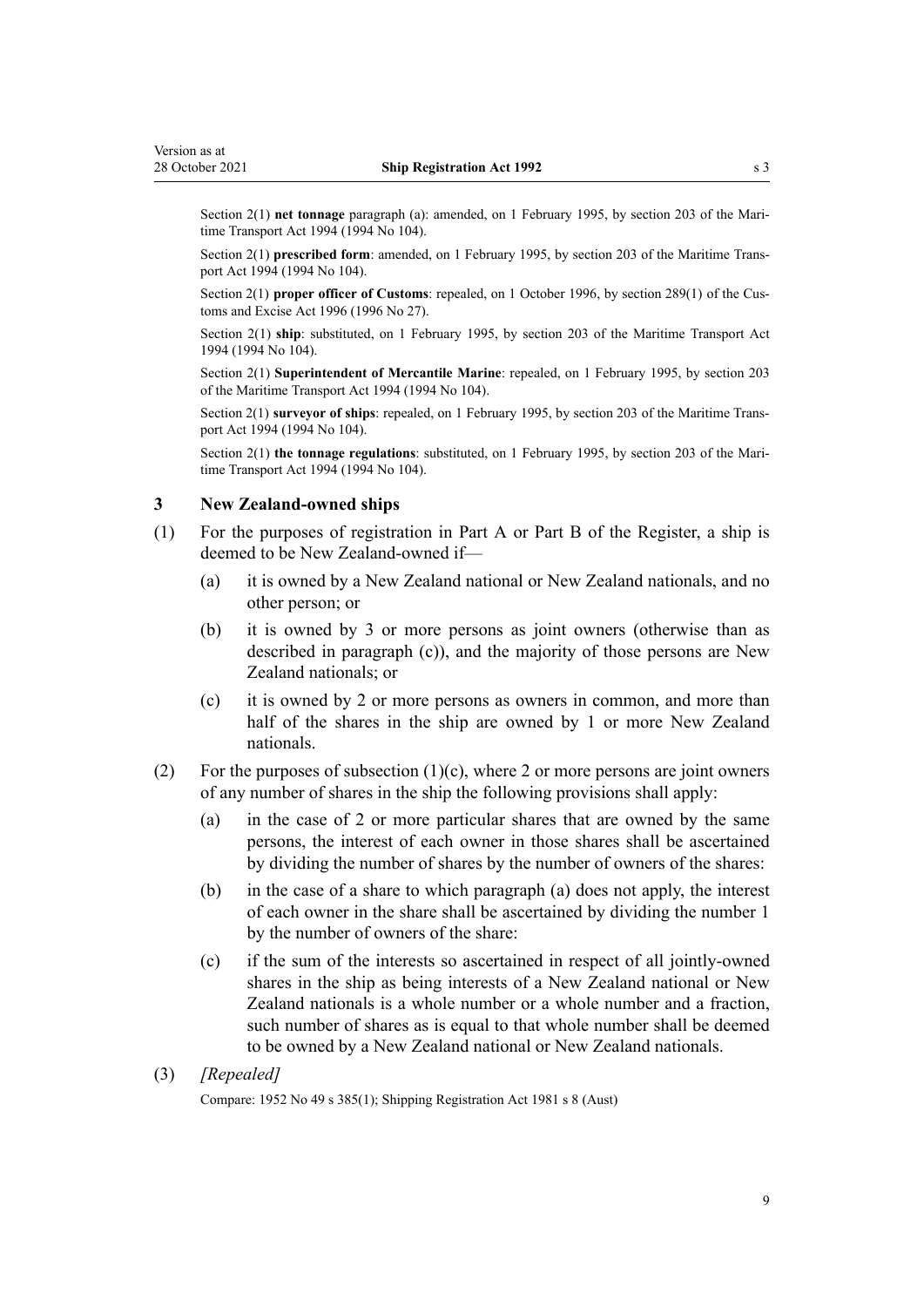Section 2(1) **net tonnage** paragraph (a): amended, on 1 February 1995, by section 203 of the Maritime Transport Act 1994 (1994 No 104).

Section 2(1) **prescribed form**: amended, on 1 February 1995, by section 203 of the Maritime Transport Act 1994 (1994 No 104).

Section 2(1) **proper officer of Customs**: repealed, on 1 October 1996, by section 289(1) of the Customs and Excise Act 1996 (1996 No 27).

Section 2(1) **ship**: substituted, on 1 February 1995, by section 203 of the Maritime Transport Act 1994 (1994 No 104).

Section 2(1) **Superintendent of Mercantile Marine**: repealed, on 1 February 1995, by section 203 of the Maritime Transport Act 1994 (1994 No 104).

Section 2(1) **surveyor of ships**: repealed, on 1 February 1995, by section 203 of the Maritime Transport Act 1994 (1994 No 104).

Section 2(1) **the tonnage regulations**: substituted, on 1 February 1995, by section 203 of the Maritime Transport Act 1994 (1994 No 104).

### 3 New Zealand-owned ships

(1) For the purposes of registration in Part A or Part B of the Register, a ship is deemed to be New Zealand-owned if—

- (a) it is owned by a New Zealand national or New Zealand nationals, and no other person; or
- (b) it is owned by 3 or more persons as joint owners (otherwise than as described in paragraph (c)), and the majority of those persons are New Zealand nationals; or
- (c) it is owned by 2 or more persons as owners in common, and more than half of the shares in the ship are owned by 1 or more New Zealand nationals.

(2) For the purposes of subsection (1)(c), where 2 or more persons are joint owners of any number of shares in the ship the following provisions shall apply:

- (a) in the case of 2 or more particular shares that are owned by the same persons, the interest of each owner in those shares shall be ascertained by dividing the number of shares by the number of owners of the shares:
- (b) in the case of a share to which paragraph (a) does not apply, the interest of each owner in the share shall be ascertained by dividing the number 1 by the number of owners of the share:
- (c) if the sum of the interests so ascertained in respect of all jointly-owned shares in the ship as being interests of a New Zealand national or New Zealand nationals is a whole number or a whole number and a fraction, such number of shares as is equal to that whole number shall be deemed to be owned by a New Zealand national or New Zealand nationals.

(3) *[Repealed]*

Compare: 1952 No 49 s 385(1); Shipping Registration Act 1981 s 8 (Aust)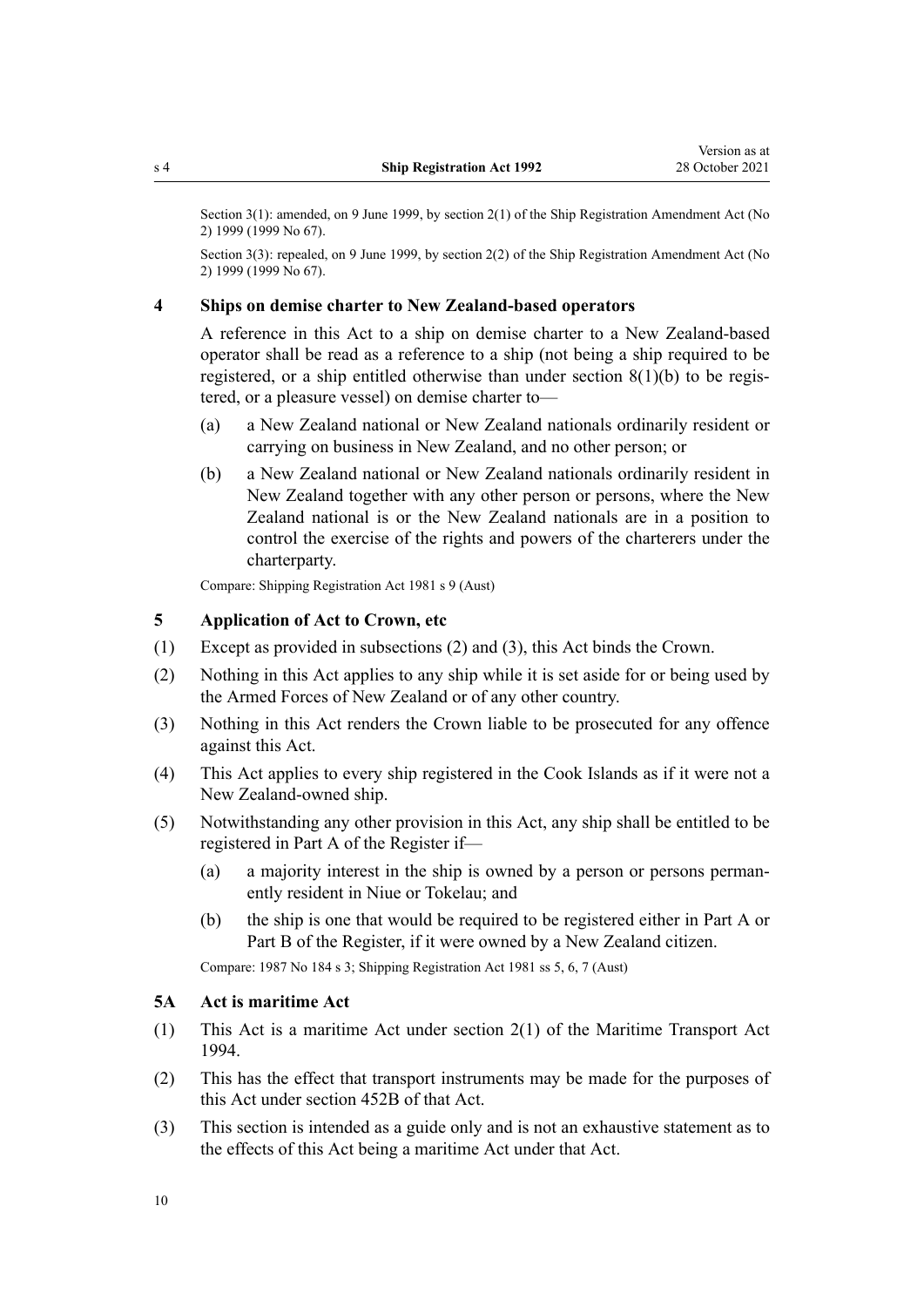Section 3(1): amended, on 9 June 1999, by section 2(1) of the Ship Registration Amendment Act (No 2) 1999 (1999 No 67).

Section 3(3): repealed, on 9 June 1999, by section 2(2) of the Ship Registration Amendment Act (No 2) 1999 (1999 No 67).

### 4 Ships on demise charter to New Zealand-based operators

A reference in this Act to a ship on demise charter to a New Zealand-based operator shall be read as a reference to a ship (not being a ship required to be registered, or a ship entitled otherwise than under section 8(1)(b) to be registered, or a pleasure vessel) on demise charter to—

(a) a New Zealand national or New Zealand nationals ordinarily resident or carrying on business in New Zealand, and no other person; or

(b) a New Zealand national or New Zealand nationals ordinarily resident in New Zealand together with any other person or persons, where the New Zealand national is or the New Zealand nationals are in a position to control the exercise of the rights and powers of the charterers under the charterparty.

Compare: Shipping Registration Act 1981 s 9 (Aust)

### 5 Application of Act to Crown, etc

(1) Except as provided in subsections (2) and (3), this Act binds the Crown.

(2) Nothing in this Act applies to any ship while it is set aside for or being used by the Armed Forces of New Zealand or of any other country.

(3) Nothing in this Act renders the Crown liable to be prosecuted for any offence against this Act.

(4) This Act applies to every ship registered in the Cook Islands as if it were not a New Zealand-owned ship.

(5) Notwithstanding any other provision in this Act, any ship shall be entitled to be registered in Part A of the Register if—

(a) a majority interest in the ship is owned by a person or persons permanently resident in Niue or Tokelau; and

(b) the ship is one that would be required to be registered either in Part A or Part B of the Register, if it were owned by a New Zealand citizen.

Compare: 1987 No 184 s 3; Shipping Registration Act 1981 ss 5, 6, 7 (Aust)

### 5A Act is maritime Act

(1) This Act is a maritime Act under section 2(1) of the Maritime Transport Act 1994.

(2) This has the effect that transport instruments may be made for the purposes of this Act under section 452B of that Act.

(3) This section is intended as a guide only and is not an exhaustive statement as to the effects of this Act being a maritime Act under that Act.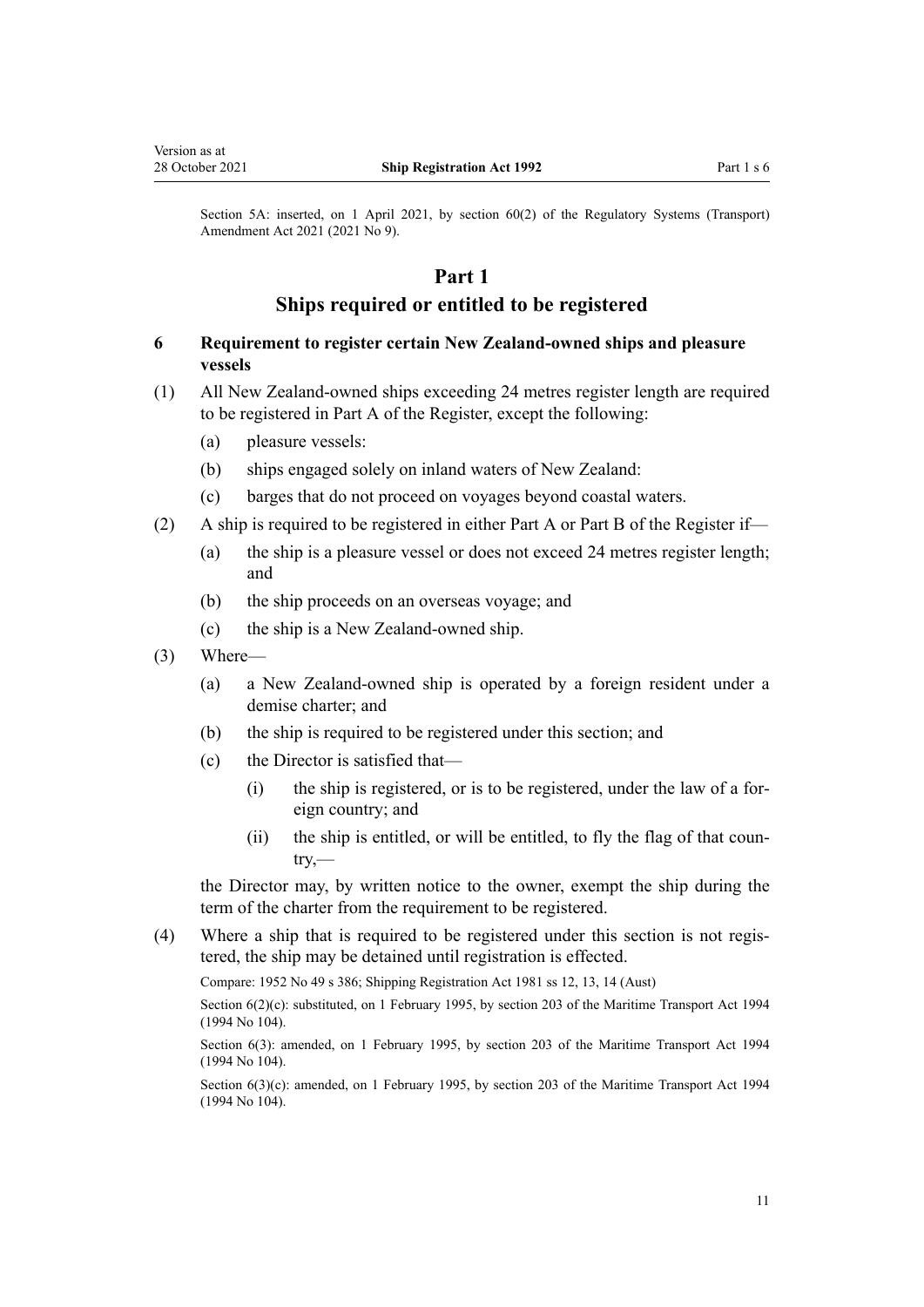Section 5A: inserted, on 1 April 2021, by section 60(2) of the Regulatory Systems (Transport) Amendment Act 2021 (2021 No 9).

# Part 1
# Ships required or entitled to be registered

### 6 Requirement to register certain New Zealand-owned ships and pleasure vessels

(1) All New Zealand-owned ships exceeding 24 metres register length are required to be registered in Part A of the Register, except the following:

- (a) pleasure vessels:
- (b) ships engaged solely on inland waters of New Zealand:
- (c) barges that do not proceed on voyages beyond coastal waters.

(2) A ship is required to be registered in either Part A or Part B of the Register if—

- (a) the ship is a pleasure vessel or does not exceed 24 metres register length; and
- (b) the ship proceeds on an overseas voyage; and
- (c) the ship is a New Zealand-owned ship.

(3) Where—

- (a) a New Zealand-owned ship is operated by a foreign resident under a demise charter; and
- (b) the ship is required to be registered under this section; and
- (c) the Director is satisfied that—
  - (i) the ship is registered, or is to be registered, under the law of a foreign country; and
  - (ii) the ship is entitled, or will be entitled, to fly the flag of that country,—

the Director may, by written notice to the owner, exempt the ship during the term of the charter from the requirement to be registered.

(4) Where a ship that is required to be registered under this section is not registered, the ship may be detained until registration is effected.

Compare: 1952 No 49 s 386; Shipping Registration Act 1981 ss 12, 13, 14 (Aust)

Section 6(2)(c): substituted, on 1 February 1995, by section 203 of the Maritime Transport Act 1994 (1994 No 104).

Section 6(3): amended, on 1 February 1995, by section 203 of the Maritime Transport Act 1994 (1994 No 104).

Section 6(3)(c): amended, on 1 February 1995, by section 203 of the Maritime Transport Act 1994 (1994 No 104).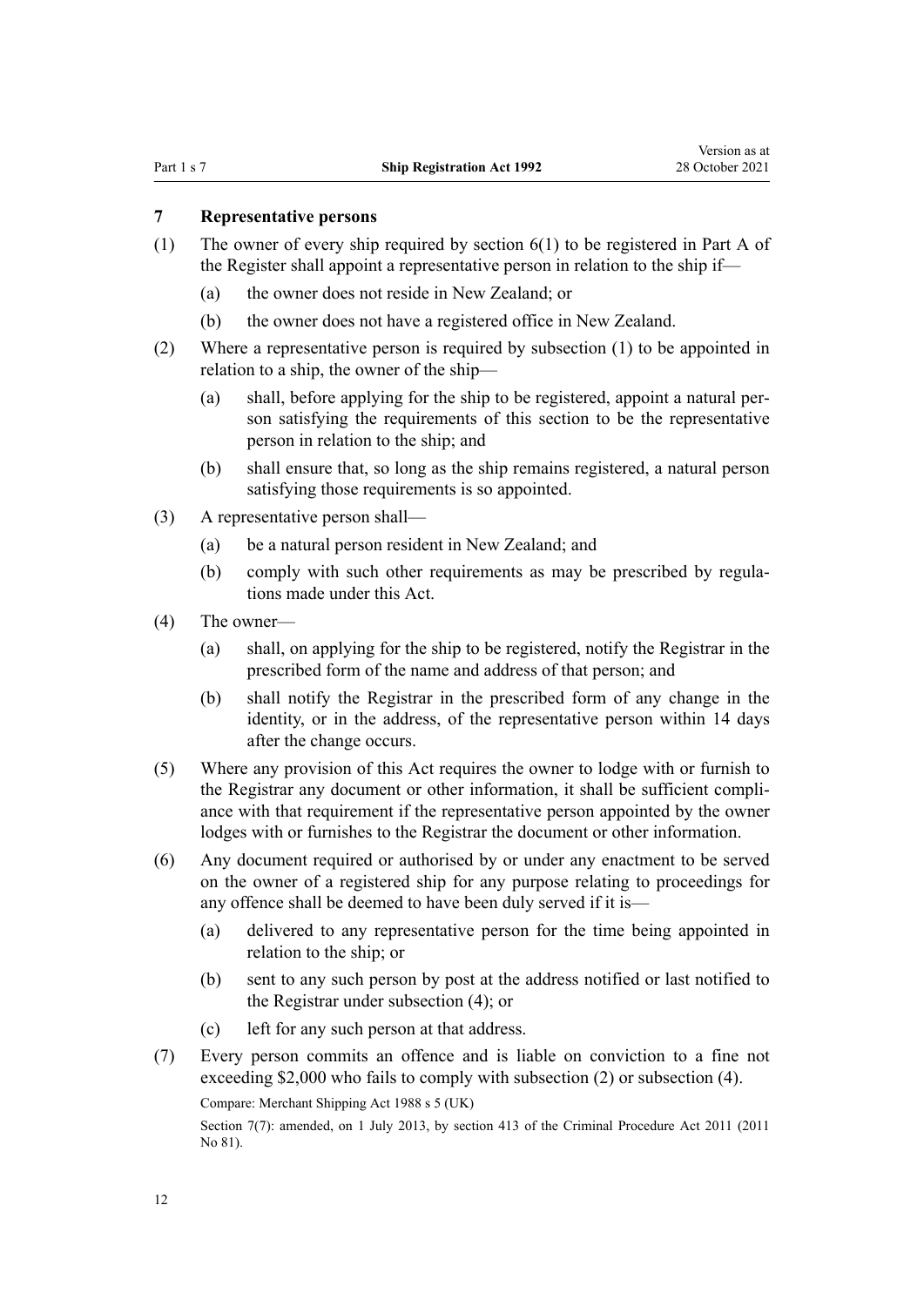### 7 Representative persons

(1) The owner of every ship required by section 6(1) to be registered in Part A of the Register shall appoint a representative person in relation to the ship if—

(a) the owner does not reside in New Zealand; or

(b) the owner does not have a registered office in New Zealand.

(2) Where a representative person is required by subsection (1) to be appointed in relation to a ship, the owner of the ship—

(a) shall, before applying for the ship to be registered, appoint a natural person satisfying the requirements of this section to be the representative person in relation to the ship; and

(b) shall ensure that, so long as the ship remains registered, a natural person satisfying those requirements is so appointed.

(3) A representative person shall—

(a) be a natural person resident in New Zealand; and

(b) comply with such other requirements as may be prescribed by regulations made under this Act.

(4) The owner—

(a) shall, on applying for the ship to be registered, notify the Registrar in the prescribed form of the name and address of that person; and

(b) shall notify the Registrar in the prescribed form of any change in the identity, or in the address, of the representative person within 14 days after the change occurs.

(5) Where any provision of this Act requires the owner to lodge with or furnish to the Registrar any document or other information, it shall be sufficient compliance with that requirement if the representative person appointed by the owner lodges with or furnishes to the Registrar the document or other information.

(6) Any document required or authorised by or under any enactment to be served on the owner of a registered ship for any purpose relating to proceedings for any offence shall be deemed to have been duly served if it is—

(a) delivered to any representative person for the time being appointed in relation to the ship; or

(b) sent to any such person by post at the address notified or last notified to the Registrar under subsection (4); or

(c) left for any such person at that address.

(7) Every person commits an offence and is liable on conviction to a fine not exceeding $2,000 who fails to comply with subsection (2) or subsection (4).

Compare: Merchant Shipping Act 1988 s 5 (UK)

Section 7(7): amended, on 1 July 2013, by section 413 of the Criminal Procedure Act 2011 (2011 No 81).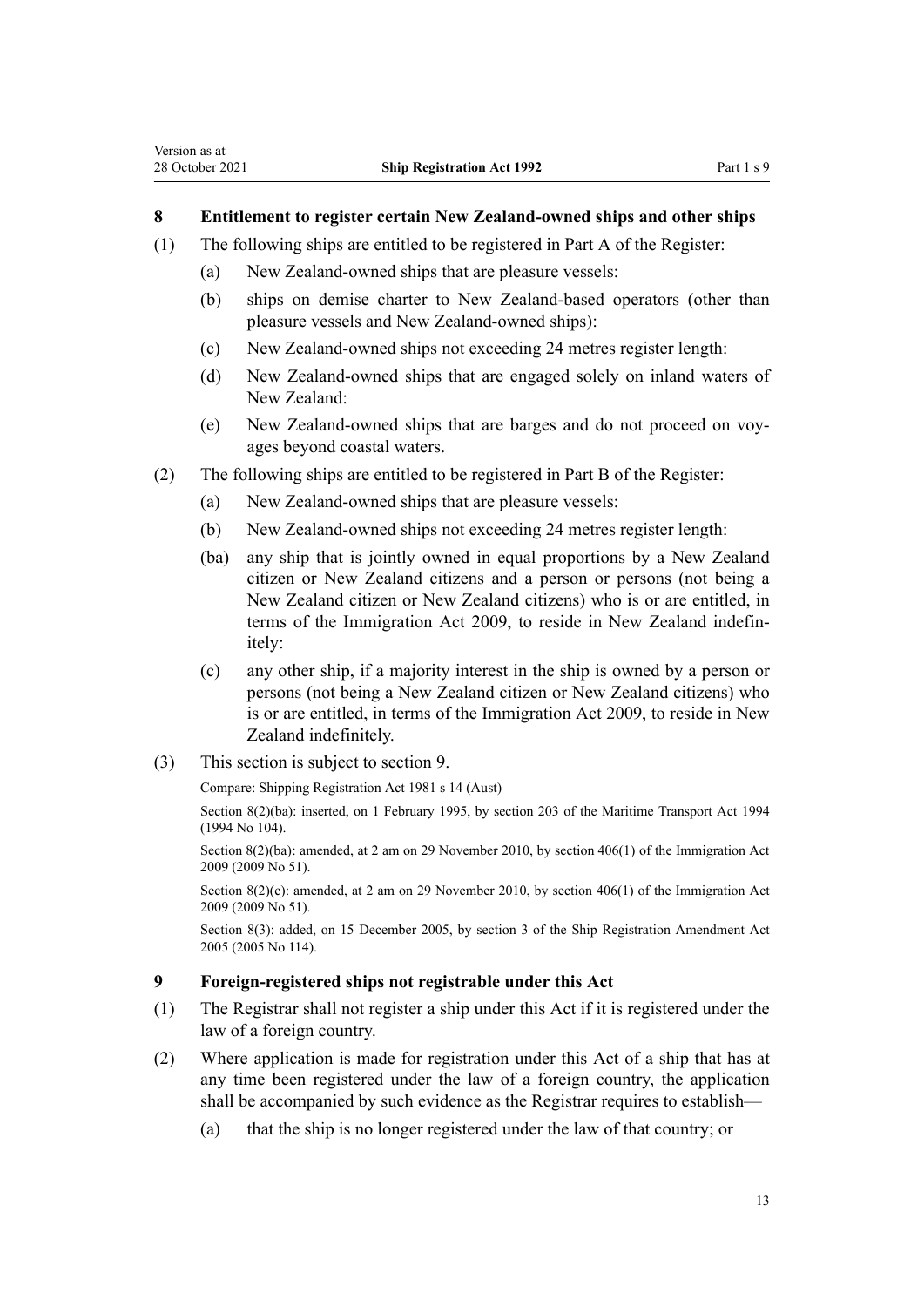### 8 Entitlement to register certain New Zealand-owned ships and other ships

(1) The following ships are entitled to be registered in Part A of the Register:

(a) New Zealand-owned ships that are pleasure vessels:

(b) ships on demise charter to New Zealand-based operators (other than pleasure vessels and New Zealand-owned ships):

(c) New Zealand-owned ships not exceeding 24 metres register length:

(d) New Zealand-owned ships that are engaged solely on inland waters of New Zealand:

(e) New Zealand-owned ships that are barges and do not proceed on voyages beyond coastal waters.

(2) The following ships are entitled to be registered in Part B of the Register:

(a) New Zealand-owned ships that are pleasure vessels:

(b) New Zealand-owned ships not exceeding 24 metres register length:

(ba) any ship that is jointly owned in equal proportions by a New Zealand citizen or New Zealand citizens and a person or persons (not being a New Zealand citizen or New Zealand citizens) who is or are entitled, in terms of the Immigration Act 2009, to reside in New Zealand indefinitely:

(c) any other ship, if a majority interest in the ship is owned by a person or persons (not being a New Zealand citizen or New Zealand citizens) who is or are entitled, in terms of the Immigration Act 2009, to reside in New Zealand indefinitely.

(3) This section is subject to section 9.

Compare: Shipping Registration Act 1981 s 14 (Aust)

Section 8(2)(ba): inserted, on 1 February 1995, by section 203 of the Maritime Transport Act 1994 (1994 No 104).

Section 8(2)(ba): amended, at 2 am on 29 November 2010, by section 406(1) of the Immigration Act 2009 (2009 No 51).

Section 8(2)(c): amended, at 2 am on 29 November 2010, by section 406(1) of the Immigration Act 2009 (2009 No 51).

Section 8(3): added, on 15 December 2005, by section 3 of the Ship Registration Amendment Act 2005 (2005 No 114).

### 9 Foreign-registered ships not registrable under this Act

(1) The Registrar shall not register a ship under this Act if it is registered under the law of a foreign country.

(2) Where application is made for registration under this Act of a ship that has at any time been registered under the law of a foreign country, the application shall be accompanied by such evidence as the Registrar requires to establish—

(a) that the ship is no longer registered under the law of that country; or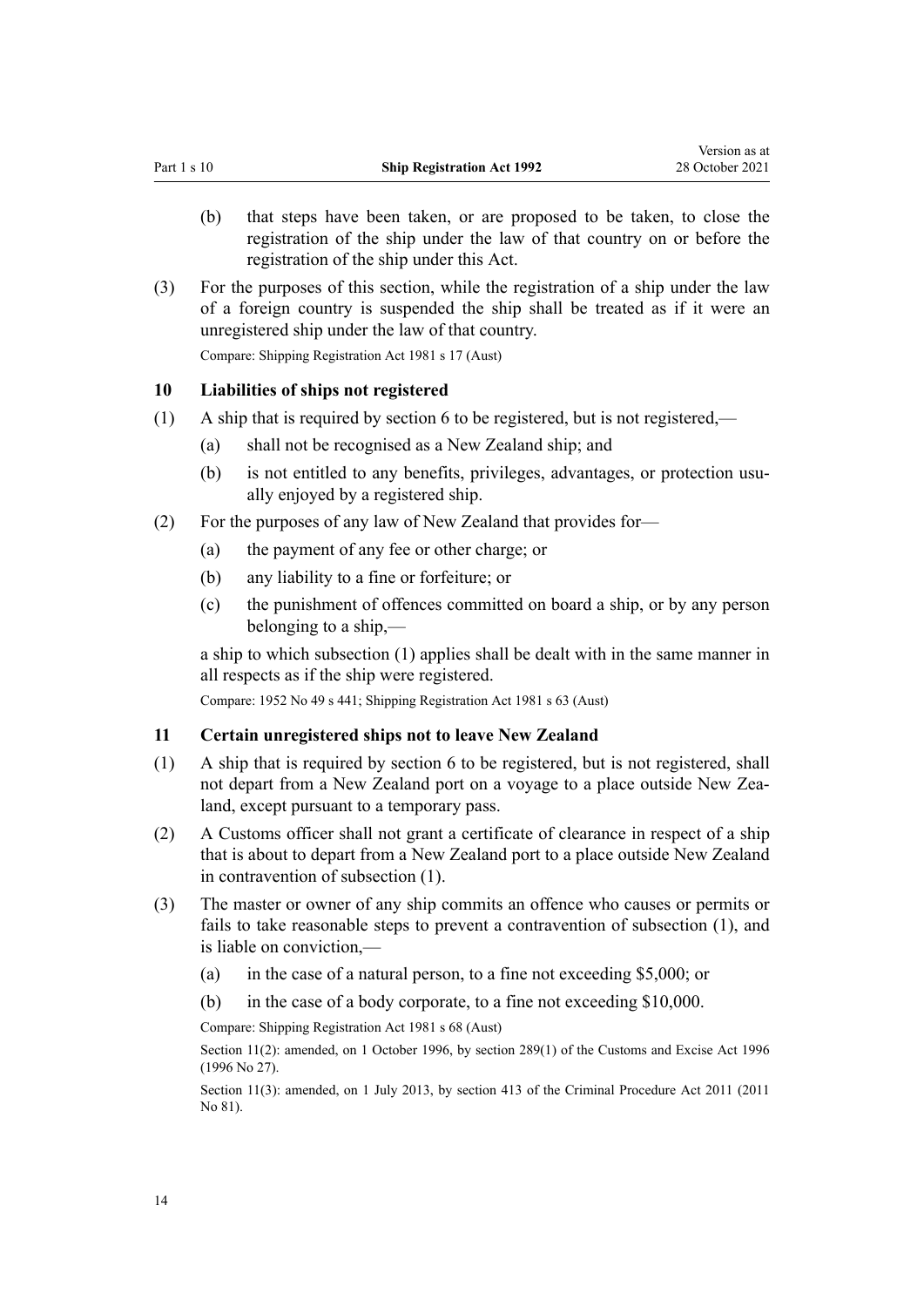(b) that steps have been taken, or are proposed to be taken, to close the registration of the ship under the law of that country on or before the registration of the ship under this Act.

(3) For the purposes of this section, while the registration of a ship under the law of a foreign country is suspended the ship shall be treated as if it were an unregistered ship under the law of that country.

Compare: Shipping Registration Act 1981 s 17 (Aust)

### 10 Liabilities of ships not registered

(1) A ship that is required by section 6 to be registered, but is not registered,—

(a) shall not be recognised as a New Zealand ship; and

(b) is not entitled to any benefits, privileges, advantages, or protection usually enjoyed by a registered ship.

(2) For the purposes of any law of New Zealand that provides for—

(a) the payment of any fee or other charge; or

(b) any liability to a fine or forfeiture; or

(c) the punishment of offences committed on board a ship, or by any person belonging to a ship,—

a ship to which subsection (1) applies shall be dealt with in the same manner in all respects as if the ship were registered.

Compare: 1952 No 49 s 441; Shipping Registration Act 1981 s 63 (Aust)

### 11 Certain unregistered ships not to leave New Zealand

(1) A ship that is required by section 6 to be registered, but is not registered, shall not depart from a New Zealand port on a voyage to a place outside New Zealand, except pursuant to a temporary pass.

(2) A Customs officer shall not grant a certificate of clearance in respect of a ship that is about to depart from a New Zealand port to a place outside New Zealand in contravention of subsection (1).

(3) The master or owner of any ship commits an offence who causes or permits or fails to take reasonable steps to prevent a contravention of subsection (1), and is liable on conviction,—

(a) in the case of a natural person, to a fine not exceeding $5,000; or

(b) in the case of a body corporate, to a fine not exceeding $10,000.

Compare: Shipping Registration Act 1981 s 68 (Aust)

Section 11(2): amended, on 1 October 1996, by section 289(1) of the Customs and Excise Act 1996 (1996 No 27).

Section 11(3): amended, on 1 July 2013, by section 413 of the Criminal Procedure Act 2011 (2011 No 81).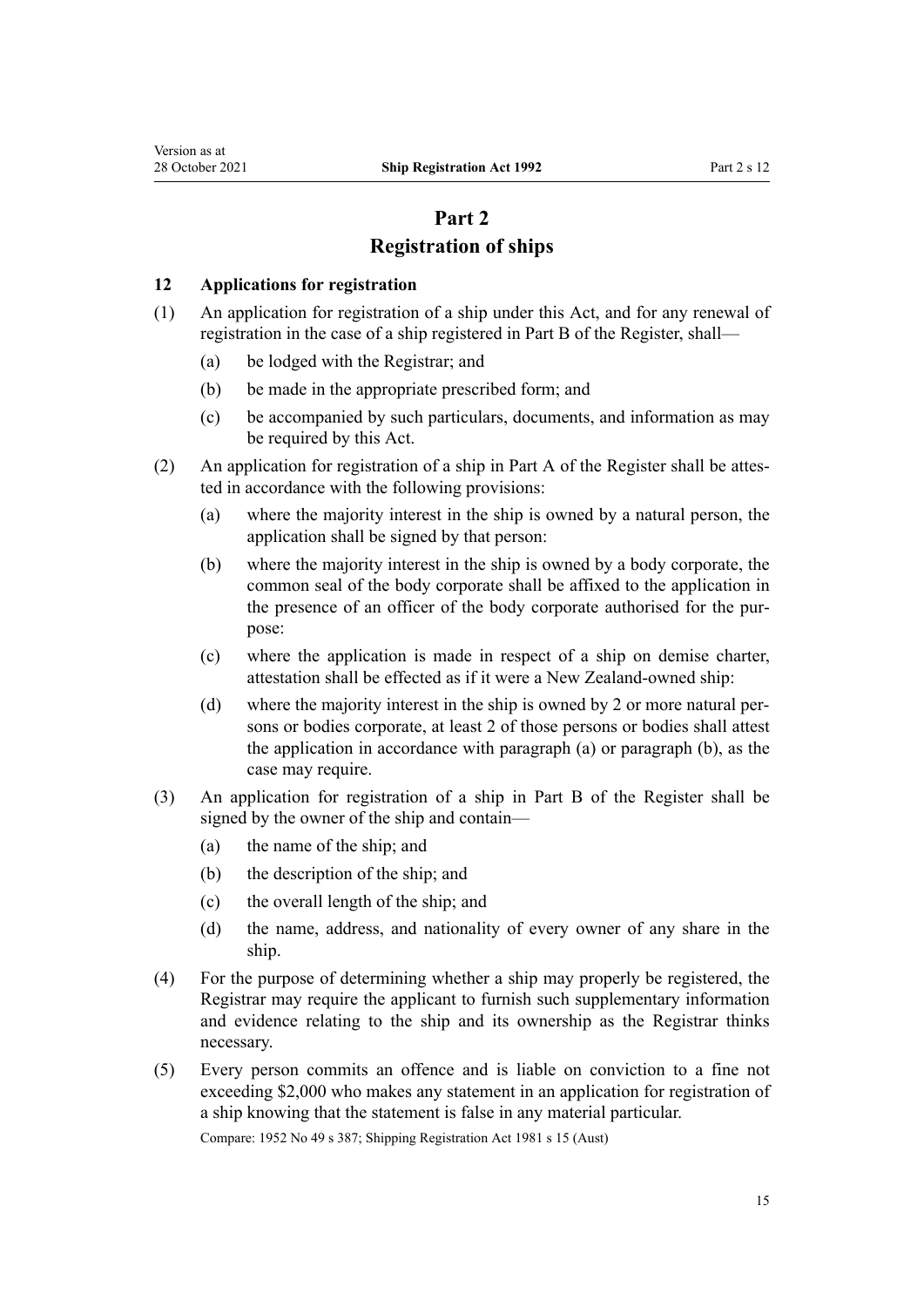# Part 2
# Registration of ships

### 12 Applications for registration

(1) An application for registration of a ship under this Act, and for any renewal of registration in the case of a ship registered in Part B of the Register, shall—

  (a) be lodged with the Registrar; and

  (b) be made in the appropriate prescribed form; and

  (c) be accompanied by such particulars, documents, and information as may be required by this Act.

(2) An application for registration of a ship in Part A of the Register shall be attested in accordance with the following provisions:

  (a) where the majority interest in the ship is owned by a natural person, the application shall be signed by that person:

  (b) where the majority interest in the ship is owned by a body corporate, the common seal of the body corporate shall be affixed to the application in the presence of an officer of the body corporate authorised for the purpose:

  (c) where the application is made in respect of a ship on demise charter, attestation shall be effected as if it were a New Zealand-owned ship:

  (d) where the majority interest in the ship is owned by 2 or more natural persons or bodies corporate, at least 2 of those persons or bodies shall attest the application in accordance with paragraph (a) or paragraph (b), as the case may require.

(3) An application for registration of a ship in Part B of the Register shall be signed by the owner of the ship and contain—

  (a) the name of the ship; and

  (b) the description of the ship; and

  (c) the overall length of the ship; and

  (d) the name, address, and nationality of every owner of any share in the ship.

(4) For the purpose of determining whether a ship may properly be registered, the Registrar may require the applicant to furnish such supplementary information and evidence relating to the ship and its ownership as the Registrar thinks necessary.

(5) Every person commits an offence and is liable on conviction to a fine not exceeding $2,000 who makes any statement in an application for registration of a ship knowing that the statement is false in any material particular.

Compare: 1952 No 49 s 387; Shipping Registration Act 1981 s 15 (Aust)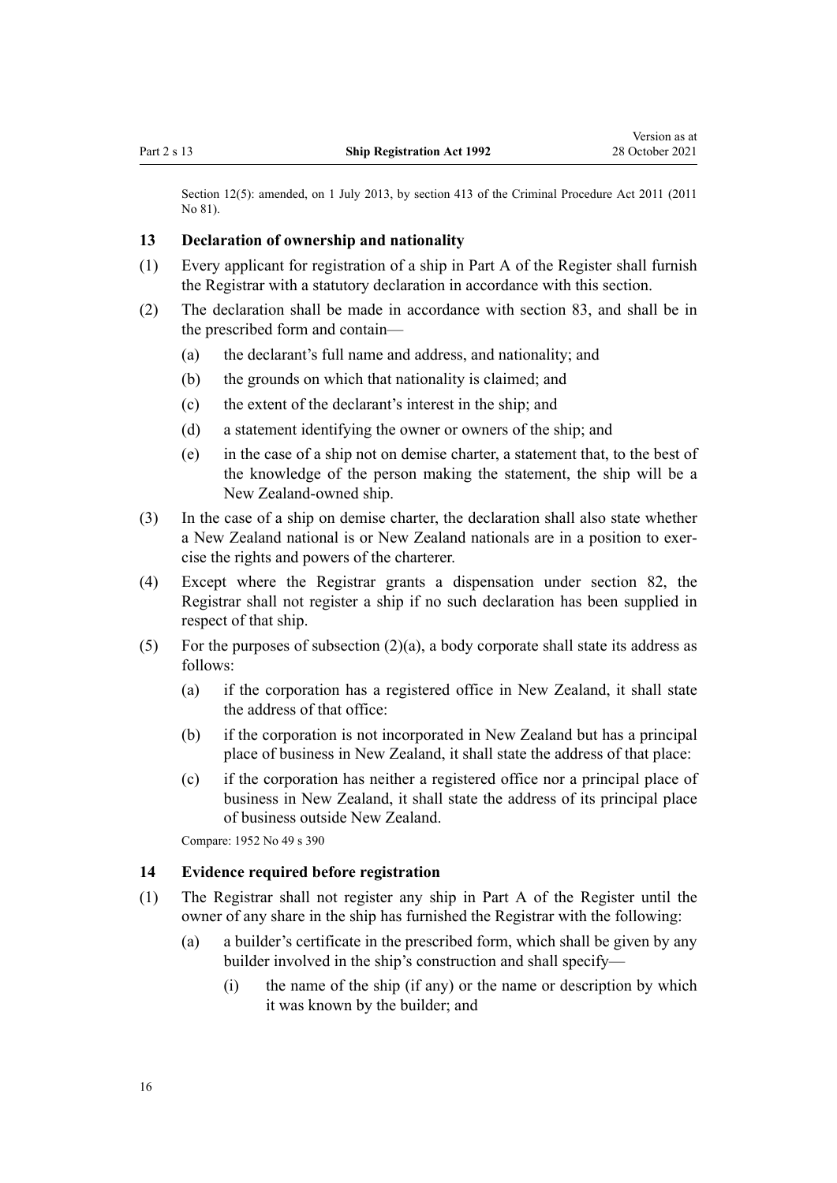Section 12(5): amended, on 1 July 2013, by section 413 of the Criminal Procedure Act 2011 (2011 No 81).

## 13 Declaration of ownership and nationality

(1) Every applicant for registration of a ship in Part A of the Register shall furnish the Registrar with a statutory declaration in accordance with this section.

(2) The declaration shall be made in accordance with section 83, and shall be in the prescribed form and contain—

- (a) the declarant's full name and address, and nationality; and
- (b) the grounds on which that nationality is claimed; and
- (c) the extent of the declarant's interest in the ship; and
- (d) a statement identifying the owner or owners of the ship; and
- (e) in the case of a ship not on demise charter, a statement that, to the best of the knowledge of the person making the statement, the ship will be a New Zealand-owned ship.

(3) In the case of a ship on demise charter, the declaration shall also state whether a New Zealand national is or New Zealand nationals are in a position to exercise the rights and powers of the charterer.

(4) Except where the Registrar grants a dispensation under section 82, the Registrar shall not register a ship if no such declaration has been supplied in respect of that ship.

(5) For the purposes of subsection (2)(a), a body corporate shall state its address as follows:

- (a) if the corporation has a registered office in New Zealand, it shall state the address of that office:
- (b) if the corporation is not incorporated in New Zealand but has a principal place of business in New Zealand, it shall state the address of that place:
- (c) if the corporation has neither a registered office nor a principal place of business in New Zealand, it shall state the address of its principal place of business outside New Zealand.

Compare: 1952 No 49 s 390

## 14 Evidence required before registration

(1) The Registrar shall not register any ship in Part A of the Register until the owner of any share in the ship has furnished the Registrar with the following:

- (a) a builder's certificate in the prescribed form, which shall be given by any builder involved in the ship's construction and shall specify—
  - (i) the name of the ship (if any) or the name or description by which it was known by the builder; and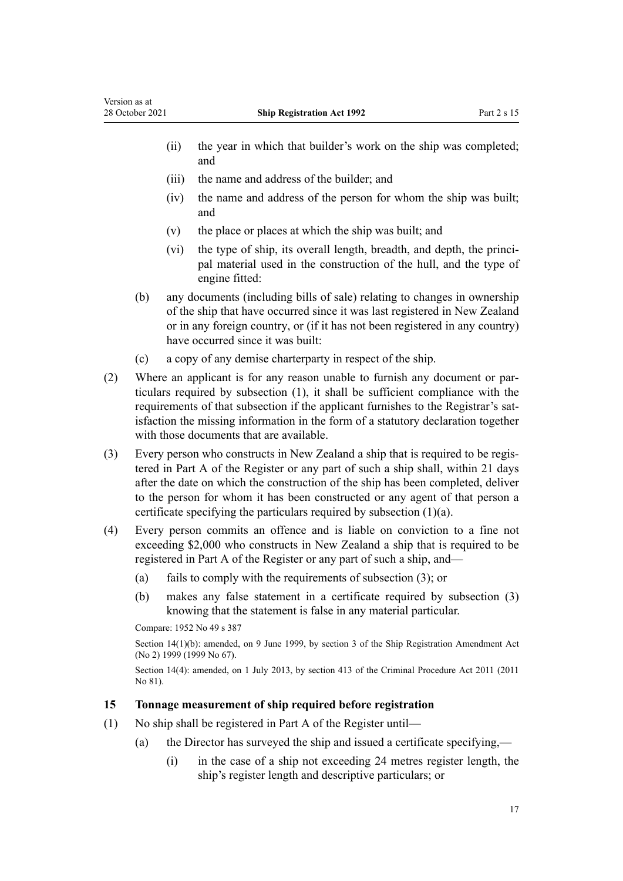(ii) the year in which that builder's work on the ship was completed; and

(iii) the name and address of the builder; and

(iv) the name and address of the person for whom the ship was built; and

(v) the place or places at which the ship was built; and

(vi) the type of ship, its overall length, breadth, and depth, the principal material used in the construction of the hull, and the type of engine fitted:

(b) any documents (including bills of sale) relating to changes in ownership of the ship that have occurred since it was last registered in New Zealand or in any foreign country, or (if it has not been registered in any country) have occurred since it was built:

(c) a copy of any demise charterparty in respect of the ship.

(2) Where an applicant is for any reason unable to furnish any document or particulars required by subsection (1), it shall be sufficient compliance with the requirements of that subsection if the applicant furnishes to the Registrar's satisfaction the missing information in the form of a statutory declaration together with those documents that are available.

(3) Every person who constructs in New Zealand a ship that is required to be registered in Part A of the Register or any part of such a ship shall, within 21 days after the date on which the construction of the ship has been completed, deliver to the person for whom it has been constructed or any agent of that person a certificate specifying the particulars required by subsection (1)(a).

(4) Every person commits an offence and is liable on conviction to a fine not exceeding $2,000 who constructs in New Zealand a ship that is required to be registered in Part A of the Register or any part of such a ship, and—

(a) fails to comply with the requirements of subsection (3); or

(b) makes any false statement in a certificate required by subsection (3) knowing that the statement is false in any material particular.

Compare: 1952 No 49 s 387

Section 14(1)(b): amended, on 9 June 1999, by section 3 of the Ship Registration Amendment Act (No 2) 1999 (1999 No 67).

Section 14(4): amended, on 1 July 2013, by section 413 of the Criminal Procedure Act 2011 (2011 No 81).

### 15 Tonnage measurement of ship required before registration

(1) No ship shall be registered in Part A of the Register until—

(a) the Director has surveyed the ship and issued a certificate specifying,—

(i) in the case of a ship not exceeding 24 metres register length, the ship's register length and descriptive particulars; or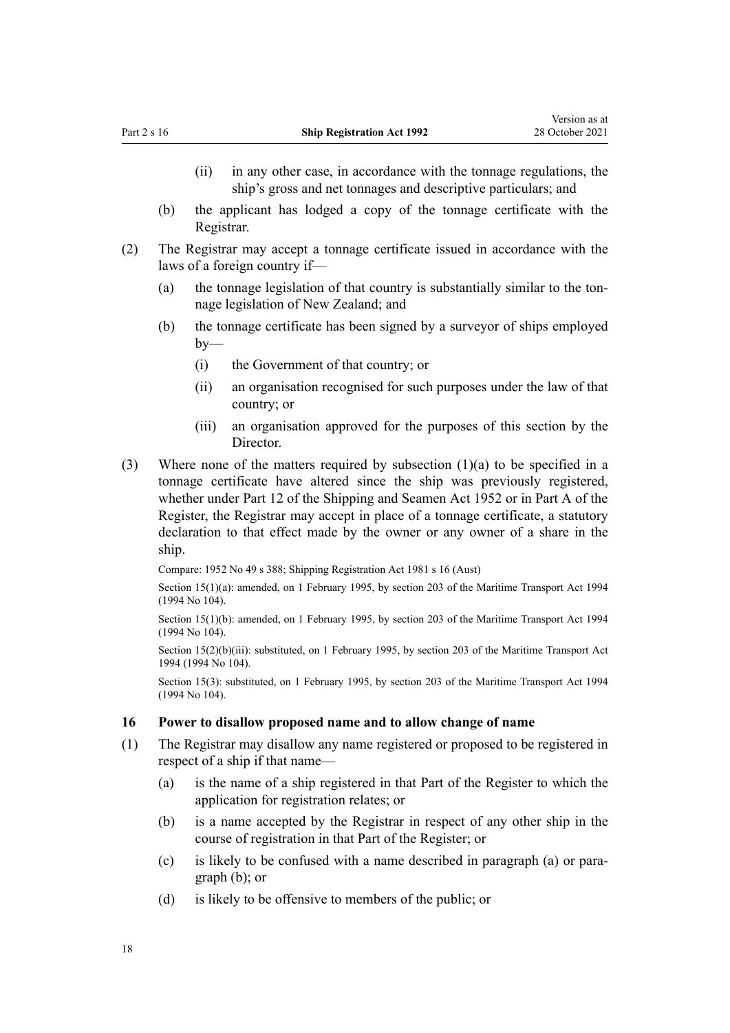(ii) in any other case, in accordance with the tonnage regulations, the ship's gross and net tonnages and descriptive particulars; and

(b) the applicant has lodged a copy of the tonnage certificate with the Registrar.

(2) The Registrar may accept a tonnage certificate issued in accordance with the laws of a foreign country if—

(a) the tonnage legislation of that country is substantially similar to the tonnage legislation of New Zealand; and

(b) the tonnage certificate has been signed by a surveyor of ships employed by—

(i) the Government of that country; or

(ii) an organisation recognised for such purposes under the law of that country; or

(iii) an organisation approved for the purposes of this section by the Director.

(3) Where none of the matters required by subsection (1)(a) to be specified in a tonnage certificate have altered since the ship was previously registered, whether under Part 12 of the Shipping and Seamen Act 1952 or in Part A of the Register, the Registrar may accept in place of a tonnage certificate, a statutory declaration to that effect made by the owner or any owner of a share in the ship.

Compare: 1952 No 49 s 388; Shipping Registration Act 1981 s 16 (Aust)

Section 15(1)(a): amended, on 1 February 1995, by section 203 of the Maritime Transport Act 1994 (1994 No 104).

Section 15(1)(b): amended, on 1 February 1995, by section 203 of the Maritime Transport Act 1994 (1994 No 104).

Section 15(2)(b)(iii): substituted, on 1 February 1995, by section 203 of the Maritime Transport Act 1994 (1994 No 104).

Section 15(3): substituted, on 1 February 1995, by section 203 of the Maritime Transport Act 1994 (1994 No 104).

### 16 Power to disallow proposed name and to allow change of name

(1) The Registrar may disallow any name registered or proposed to be registered in respect of a ship if that name—

(a) is the name of a ship registered in that Part of the Register to which the application for registration relates; or

(b) is a name accepted by the Registrar in respect of any other ship in the course of registration in that Part of the Register; or

(c) is likely to be confused with a name described in paragraph (a) or paragraph (b); or

(d) is likely to be offensive to members of the public; or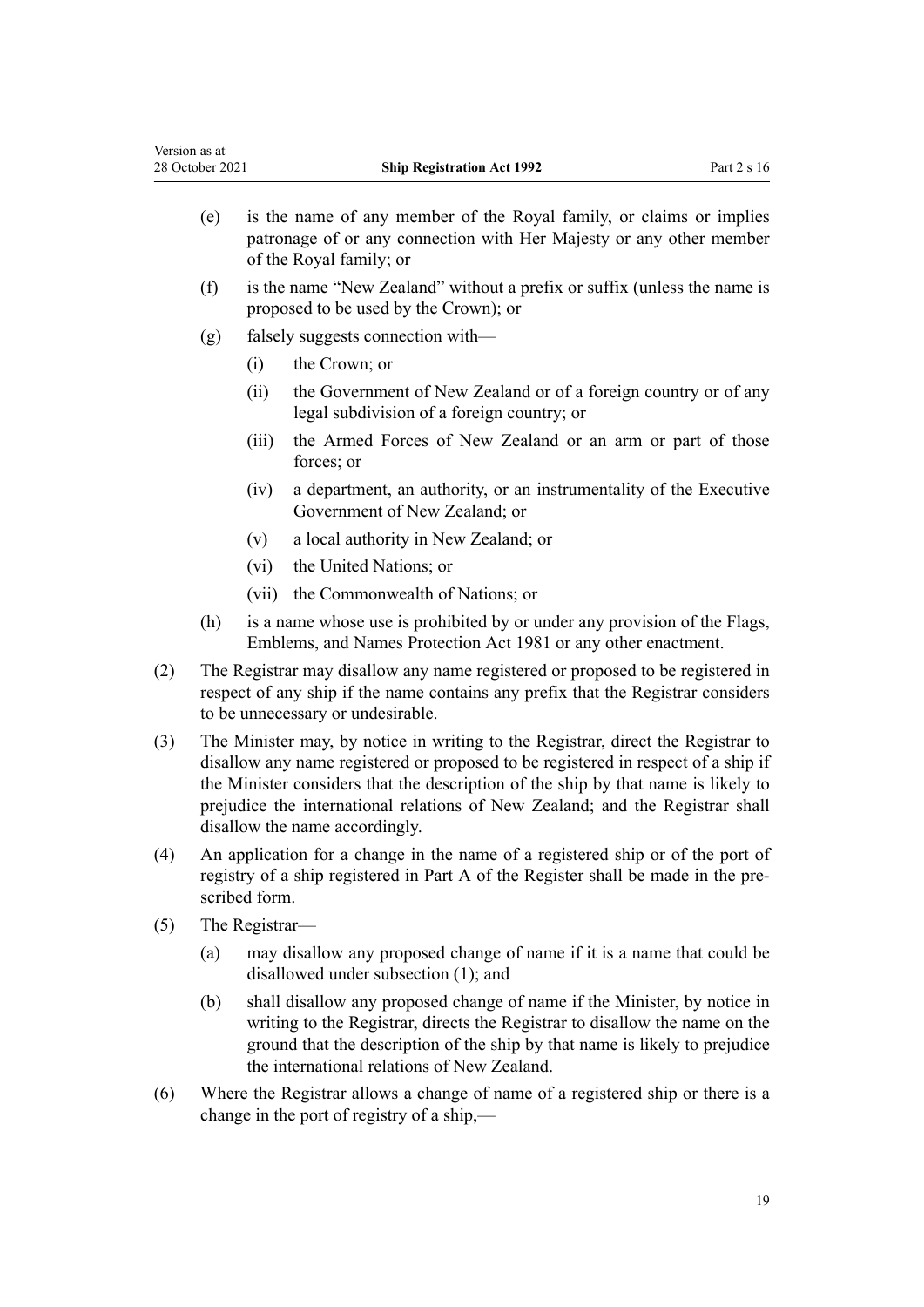(e) is the name of any member of the Royal family, or claims or implies patronage of or any connection with Her Majesty or any other member of the Royal family; or

(f) is the name "New Zealand" without a prefix or suffix (unless the name is proposed to be used by the Crown); or

(g) falsely suggests connection with—

(i) the Crown; or

(ii) the Government of New Zealand or of a foreign country or of any legal subdivision of a foreign country; or

(iii) the Armed Forces of New Zealand or an arm or part of those forces; or

(iv) a department, an authority, or an instrumentality of the Executive Government of New Zealand; or

(v) a local authority in New Zealand; or

(vi) the United Nations; or

(vii) the Commonwealth of Nations; or

(h) is a name whose use is prohibited by or under any provision of the Flags, Emblems, and Names Protection Act 1981 or any other enactment.

(2) The Registrar may disallow any name registered or proposed to be registered in respect of any ship if the name contains any prefix that the Registrar considers to be unnecessary or undesirable.

(3) The Minister may, by notice in writing to the Registrar, direct the Registrar to disallow any name registered or proposed to be registered in respect of a ship if the Minister considers that the description of the ship by that name is likely to prejudice the international relations of New Zealand; and the Registrar shall disallow the name accordingly.

(4) An application for a change in the name of a registered ship or of the port of registry of a ship registered in Part A of the Register shall be made in the prescribed form.

(5) The Registrar—

(a) may disallow any proposed change of name if it is a name that could be disallowed under subsection (1); and

(b) shall disallow any proposed change of name if the Minister, by notice in writing to the Registrar, directs the Registrar to disallow the name on the ground that the description of the ship by that name is likely to prejudice the international relations of New Zealand.

(6) Where the Registrar allows a change of name of a registered ship or there is a change in the port of registry of a ship,—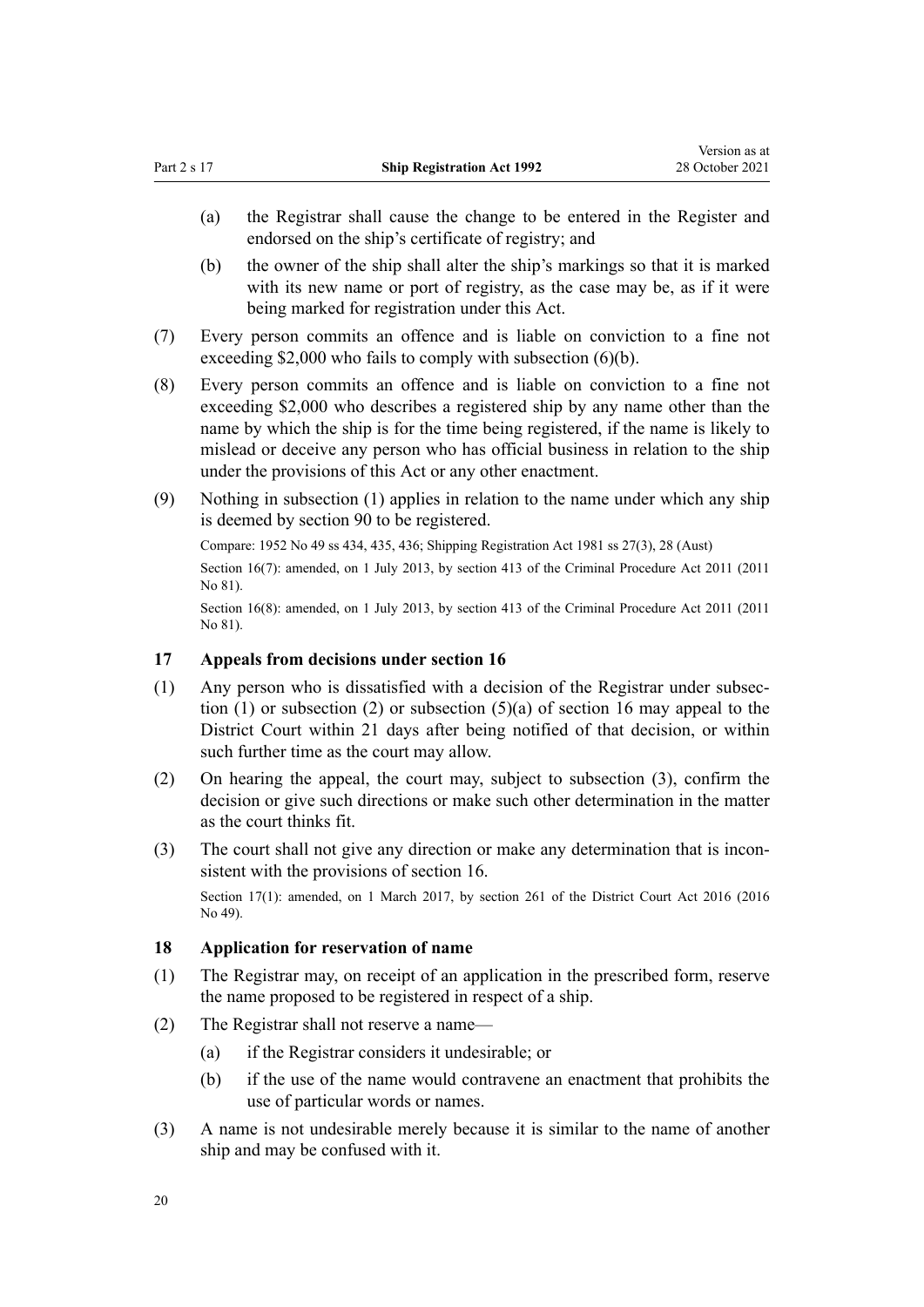(a) the Registrar shall cause the change to be entered in the Register and endorsed on the ship's certificate of registry; and

(b) the owner of the ship shall alter the ship's markings so that it is marked with its new name or port of registry, as the case may be, as if it were being marked for registration under this Act.

(7) Every person commits an offence and is liable on conviction to a fine not exceeding $2,000 who fails to comply with subsection (6)(b).

(8) Every person commits an offence and is liable on conviction to a fine not exceeding $2,000 who describes a registered ship by any name other than the name by which the ship is for the time being registered, if the name is likely to mislead or deceive any person who has official business in relation to the ship under the provisions of this Act or any other enactment.

(9) Nothing in subsection (1) applies in relation to the name under which any ship is deemed by section 90 to be registered.

Compare: 1952 No 49 ss 434, 435, 436; Shipping Registration Act 1981 ss 27(3), 28 (Aust)

Section 16(7): amended, on 1 July 2013, by section 413 of the Criminal Procedure Act 2011 (2011 No 81).

Section 16(8): amended, on 1 July 2013, by section 413 of the Criminal Procedure Act 2011 (2011 No 81).

### 17 Appeals from decisions under section 16

(1) Any person who is dissatisfied with a decision of the Registrar under subsection (1) or subsection (2) or subsection (5)(a) of section 16 may appeal to the District Court within 21 days after being notified of that decision, or within such further time as the court may allow.

(2) On hearing the appeal, the court may, subject to subsection (3), confirm the decision or give such directions or make such other determination in the matter as the court thinks fit.

(3) The court shall not give any direction or make any determination that is inconsistent with the provisions of section 16.

Section 17(1): amended, on 1 March 2017, by section 261 of the District Court Act 2016 (2016 No 49).

### 18 Application for reservation of name

(1) The Registrar may, on receipt of an application in the prescribed form, reserve the name proposed to be registered in respect of a ship.

(2) The Registrar shall not reserve a name—

(a) if the Registrar considers it undesirable; or

(b) if the use of the name would contravene an enactment that prohibits the use of particular words or names.

(3) A name is not undesirable merely because it is similar to the name of another ship and may be confused with it.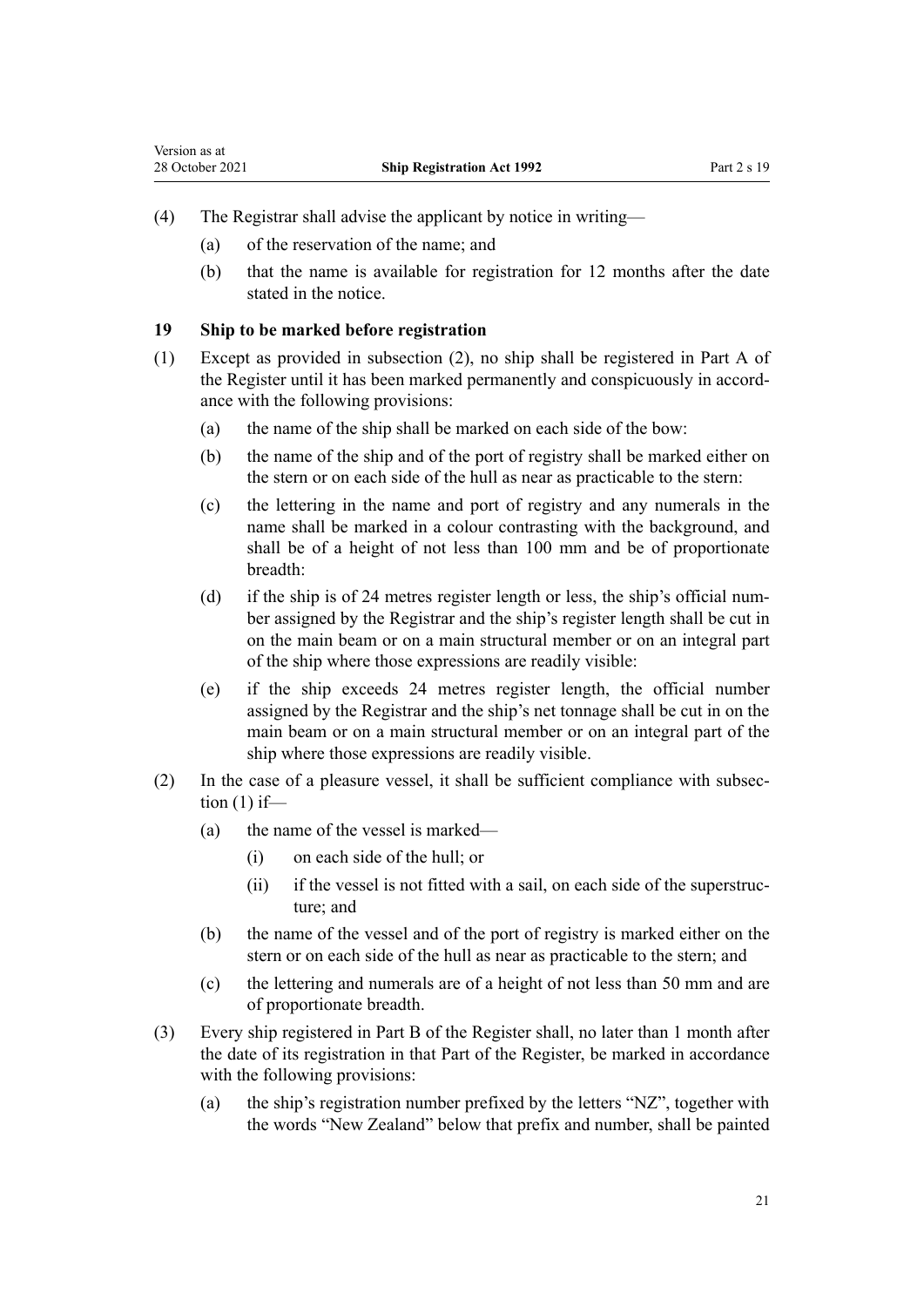(4) The Registrar shall advise the applicant by notice in writing—

   (a) of the reservation of the name; and

   (b) that the name is available for registration for 12 months after the date stated in the notice.

### 19 Ship to be marked before registration

(1) Except as provided in subsection (2), no ship shall be registered in Part A of the Register until it has been marked permanently and conspicuously in accordance with the following provisions:

   (a) the name of the ship shall be marked on each side of the bow:

   (b) the name of the ship and of the port of registry shall be marked either on the stern or on each side of the hull as near as practicable to the stern:

   (c) the lettering in the name and port of registry and any numerals in the name shall be marked in a colour contrasting with the background, and shall be of a height of not less than 100 mm and be of proportionate breadth:

   (d) if the ship is of 24 metres register length or less, the ship's official number assigned by the Registrar and the ship's register length shall be cut in on the main beam or on a main structural member or on an integral part of the ship where those expressions are readily visible:

   (e) if the ship exceeds 24 metres register length, the official number assigned by the Registrar and the ship's net tonnage shall be cut in on the main beam or on a main structural member or on an integral part of the ship where those expressions are readily visible.

(2) In the case of a pleasure vessel, it shall be sufficient compliance with subsection (1) if—

   (a) the name of the vessel is marked—

      (i) on each side of the hull; or

      (ii) if the vessel is not fitted with a sail, on each side of the superstructure; and

   (b) the name of the vessel and of the port of registry is marked either on the stern or on each side of the hull as near as practicable to the stern; and

   (c) the lettering and numerals are of a height of not less than 50 mm and are of proportionate breadth.

(3) Every ship registered in Part B of the Register shall, no later than 1 month after the date of its registration in that Part of the Register, be marked in accordance with the following provisions:

   (a) the ship's registration number prefixed by the letters "NZ", together with the words "New Zealand" below that prefix and number, shall be painted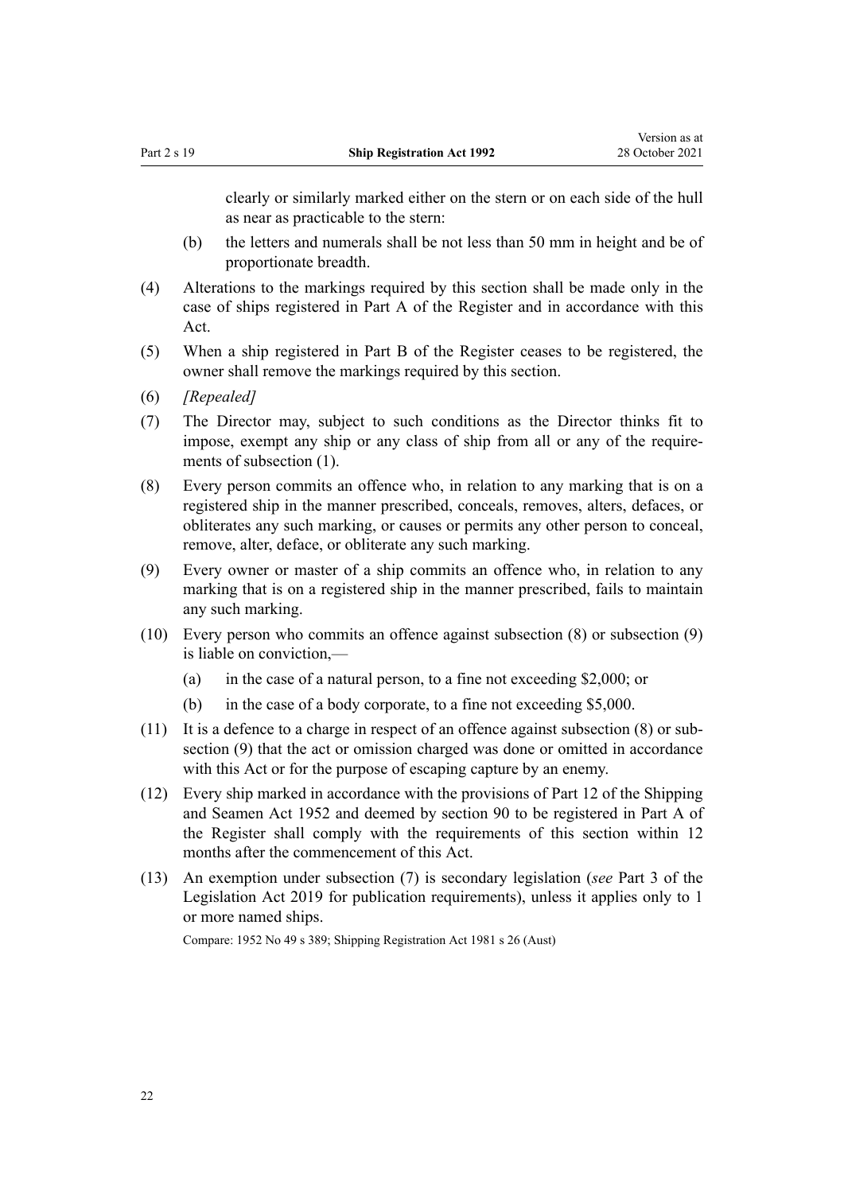clearly or similarly marked either on the stern or on each side of the hull as near as practicable to the stern:

(b) the letters and numerals shall be not less than 50 mm in height and be of proportionate breadth.

(4) Alterations to the markings required by this section shall be made only in the case of ships registered in Part A of the Register and in accordance with this Act.

(5) When a ship registered in Part B of the Register ceases to be registered, the owner shall remove the markings required by this section.

(6) *[Repealed]*

(7) The Director may, subject to such conditions as the Director thinks fit to impose, exempt any ship or any class of ship from all or any of the requirements of subsection (1).

(8) Every person commits an offence who, in relation to any marking that is on a registered ship in the manner prescribed, conceals, removes, alters, defaces, or obliterates any such marking, or causes or permits any other person to conceal, remove, alter, deface, or obliterate any such marking.

(9) Every owner or master of a ship commits an offence who, in relation to any marking that is on a registered ship in the manner prescribed, fails to maintain any such marking.

(10) Every person who commits an offence against subsection (8) or subsection (9) is liable on conviction,—

(a) in the case of a natural person, to a fine not exceeding $2,000; or

(b) in the case of a body corporate, to a fine not exceeding $5,000.

(11) It is a defence to a charge in respect of an offence against subsection (8) or subsection (9) that the act or omission charged was done or omitted in accordance with this Act or for the purpose of escaping capture by an enemy.

(12) Every ship marked in accordance with the provisions of Part 12 of the Shipping and Seamen Act 1952 and deemed by section 90 to be registered in Part A of the Register shall comply with the requirements of this section within 12 months after the commencement of this Act.

(13) An exemption under subsection (7) is secondary legislation (*see* Part 3 of the Legislation Act 2019 for publication requirements), unless it applies only to 1 or more named ships.

Compare: 1952 No 49 s 389; Shipping Registration Act 1981 s 26 (Aust)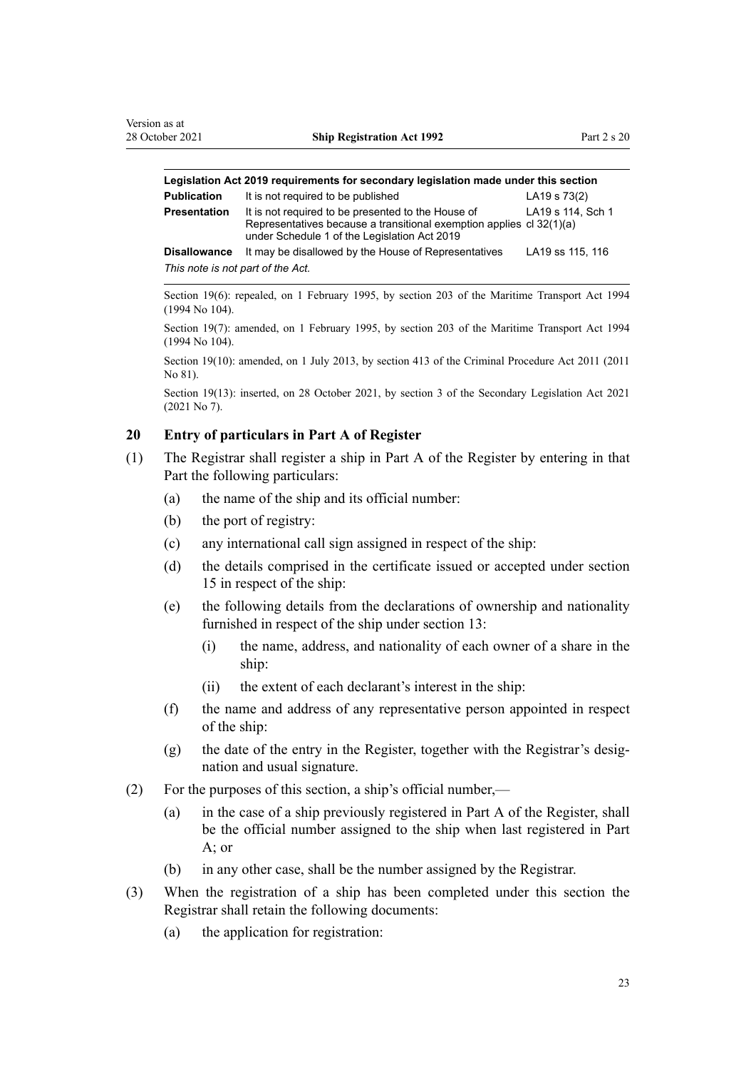**Legislation Act 2019 requirements for secondary legislation made under this section**

| | | |
|---|---|---|
| **Publication** | It is not required to be published | LA19 s 73(2) |
| **Presentation** | It is not required to be presented to the House of Representatives because a transitional exemption applies under Schedule 1 of the Legislation Act 2019 | LA19 s 114, Sch 1 cl 32(1)(a) |
| **Disallowance** | It may be disallowed by the House of Representatives | LA19 ss 115, 116 |

*This note is not part of the Act.*

Section 19(6): repealed, on 1 February 1995, by section 203 of the Maritime Transport Act 1994 (1994 No 104).

Section 19(7): amended, on 1 February 1995, by section 203 of the Maritime Transport Act 1994 (1994 No 104).

Section 19(10): amended, on 1 July 2013, by section 413 of the Criminal Procedure Act 2011 (2011 No 81).

Section 19(13): inserted, on 28 October 2021, by section 3 of the Secondary Legislation Act 2021 (2021 No 7).

### 20 Entry of particulars in Part A of Register

(1) The Registrar shall register a ship in Part A of the Register by entering in that Part the following particulars:

  (a) the name of the ship and its official number:

  (b) the port of registry:

  (c) any international call sign assigned in respect of the ship:

  (d) the details comprised in the certificate issued or accepted under section 15 in respect of the ship:

  (e) the following details from the declarations of ownership and nationality furnished in respect of the ship under section 13:

    (i) the name, address, and nationality of each owner of a share in the ship:

    (ii) the extent of each declarant's interest in the ship:

  (f) the name and address of any representative person appointed in respect of the ship:

  (g) the date of the entry in the Register, together with the Registrar's designation and usual signature.

(2) For the purposes of this section, a ship's official number,—

  (a) in the case of a ship previously registered in Part A of the Register, shall be the official number assigned to the ship when last registered in Part A; or

  (b) in any other case, shall be the number assigned by the Registrar.

(3) When the registration of a ship has been completed under this section the Registrar shall retain the following documents:

  (a) the application for registration: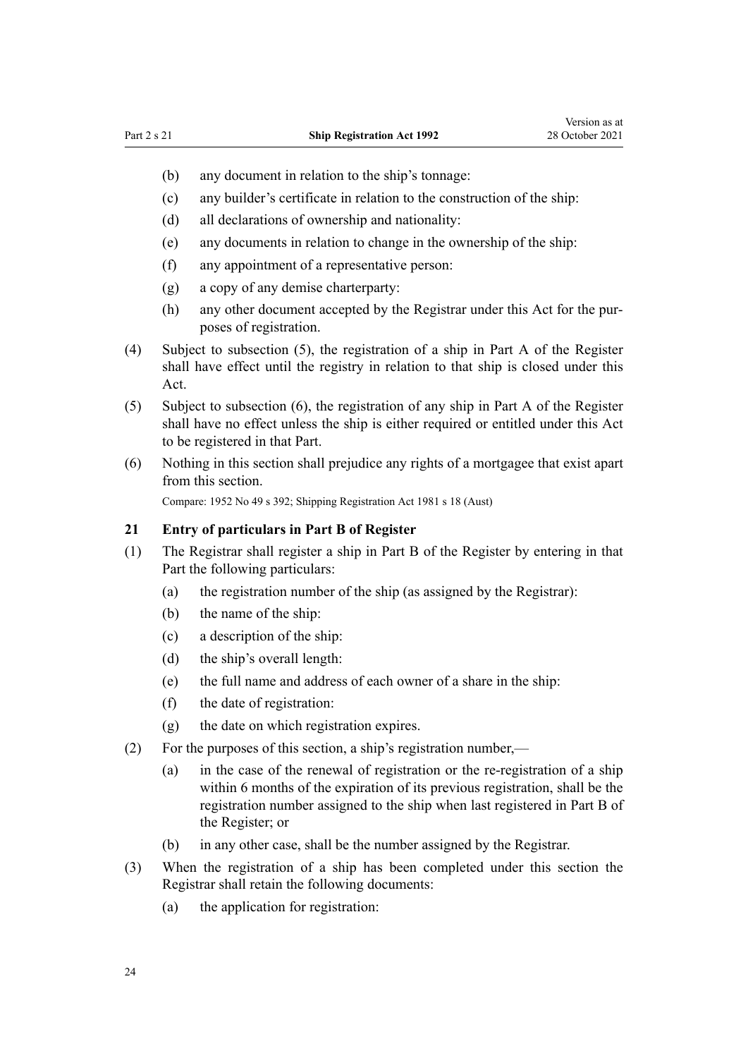(b) any document in relation to the ship's tonnage:

(c) any builder's certificate in relation to the construction of the ship:

(d) all declarations of ownership and nationality:

(e) any documents in relation to change in the ownership of the ship:

(f) any appointment of a representative person:

(g) a copy of any demise charterparty:

(h) any other document accepted by the Registrar under this Act for the purposes of registration.

(4) Subject to subsection (5), the registration of a ship in Part A of the Register shall have effect until the registry in relation to that ship is closed under this Act.

(5) Subject to subsection (6), the registration of any ship in Part A of the Register shall have no effect unless the ship is either required or entitled under this Act to be registered in that Part.

(6) Nothing in this section shall prejudice any rights of a mortgagee that exist apart from this section.

Compare: 1952 No 49 s 392; Shipping Registration Act 1981 s 18 (Aust)

### 21 Entry of particulars in Part B of Register

(1) The Registrar shall register a ship in Part B of the Register by entering in that Part the following particulars:

(a) the registration number of the ship (as assigned by the Registrar):

(b) the name of the ship:

(c) a description of the ship:

(d) the ship's overall length:

(e) the full name and address of each owner of a share in the ship:

(f) the date of registration:

(g) the date on which registration expires.

(2) For the purposes of this section, a ship's registration number,—

(a) in the case of the renewal of registration or the re-registration of a ship within 6 months of the expiration of its previous registration, shall be the registration number assigned to the ship when last registered in Part B of the Register; or

(b) in any other case, shall be the number assigned by the Registrar.

(3) When the registration of a ship has been completed under this section the Registrar shall retain the following documents:

(a) the application for registration: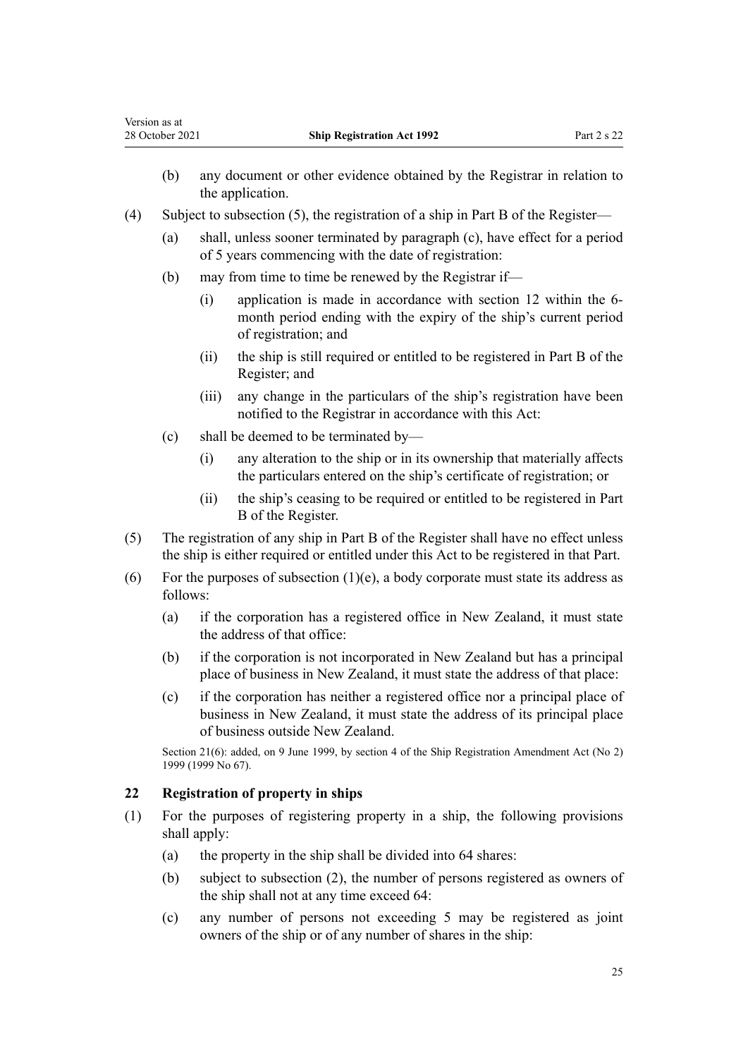(b) any document or other evidence obtained by the Registrar in relation to the application.

(4) Subject to subsection (5), the registration of a ship in Part B of the Register—

(a) shall, unless sooner terminated by paragraph (c), have effect for a period of 5 years commencing with the date of registration:

(b) may from time to time be renewed by the Registrar if—

(i) application is made in accordance with section 12 within the 6-month period ending with the expiry of the ship's current period of registration; and

(ii) the ship is still required or entitled to be registered in Part B of the Register; and

(iii) any change in the particulars of the ship's registration have been notified to the Registrar in accordance with this Act:

(c) shall be deemed to be terminated by—

(i) any alteration to the ship or in its ownership that materially affects the particulars entered on the ship's certificate of registration; or

(ii) the ship's ceasing to be required or entitled to be registered in Part B of the Register.

(5) The registration of any ship in Part B of the Register shall have no effect unless the ship is either required or entitled under this Act to be registered in that Part.

(6) For the purposes of subsection (1)(e), a body corporate must state its address as follows:

(a) if the corporation has a registered office in New Zealand, it must state the address of that office:

(b) if the corporation is not incorporated in New Zealand but has a principal place of business in New Zealand, it must state the address of that place:

(c) if the corporation has neither a registered office nor a principal place of business in New Zealand, it must state the address of its principal place of business outside New Zealand.

Section 21(6): added, on 9 June 1999, by section 4 of the Ship Registration Amendment Act (No 2) 1999 (1999 No 67).

## 22 Registration of property in ships

(1) For the purposes of registering property in a ship, the following provisions shall apply:

(a) the property in the ship shall be divided into 64 shares:

(b) subject to subsection (2), the number of persons registered as owners of the ship shall not at any time exceed 64:

(c) any number of persons not exceeding 5 may be registered as joint owners of the ship or of any number of shares in the ship: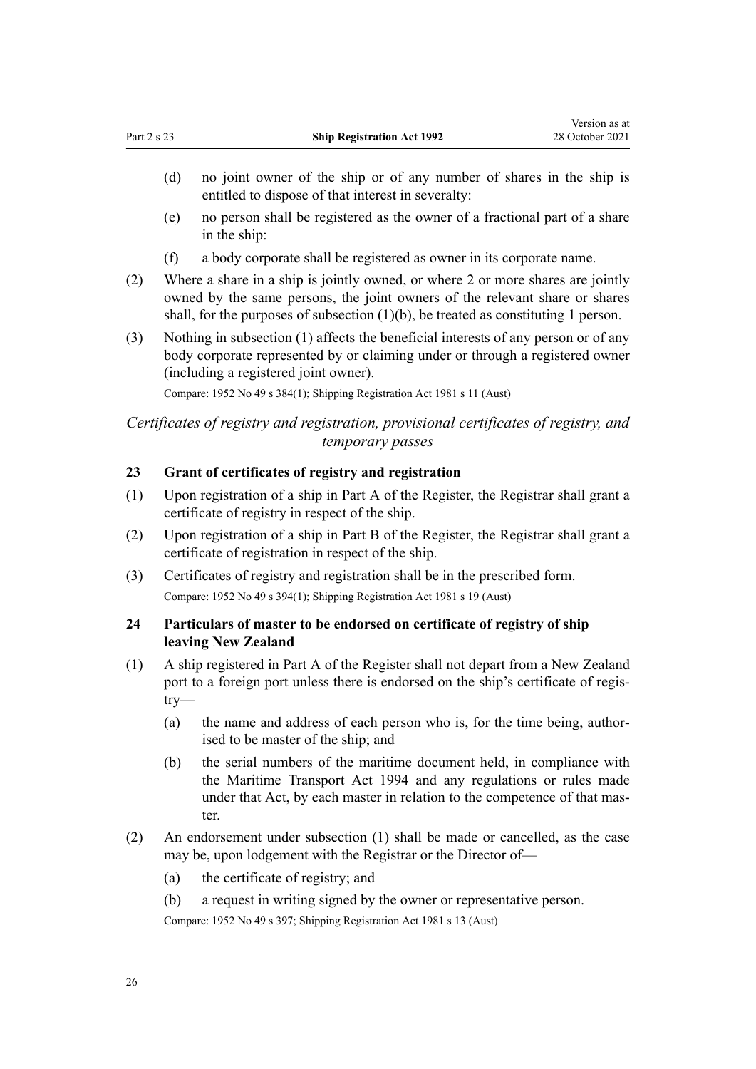(d) no joint owner of the ship or of any number of shares in the ship is entitled to dispose of that interest in severalty:

(e) no person shall be registered as the owner of a fractional part of a share in the ship:

(f) a body corporate shall be registered as owner in its corporate name.

(2) Where a share in a ship is jointly owned, or where 2 or more shares are jointly owned by the same persons, the joint owners of the relevant share or shares shall, for the purposes of subsection (1)(b), be treated as constituting 1 person.

(3) Nothing in subsection (1) affects the beneficial interests of any person or of any body corporate represented by or claiming under or through a registered owner (including a registered joint owner).

Compare: 1952 No 49 s 384(1); Shipping Registration Act 1981 s 11 (Aust)

### *Certificates of registry and registration, provisional certificates of registry, and temporary passes*

### 23 Grant of certificates of registry and registration

(1) Upon registration of a ship in Part A of the Register, the Registrar shall grant a certificate of registry in respect of the ship.

(2) Upon registration of a ship in Part B of the Register, the Registrar shall grant a certificate of registration in respect of the ship.

(3) Certificates of registry and registration shall be in the prescribed form.

Compare: 1952 No 49 s 394(1); Shipping Registration Act 1981 s 19 (Aust)

### 24 Particulars of master to be endorsed on certificate of registry of ship leaving New Zealand

(1) A ship registered in Part A of the Register shall not depart from a New Zealand port to a foreign port unless there is endorsed on the ship's certificate of registry—

(a) the name and address of each person who is, for the time being, authorised to be master of the ship; and

(b) the serial numbers of the maritime document held, in compliance with the Maritime Transport Act 1994 and any regulations or rules made under that Act, by each master in relation to the competence of that master.

(2) An endorsement under subsection (1) shall be made or cancelled, as the case may be, upon lodgement with the Registrar or the Director of—

(a) the certificate of registry; and

(b) a request in writing signed by the owner or representative person.

Compare: 1952 No 49 s 397; Shipping Registration Act 1981 s 13 (Aust)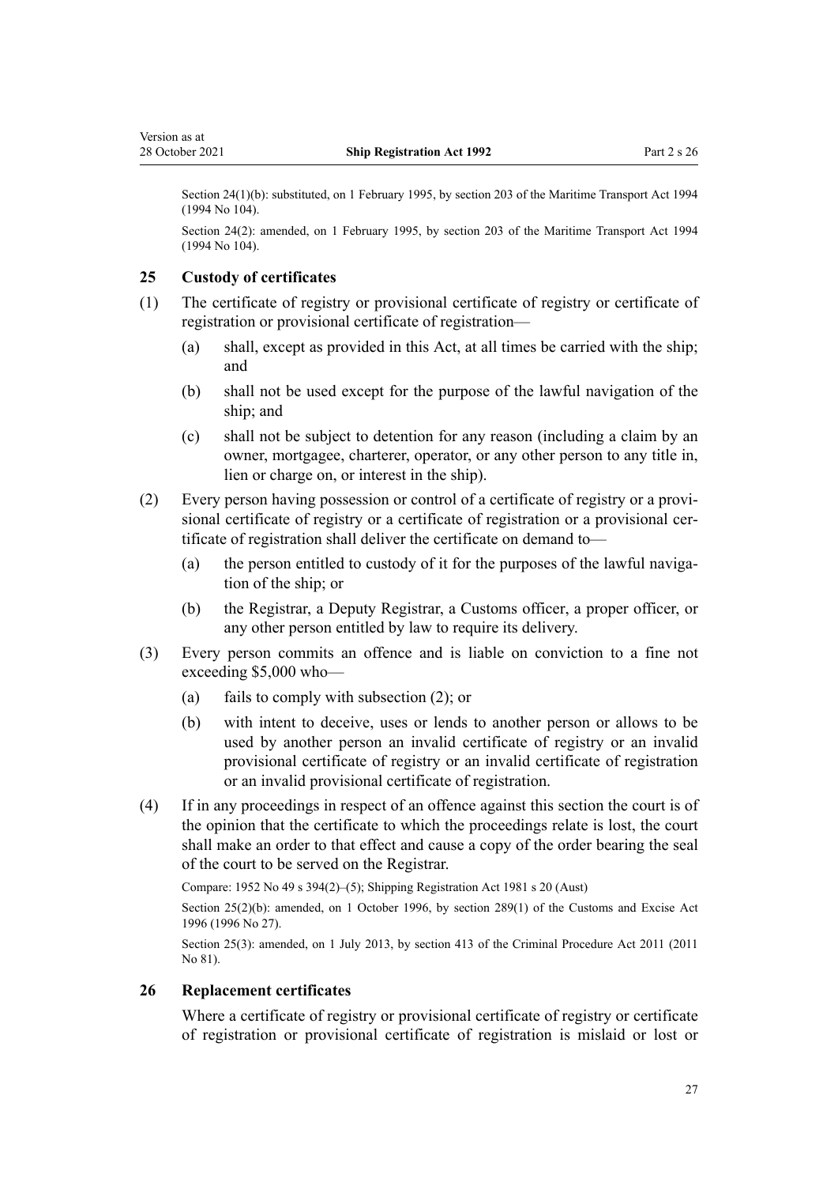Section 24(1)(b): substituted, on 1 February 1995, by section 203 of the Maritime Transport Act 1994 (1994 No 104).

Section 24(2): amended, on 1 February 1995, by section 203 of the Maritime Transport Act 1994 (1994 No 104).

### 25 Custody of certificates

(1) The certificate of registry or provisional certificate of registry or certificate of registration or provisional certificate of registration—

   (a) shall, except as provided in this Act, at all times be carried with the ship; and

   (b) shall not be used except for the purpose of the lawful navigation of the ship; and

   (c) shall not be subject to detention for any reason (including a claim by an owner, mortgagee, charterer, operator, or any other person to any title in, lien or charge on, or interest in the ship).

(2) Every person having possession or control of a certificate of registry or a provisional certificate of registry or a certificate of registration or a provisional certificate of registration shall deliver the certificate on demand to—

   (a) the person entitled to custody of it for the purposes of the lawful navigation of the ship; or

   (b) the Registrar, a Deputy Registrar, a Customs officer, a proper officer, or any other person entitled by law to require its delivery.

(3) Every person commits an offence and is liable on conviction to a fine not exceeding $5,000 who—

   (a) fails to comply with subsection (2); or

   (b) with intent to deceive, uses or lends to another person or allows to be used by another person an invalid certificate of registry or an invalid provisional certificate of registry or an invalid certificate of registration or an invalid provisional certificate of registration.

(4) If in any proceedings in respect of an offence against this section the court is of the opinion that the certificate to which the proceedings relate is lost, the court shall make an order to that effect and cause a copy of the order bearing the seal of the court to be served on the Registrar.

Compare: 1952 No 49 s 394(2)–(5); Shipping Registration Act 1981 s 20 (Aust)

Section 25(2)(b): amended, on 1 October 1996, by section 289(1) of the Customs and Excise Act 1996 (1996 No 27).

Section 25(3): amended, on 1 July 2013, by section 413 of the Criminal Procedure Act 2011 (2011 No 81).

### 26 Replacement certificates

Where a certificate of registry or provisional certificate of registry or certificate of registration or provisional certificate of registration is mislaid or lost or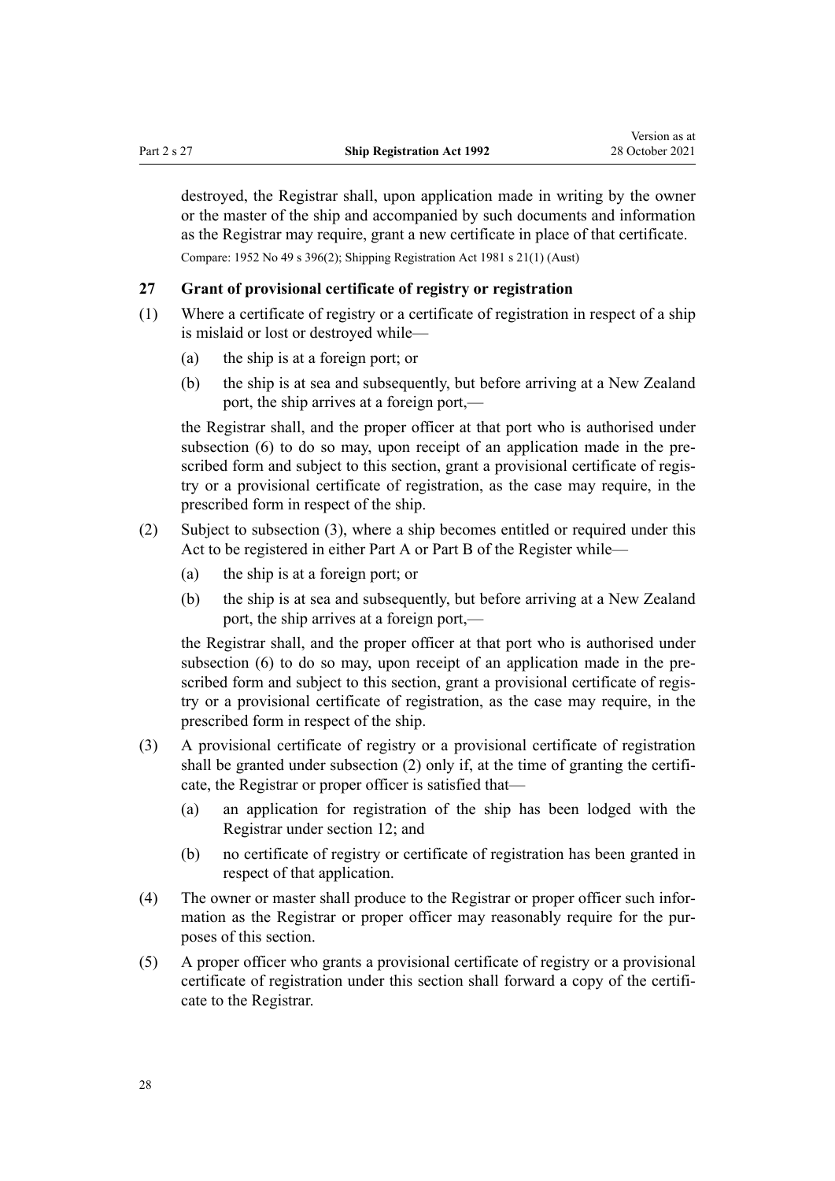destroyed, the Registrar shall, upon application made in writing by the owner or the master of the ship and accompanied by such documents and information as the Registrar may require, grant a new certificate in place of that certificate.

Compare: 1952 No 49 s 396(2); Shipping Registration Act 1981 s 21(1) (Aust)

### 27 Grant of provisional certificate of registry or registration

(1) Where a certificate of registry or a certificate of registration in respect of a ship is mislaid or lost or destroyed while—

  (a) the ship is at a foreign port; or

  (b) the ship is at sea and subsequently, but before arriving at a New Zealand port, the ship arrives at a foreign port,—

  the Registrar shall, and the proper officer at that port who is authorised under subsection (6) to do so may, upon receipt of an application made in the prescribed form and subject to this section, grant a provisional certificate of registry or a provisional certificate of registration, as the case may require, in the prescribed form in respect of the ship.

(2) Subject to subsection (3), where a ship becomes entitled or required under this Act to be registered in either Part A or Part B of the Register while—

  (a) the ship is at a foreign port; or

  (b) the ship is at sea and subsequently, but before arriving at a New Zealand port, the ship arrives at a foreign port,—

  the Registrar shall, and the proper officer at that port who is authorised under subsection (6) to do so may, upon receipt of an application made in the prescribed form and subject to this section, grant a provisional certificate of registry or a provisional certificate of registration, as the case may require, in the prescribed form in respect of the ship.

(3) A provisional certificate of registry or a provisional certificate of registration shall be granted under subsection (2) only if, at the time of granting the certificate, the Registrar or proper officer is satisfied that—

  (a) an application for registration of the ship has been lodged with the Registrar under section 12; and

  (b) no certificate of registry or certificate of registration has been granted in respect of that application.

(4) The owner or master shall produce to the Registrar or proper officer such information as the Registrar or proper officer may reasonably require for the purposes of this section.

(5) A proper officer who grants a provisional certificate of registry or a provisional certificate of registration under this section shall forward a copy of the certificate to the Registrar.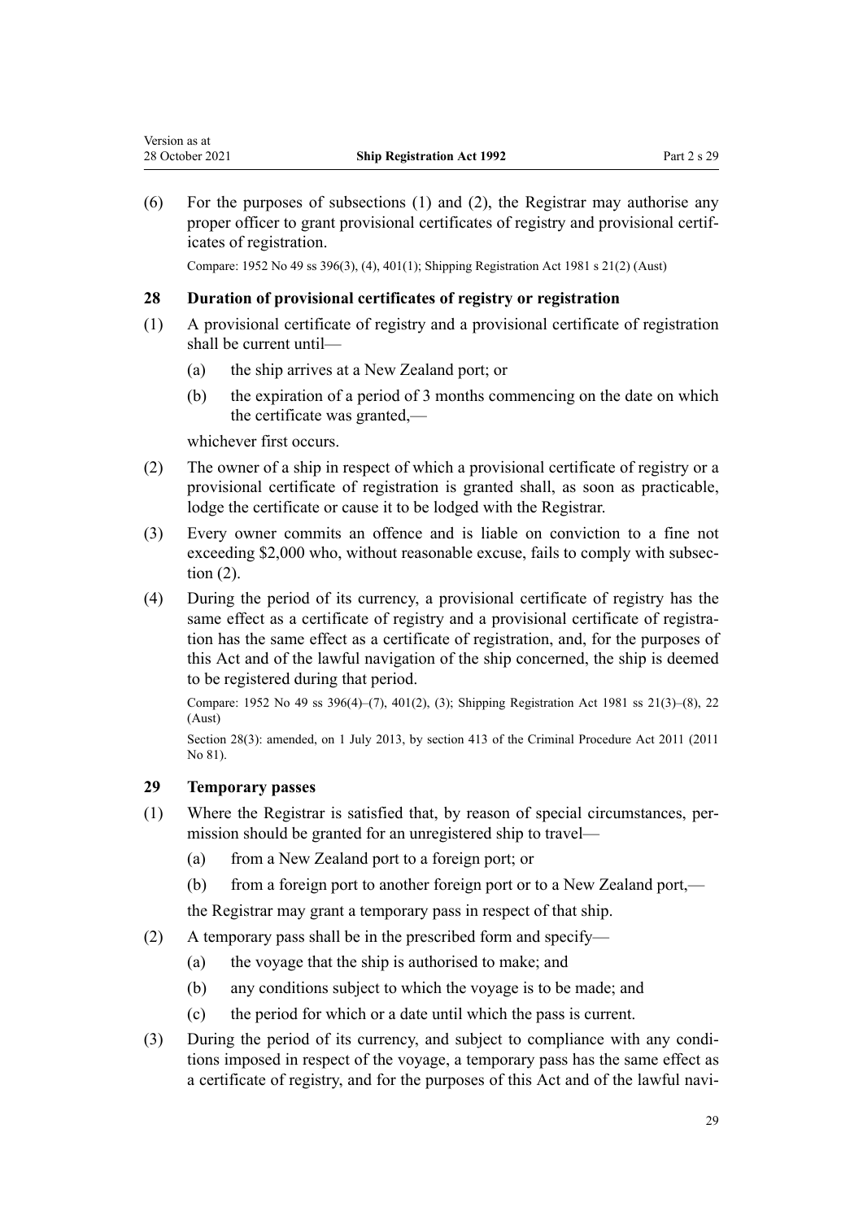(6) For the purposes of subsections (1) and (2), the Registrar may authorise any proper officer to grant provisional certificates of registry and provisional certificates of registration.

Compare: 1952 No 49 ss 396(3), (4), 401(1); Shipping Registration Act 1981 s 21(2) (Aust)

### 28 Duration of provisional certificates of registry or registration

(1) A provisional certificate of registry and a provisional certificate of registration shall be current until—

- (a) the ship arrives at a New Zealand port; or
- (b) the expiration of a period of 3 months commencing on the date on which the certificate was granted,—

whichever first occurs.

(2) The owner of a ship in respect of which a provisional certificate of registry or a provisional certificate of registration is granted shall, as soon as practicable, lodge the certificate or cause it to be lodged with the Registrar.

(3) Every owner commits an offence and is liable on conviction to a fine not exceeding $2,000 who, without reasonable excuse, fails to comply with subsection (2).

(4) During the period of its currency, a provisional certificate of registry has the same effect as a certificate of registry and a provisional certificate of registration has the same effect as a certificate of registration, and, for the purposes of this Act and of the lawful navigation of the ship concerned, the ship is deemed to be registered during that period.

Compare: 1952 No 49 ss 396(4)–(7), 401(2), (3); Shipping Registration Act 1981 ss 21(3)–(8), 22 (Aust)

Section 28(3): amended, on 1 July 2013, by section 413 of the Criminal Procedure Act 2011 (2011 No 81).

### 29 Temporary passes

(1) Where the Registrar is satisfied that, by reason of special circumstances, permission should be granted for an unregistered ship to travel—

- (a) from a New Zealand port to a foreign port; or
- (b) from a foreign port to another foreign port or to a New Zealand port,—

the Registrar may grant a temporary pass in respect of that ship.

(2) A temporary pass shall be in the prescribed form and specify—

- (a) the voyage that the ship is authorised to make; and
- (b) any conditions subject to which the voyage is to be made; and
- (c) the period for which or a date until which the pass is current.

(3) During the period of its currency, and subject to compliance with any conditions imposed in respect of the voyage, a temporary pass has the same effect as a certificate of registry, and for the purposes of this Act and of the lawful navi-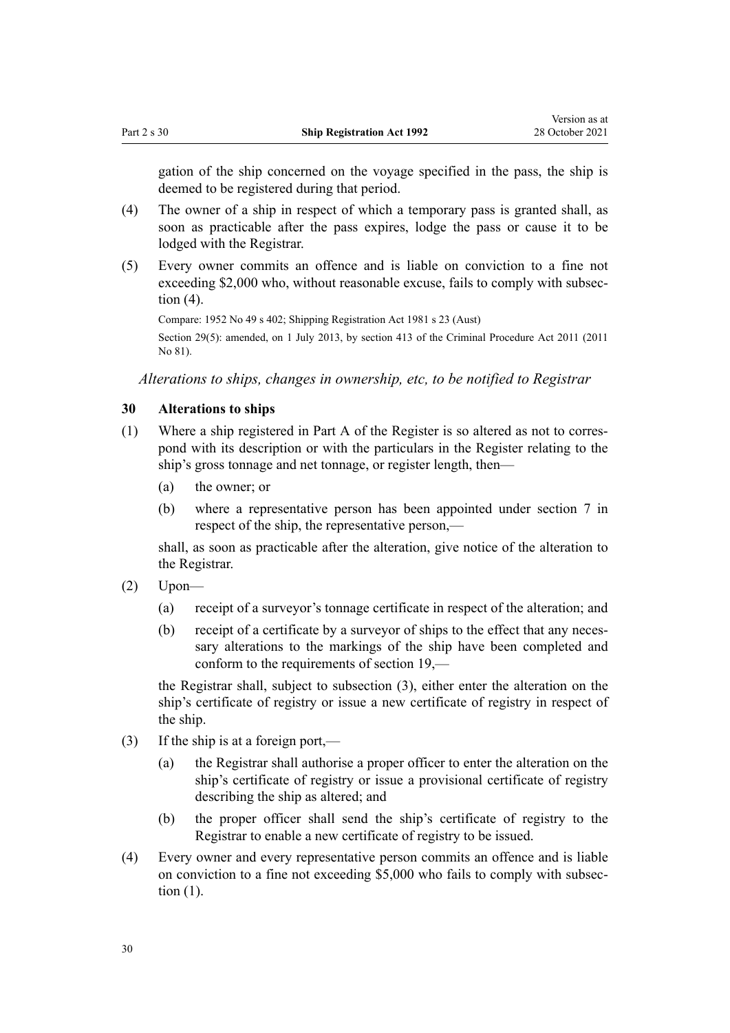gation of the ship concerned on the voyage specified in the pass, the ship is deemed to be registered during that period.

(4) The owner of a ship in respect of which a temporary pass is granted shall, as soon as practicable after the pass expires, lodge the pass or cause it to be lodged with the Registrar.

(5) Every owner commits an offence and is liable on conviction to a fine not exceeding $2,000 who, without reasonable excuse, fails to comply with subsection (4).

Compare: 1952 No 49 s 402; Shipping Registration Act 1981 s 23 (Aust)

Section 29(5): amended, on 1 July 2013, by section 413 of the Criminal Procedure Act 2011 (2011 No 81).

*Alterations to ships, changes in ownership, etc, to be notified to Registrar*

### 30 Alterations to ships

(1) Where a ship registered in Part A of the Register is so altered as not to correspond with its description or with the particulars in the Register relating to the ship's gross tonnage and net tonnage, or register length, then—

- (a) the owner; or
- (b) where a representative person has been appointed under section 7 in respect of the ship, the representative person,—

shall, as soon as practicable after the alteration, give notice of the alteration to the Registrar.

(2) Upon—

- (a) receipt of a surveyor's tonnage certificate in respect of the alteration; and
- (b) receipt of a certificate by a surveyor of ships to the effect that any necessary alterations to the markings of the ship have been completed and conform to the requirements of section 19,—

the Registrar shall, subject to subsection (3), either enter the alteration on the ship's certificate of registry or issue a new certificate of registry in respect of the ship.

(3) If the ship is at a foreign port,—

- (a) the Registrar shall authorise a proper officer to enter the alteration on the ship's certificate of registry or issue a provisional certificate of registry describing the ship as altered; and
- (b) the proper officer shall send the ship's certificate of registry to the Registrar to enable a new certificate of registry to be issued.

(4) Every owner and every representative person commits an offence and is liable on conviction to a fine not exceeding $5,000 who fails to comply with subsection (1).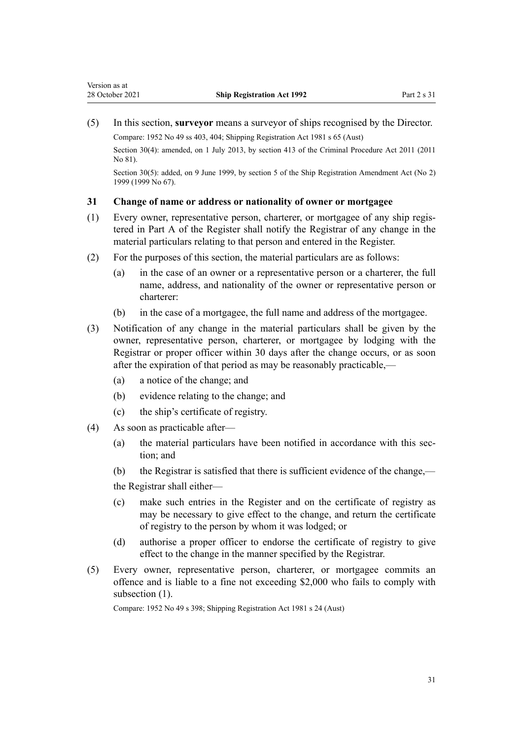(5) In this section, **surveyor** means a surveyor of ships recognised by the Director.

Compare: 1952 No 49 ss 403, 404; Shipping Registration Act 1981 s 65 (Aust)

Section 30(4): amended, on 1 July 2013, by section 413 of the Criminal Procedure Act 2011 (2011 No 81).

Section 30(5): added, on 9 June 1999, by section 5 of the Ship Registration Amendment Act (No 2) 1999 (1999 No 67).

### 31 Change of name or address or nationality of owner or mortgagee

(1) Every owner, representative person, charterer, or mortgagee of any ship registered in Part A of the Register shall notify the Registrar of any change in the material particulars relating to that person and entered in the Register.

(2) For the purposes of this section, the material particulars are as follows:

- (a) in the case of an owner or a representative person or a charterer, the full name, address, and nationality of the owner or representative person or charterer:
- (b) in the case of a mortgagee, the full name and address of the mortgagee.

(3) Notification of any change in the material particulars shall be given by the owner, representative person, charterer, or mortgagee by lodging with the Registrar or proper officer within 30 days after the change occurs, or as soon after the expiration of that period as may be reasonably practicable,—

- (a) a notice of the change; and
- (b) evidence relating to the change; and
- (c) the ship's certificate of registry.

(4) As soon as practicable after—

- (a) the material particulars have been notified in accordance with this section; and
- (b) the Registrar is satisfied that there is sufficient evidence of the change,—

the Registrar shall either—

- (c) make such entries in the Register and on the certificate of registry as may be necessary to give effect to the change, and return the certificate of registry to the person by whom it was lodged; or
- (d) authorise a proper officer to endorse the certificate of registry to give effect to the change in the manner specified by the Registrar.

(5) Every owner, representative person, charterer, or mortgagee commits an offence and is liable to a fine not exceeding $2,000 who fails to comply with subsection (1).

Compare: 1952 No 49 s 398; Shipping Registration Act 1981 s 24 (Aust)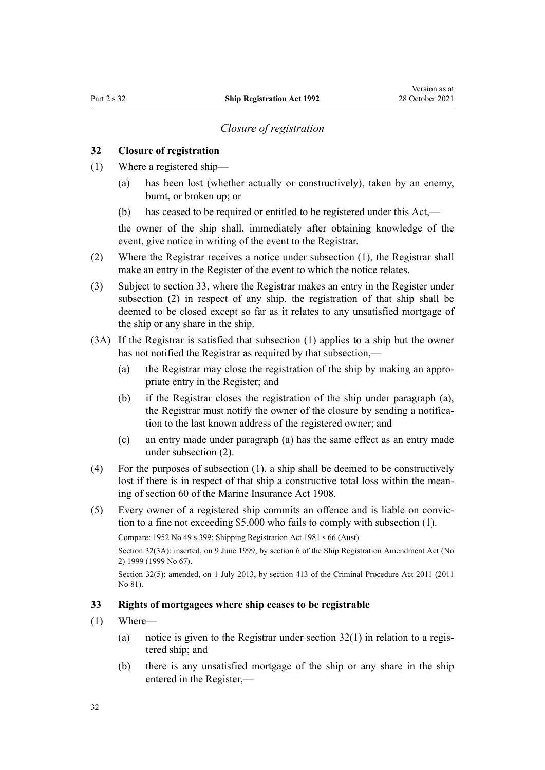*Closure of registration*

**32 Closure of registration**

(1) Where a registered ship—

(a) has been lost (whether actually or constructively), taken by an enemy, burnt, or broken up; or

(b) has ceased to be required or entitled to be registered under this Act,—

the owner of the ship shall, immediately after obtaining knowledge of the event, give notice in writing of the event to the Registrar.

(2) Where the Registrar receives a notice under subsection (1), the Registrar shall make an entry in the Register of the event to which the notice relates.

(3) Subject to section 33, where the Registrar makes an entry in the Register under subsection (2) in respect of any ship, the registration of that ship shall be deemed to be closed except so far as it relates to any unsatisfied mortgage of the ship or any share in the ship.

(3A) If the Registrar is satisfied that subsection (1) applies to a ship but the owner has not notified the Registrar as required by that subsection,—

(a) the Registrar may close the registration of the ship by making an appropriate entry in the Register; and

(b) if the Registrar closes the registration of the ship under paragraph (a), the Registrar must notify the owner of the closure by sending a notification to the last known address of the registered owner; and

(c) an entry made under paragraph (a) has the same effect as an entry made under subsection (2).

(4) For the purposes of subsection (1), a ship shall be deemed to be constructively lost if there is in respect of that ship a constructive total loss within the meaning of section 60 of the Marine Insurance Act 1908.

(5) Every owner of a registered ship commits an offence and is liable on conviction to a fine not exceeding $5,000 who fails to comply with subsection (1).

Compare: 1952 No 49 s 399; Shipping Registration Act 1981 s 66 (Aust)

Section 32(3A): inserted, on 9 June 1999, by section 6 of the Ship Registration Amendment Act (No 2) 1999 (1999 No 67).

Section 32(5): amended, on 1 July 2013, by section 413 of the Criminal Procedure Act 2011 (2011 No 81).

**33 Rights of mortgagees where ship ceases to be registrable**

(1) Where—

(a) notice is given to the Registrar under section 32(1) in relation to a registered ship; and

(b) there is any unsatisfied mortgage of the ship or any share in the ship entered in the Register,—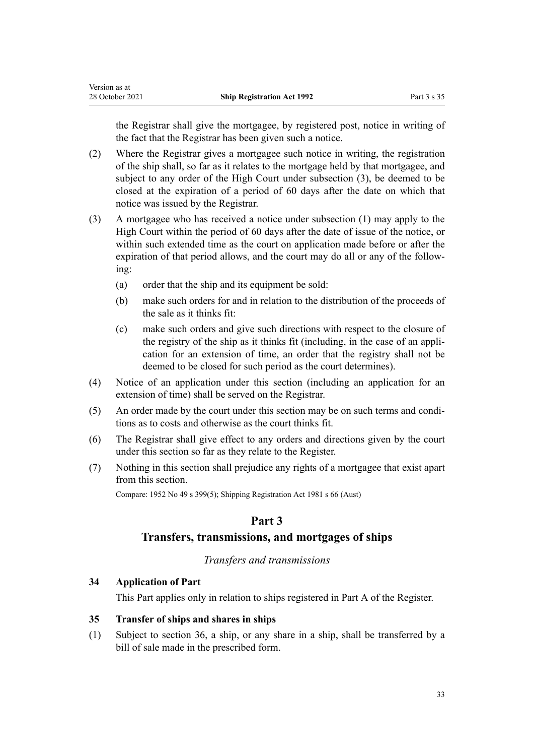the Registrar shall give the mortgagee, by registered post, notice in writing of the fact that the Registrar has been given such a notice.

(2) Where the Registrar gives a mortgagee such notice in writing, the registration of the ship shall, so far as it relates to the mortgage held by that mortgagee, and subject to any order of the High Court under subsection (3), be deemed to be closed at the expiration of a period of 60 days after the date on which that notice was issued by the Registrar.

(3) A mortgagee who has received a notice under subsection (1) may apply to the High Court within the period of 60 days after the date of issue of the notice, or within such extended time as the court on application made before or after the expiration of that period allows, and the court may do all or any of the following:

  (a) order that the ship and its equipment be sold:

  (b) make such orders for and in relation to the distribution of the proceeds of the sale as it thinks fit:

  (c) make such orders and give such directions with respect to the closure of the registry of the ship as it thinks fit (including, in the case of an application for an extension of time, an order that the registry shall not be deemed to be closed for such period as the court determines).

(4) Notice of an application under this section (including an application for an extension of time) shall be served on the Registrar.

(5) An order made by the court under this section may be on such terms and conditions as to costs and otherwise as the court thinks fit.

(6) The Registrar shall give effect to any orders and directions given by the court under this section so far as they relate to the Register.

(7) Nothing in this section shall prejudice any rights of a mortgagee that exist apart from this section.

Compare: 1952 No 49 s 399(5); Shipping Registration Act 1981 s 66 (Aust)

# Part 3
# Transfers, transmissions, and mortgages of ships

*Transfers and transmissions*

### 34 Application of Part

This Part applies only in relation to ships registered in Part A of the Register.

### 35 Transfer of ships and shares in ships

(1) Subject to section 36, a ship, or any share in a ship, shall be transferred by a bill of sale made in the prescribed form.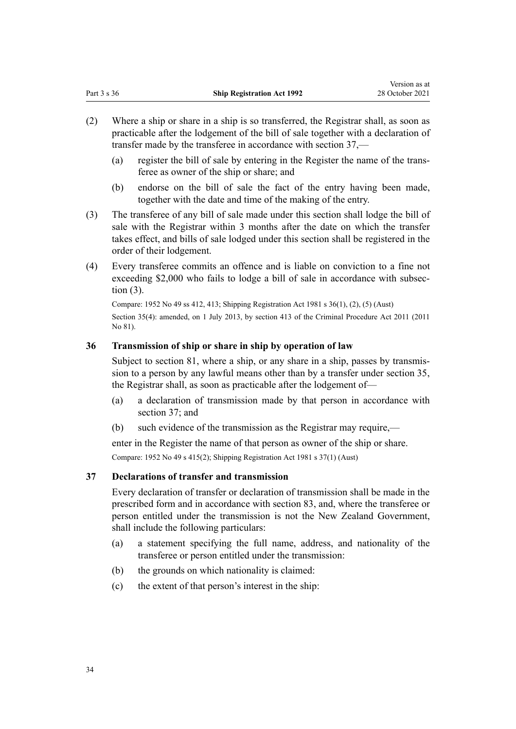(2) Where a ship or share in a ship is so transferred, the Registrar shall, as soon as practicable after the lodgement of the bill of sale together with a declaration of transfer made by the transferee in accordance with section 37,—

(a) register the bill of sale by entering in the Register the name of the transferee as owner of the ship or share; and

(b) endorse on the bill of sale the fact of the entry having been made, together with the date and time of the making of the entry.

(3) The transferee of any bill of sale made under this section shall lodge the bill of sale with the Registrar within 3 months after the date on which the transfer takes effect, and bills of sale lodged under this section shall be registered in the order of their lodgement.

(4) Every transferee commits an offence and is liable on conviction to a fine not exceeding $2,000 who fails to lodge a bill of sale in accordance with subsection (3).

Compare: 1952 No 49 ss 412, 413; Shipping Registration Act 1981 s 36(1), (2), (5) (Aust)

Section 35(4): amended, on 1 July 2013, by section 413 of the Criminal Procedure Act 2011 (2011 No 81).

### 36 Transmission of ship or share in ship by operation of law

Subject to section 81, where a ship, or any share in a ship, passes by transmission to a person by any lawful means other than by a transfer under section 35, the Registrar shall, as soon as practicable after the lodgement of—

(a) a declaration of transmission made by that person in accordance with section 37; and

(b) such evidence of the transmission as the Registrar may require,—

enter in the Register the name of that person as owner of the ship or share.

Compare: 1952 No 49 s 415(2); Shipping Registration Act 1981 s 37(1) (Aust)

### 37 Declarations of transfer and transmission

Every declaration of transfer or declaration of transmission shall be made in the prescribed form and in accordance with section 83, and, where the transferee or person entitled under the transmission is not the New Zealand Government, shall include the following particulars:

(a) a statement specifying the full name, address, and nationality of the transferee or person entitled under the transmission:

(b) the grounds on which nationality is claimed:

(c) the extent of that person's interest in the ship: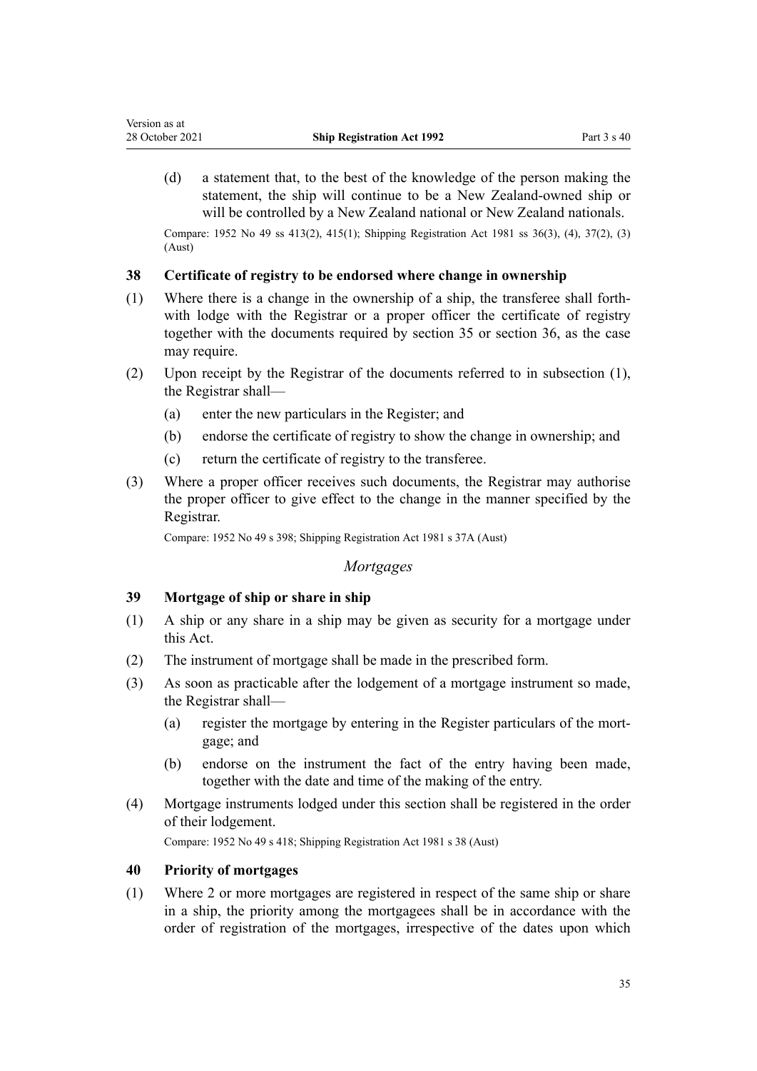(d) a statement that, to the best of the knowledge of the person making the statement, the ship will continue to be a New Zealand-owned ship or will be controlled by a New Zealand national or New Zealand nationals.

Compare: 1952 No 49 ss 413(2), 415(1); Shipping Registration Act 1981 ss 36(3), (4), 37(2), (3) (Aust)

### 38 Certificate of registry to be endorsed where change in ownership

(1) Where there is a change in the ownership of a ship, the transferee shall forthwith lodge with the Registrar or a proper officer the certificate of registry together with the documents required by section 35 or section 36, as the case may require.

(2) Upon receipt by the Registrar of the documents referred to in subsection (1), the Registrar shall—

(a) enter the new particulars in the Register; and

(b) endorse the certificate of registry to show the change in ownership; and

(c) return the certificate of registry to the transferee.

(3) Where a proper officer receives such documents, the Registrar may authorise the proper officer to give effect to the change in the manner specified by the Registrar.

Compare: 1952 No 49 s 398; Shipping Registration Act 1981 s 37A (Aust)

## *Mortgages*

### 39 Mortgage of ship or share in ship

(1) A ship or any share in a ship may be given as security for a mortgage under this Act.

(2) The instrument of mortgage shall be made in the prescribed form.

(3) As soon as practicable after the lodgement of a mortgage instrument so made, the Registrar shall—

(a) register the mortgage by entering in the Register particulars of the mortgage; and

(b) endorse on the instrument the fact of the entry having been made, together with the date and time of the making of the entry.

(4) Mortgage instruments lodged under this section shall be registered in the order of their lodgement.

Compare: 1952 No 49 s 418; Shipping Registration Act 1981 s 38 (Aust)

### 40 Priority of mortgages

(1) Where 2 or more mortgages are registered in respect of the same ship or share in a ship, the priority among the mortgagees shall be in accordance with the order of registration of the mortgages, irrespective of the dates upon which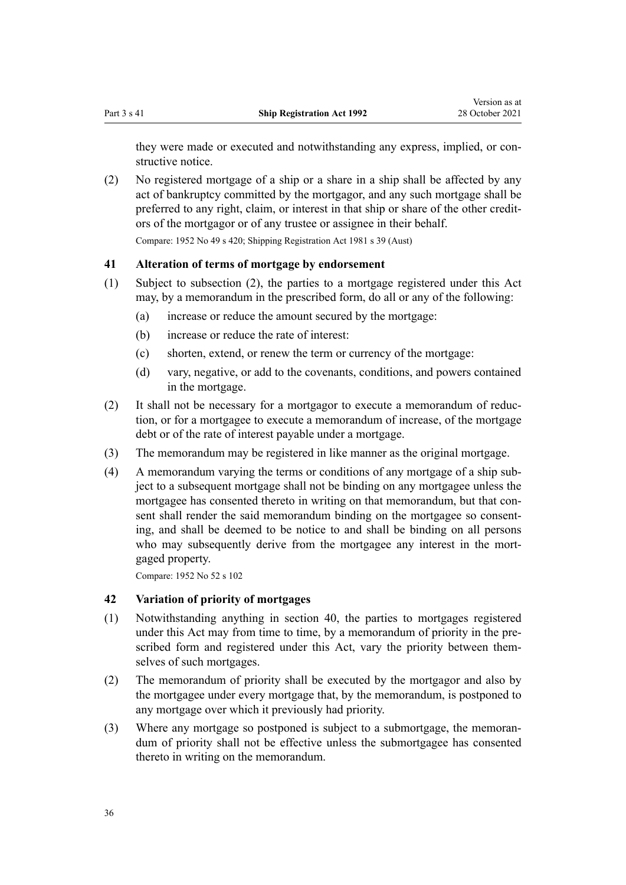they were made or executed and notwithstanding any express, implied, or constructive notice.

(2) No registered mortgage of a ship or a share in a ship shall be affected by any act of bankruptcy committed by the mortgagor, and any such mortgage shall be preferred to any right, claim, or interest in that ship or share of the other creditors of the mortgagor or of any trustee or assignee in their behalf.

Compare: 1952 No 49 s 420; Shipping Registration Act 1981 s 39 (Aust)

### 41 Alteration of terms of mortgage by endorsement

(1) Subject to subsection (2), the parties to a mortgage registered under this Act may, by a memorandum in the prescribed form, do all or any of the following:

(a) increase or reduce the amount secured by the mortgage:

(b) increase or reduce the rate of interest:

(c) shorten, extend, or renew the term or currency of the mortgage:

(d) vary, negative, or add to the covenants, conditions, and powers contained in the mortgage.

(2) It shall not be necessary for a mortgagor to execute a memorandum of reduction, or for a mortgagee to execute a memorandum of increase, of the mortgage debt or of the rate of interest payable under a mortgage.

(3) The memorandum may be registered in like manner as the original mortgage.

(4) A memorandum varying the terms or conditions of any mortgage of a ship subject to a subsequent mortgage shall not be binding on any mortgagee unless the mortgagee has consented thereto in writing on that memorandum, but that consent shall render the said memorandum binding on the mortgagee so consenting, and shall be deemed to be notice to and shall be binding on all persons who may subsequently derive from the mortgagee any interest in the mortgaged property.

Compare: 1952 No 52 s 102

### 42 Variation of priority of mortgages

(1) Notwithstanding anything in section 40, the parties to mortgages registered under this Act may from time to time, by a memorandum of priority in the prescribed form and registered under this Act, vary the priority between themselves of such mortgages.

(2) The memorandum of priority shall be executed by the mortgagor and also by the mortgagee under every mortgage that, by the memorandum, is postponed to any mortgage over which it previously had priority.

(3) Where any mortgage so postponed is subject to a submortgage, the memorandum of priority shall not be effective unless the submortgagee has consented thereto in writing on the memorandum.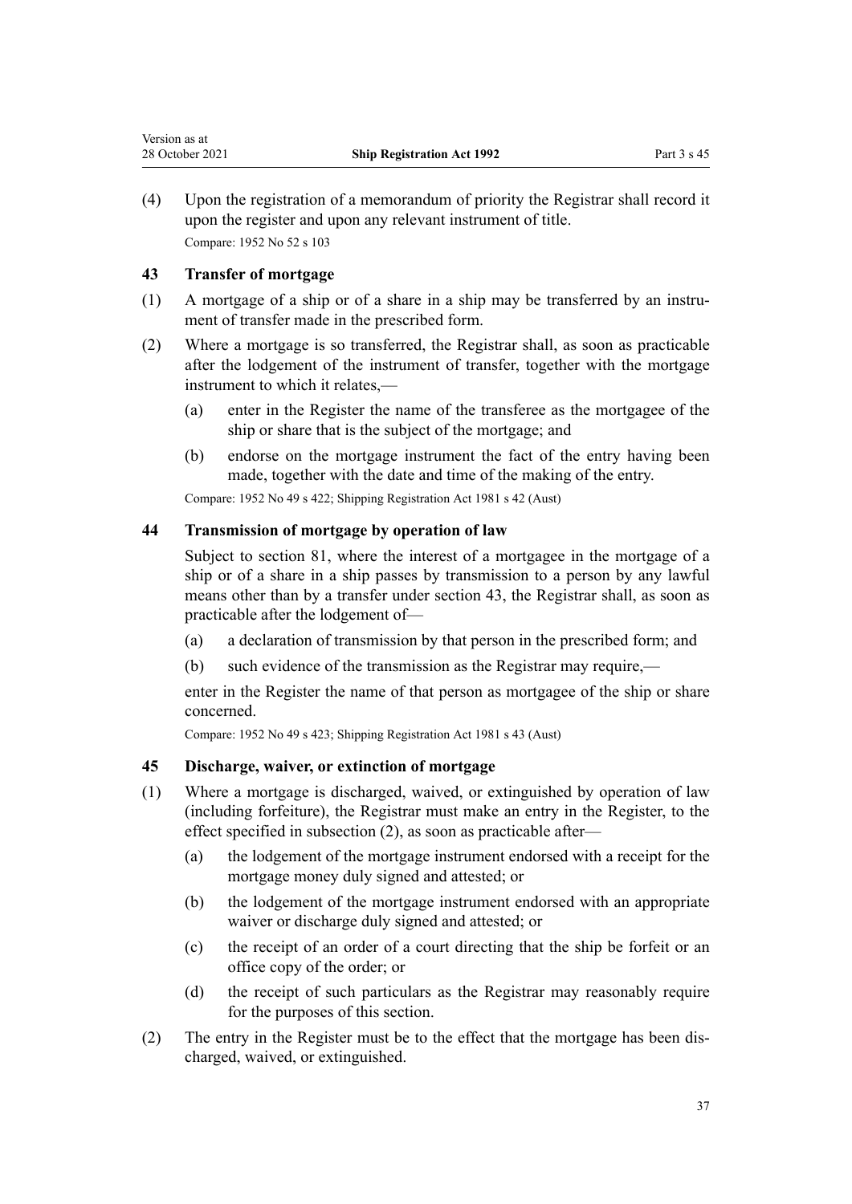(4) Upon the registration of a memorandum of priority the Registrar shall record it upon the register and upon any relevant instrument of title.

Compare: 1952 No 52 s 103

### 43 Transfer of mortgage

(1) A mortgage of a ship or of a share in a ship may be transferred by an instrument of transfer made in the prescribed form.

(2) Where a mortgage is so transferred, the Registrar shall, as soon as practicable after the lodgement of the instrument of transfer, together with the mortgage instrument to which it relates,—

(a) enter in the Register the name of the transferee as the mortgagee of the ship or share that is the subject of the mortgage; and

(b) endorse on the mortgage instrument the fact of the entry having been made, together with the date and time of the making of the entry.

Compare: 1952 No 49 s 422; Shipping Registration Act 1981 s 42 (Aust)

### 44 Transmission of mortgage by operation of law

Subject to section 81, where the interest of a mortgagee in the mortgage of a ship or of a share in a ship passes by transmission to a person by any lawful means other than by a transfer under section 43, the Registrar shall, as soon as practicable after the lodgement of—

(a) a declaration of transmission by that person in the prescribed form; and

(b) such evidence of the transmission as the Registrar may require,—

enter in the Register the name of that person as mortgagee of the ship or share concerned.

Compare: 1952 No 49 s 423; Shipping Registration Act 1981 s 43 (Aust)

### 45 Discharge, waiver, or extinction of mortgage

(1) Where a mortgage is discharged, waived, or extinguished by operation of law (including forfeiture), the Registrar must make an entry in the Register, to the effect specified in subsection (2), as soon as practicable after—

(a) the lodgement of the mortgage instrument endorsed with a receipt for the mortgage money duly signed and attested; or

(b) the lodgement of the mortgage instrument endorsed with an appropriate waiver or discharge duly signed and attested; or

(c) the receipt of an order of a court directing that the ship be forfeit or an office copy of the order; or

(d) the receipt of such particulars as the Registrar may reasonably require for the purposes of this section.

(2) The entry in the Register must be to the effect that the mortgage has been discharged, waived, or extinguished.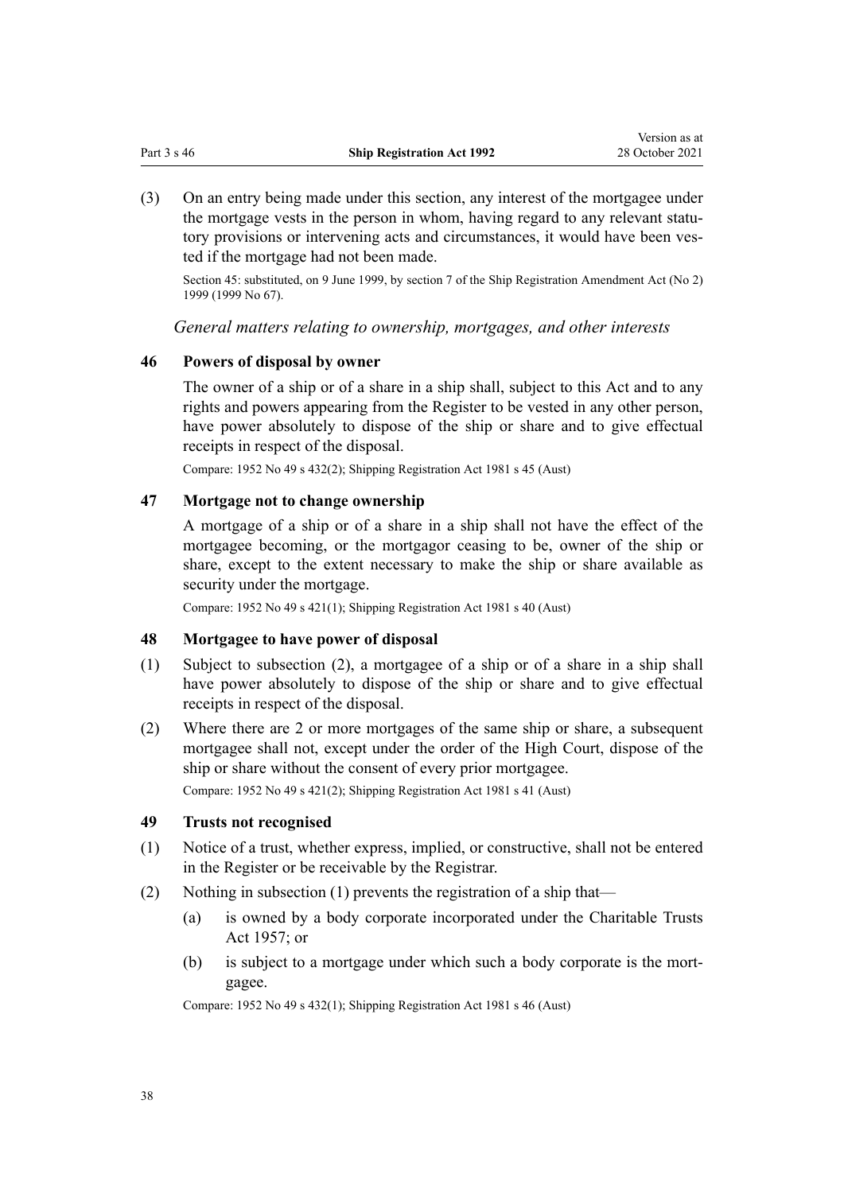(3) On an entry being made under this section, any interest of the mortgagee under the mortgage vests in the person in whom, having regard to any relevant statutory provisions or intervening acts and circumstances, it would have been vested if the mortgage had not been made.

Section 45: substituted, on 9 June 1999, by section 7 of the Ship Registration Amendment Act (No 2) 1999 (1999 No 67).

*General matters relating to ownership, mortgages, and other interests*

### 46 Powers of disposal by owner

The owner of a ship or of a share in a ship shall, subject to this Act and to any rights and powers appearing from the Register to be vested in any other person, have power absolutely to dispose of the ship or share and to give effectual receipts in respect of the disposal.

Compare: 1952 No 49 s 432(2); Shipping Registration Act 1981 s 45 (Aust)

### 47 Mortgage not to change ownership

A mortgage of a ship or of a share in a ship shall not have the effect of the mortgagee becoming, or the mortgagor ceasing to be, owner of the ship or share, except to the extent necessary to make the ship or share available as security under the mortgage.

Compare: 1952 No 49 s 421(1); Shipping Registration Act 1981 s 40 (Aust)

### 48 Mortgagee to have power of disposal

(1) Subject to subsection (2), a mortgagee of a ship or of a share in a ship shall have power absolutely to dispose of the ship or share and to give effectual receipts in respect of the disposal.

(2) Where there are 2 or more mortgages of the same ship or share, a subsequent mortgagee shall not, except under the order of the High Court, dispose of the ship or share without the consent of every prior mortgagee.

Compare: 1952 No 49 s 421(2); Shipping Registration Act 1981 s 41 (Aust)

### 49 Trusts not recognised

(1) Notice of a trust, whether express, implied, or constructive, shall not be entered in the Register or be receivable by the Registrar.

(2) Nothing in subsection (1) prevents the registration of a ship that—

  (a) is owned by a body corporate incorporated under the Charitable Trusts Act 1957; or

  (b) is subject to a mortgage under which such a body corporate is the mortgagee.

Compare: 1952 No 49 s 432(1); Shipping Registration Act 1981 s 46 (Aust)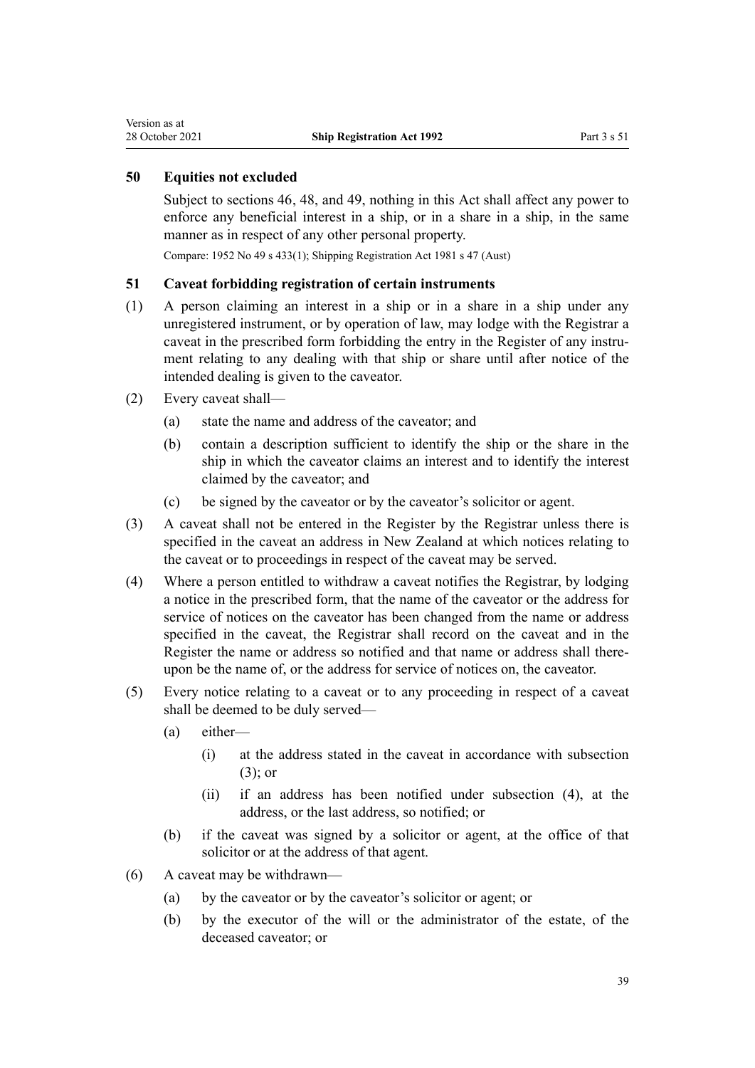### 50 Equities not excluded

Subject to sections 46, 48, and 49, nothing in this Act shall affect any power to enforce any beneficial interest in a ship, or in a share in a ship, in the same manner as in respect of any other personal property.

Compare: 1952 No 49 s 433(1); Shipping Registration Act 1981 s 47 (Aust)

### 51 Caveat forbidding registration of certain instruments

(1) A person claiming an interest in a ship or in a share in a ship under any unregistered instrument, or by operation of law, may lodge with the Registrar a caveat in the prescribed form forbidding the entry in the Register of any instrument relating to any dealing with that ship or share until after notice of the intended dealing is given to the caveator.

(2) Every caveat shall—

- (a) state the name and address of the caveator; and
- (b) contain a description sufficient to identify the ship or the share in the ship in which the caveator claims an interest and to identify the interest claimed by the caveator; and
- (c) be signed by the caveator or by the caveator's solicitor or agent.

(3) A caveat shall not be entered in the Register by the Registrar unless there is specified in the caveat an address in New Zealand at which notices relating to the caveat or to proceedings in respect of the caveat may be served.

(4) Where a person entitled to withdraw a caveat notifies the Registrar, by lodging a notice in the prescribed form, that the name of the caveator or the address for service of notices on the caveator has been changed from the name or address specified in the caveat, the Registrar shall record on the caveat and in the Register the name or address so notified and that name or address shall thereupon be the name of, or the address for service of notices on, the caveator.

(5) Every notice relating to a caveat or to any proceeding in respect of a caveat shall be deemed to be duly served—

- (a) either—
  - (i) at the address stated in the caveat in accordance with subsection (3); or
  - (ii) if an address has been notified under subsection (4), at the address, or the last address, so notified; or
- (b) if the caveat was signed by a solicitor or agent, at the office of that solicitor or at the address of that agent.

(6) A caveat may be withdrawn—

- (a) by the caveator or by the caveator's solicitor or agent; or
- (b) by the executor of the will or the administrator of the estate, of the deceased caveator; or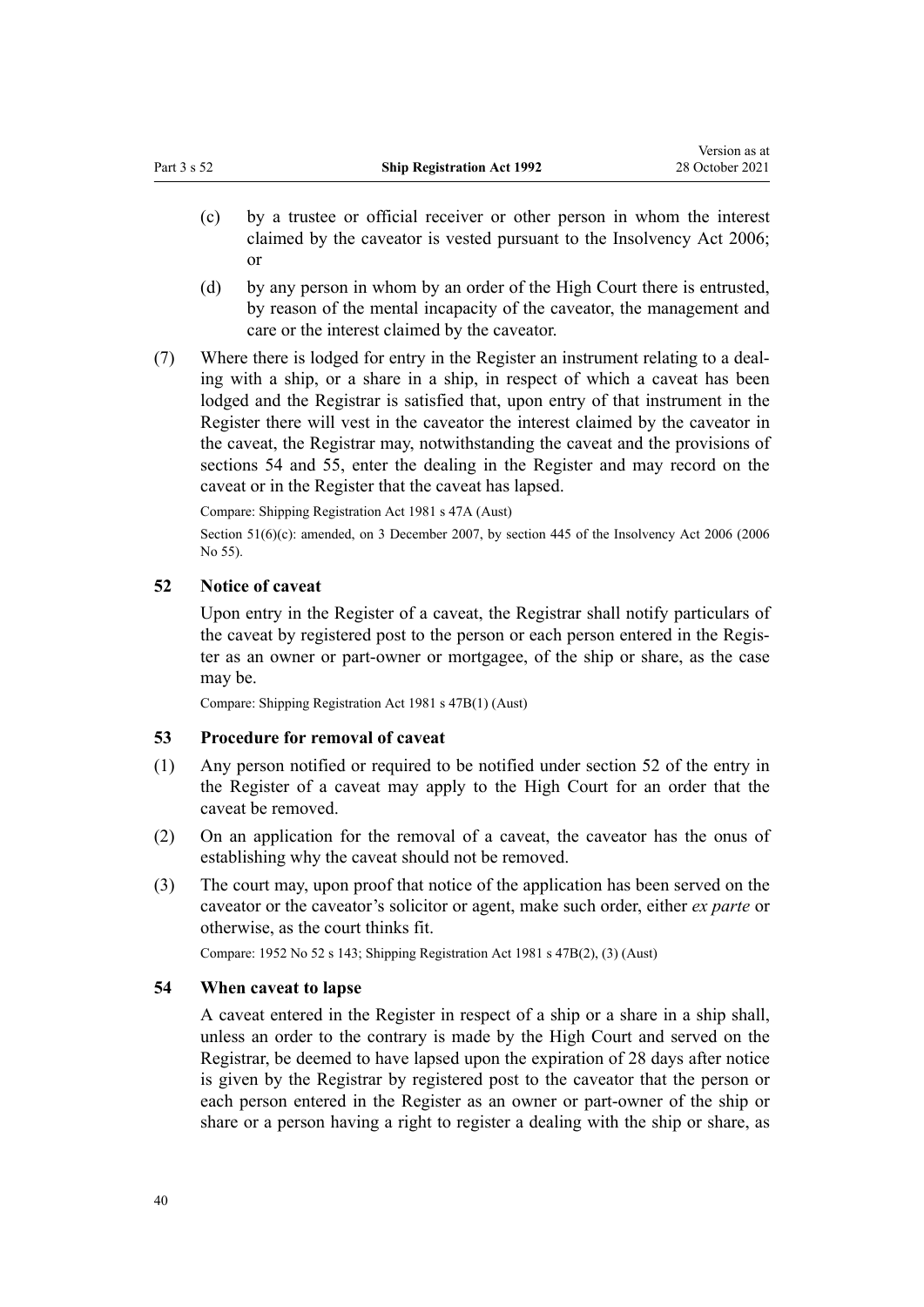(c) by a trustee or official receiver or other person in whom the interest claimed by the caveator is vested pursuant to the Insolvency Act 2006; or

(d) by any person in whom by an order of the High Court there is entrusted, by reason of the mental incapacity of the caveator, the management and care or the interest claimed by the caveator.

(7) Where there is lodged for entry in the Register an instrument relating to a dealing with a ship, or a share in a ship, in respect of which a caveat has been lodged and the Registrar is satisfied that, upon entry of that instrument in the Register there will vest in the caveator the interest claimed by the caveator in the caveat, the Registrar may, notwithstanding the caveat and the provisions of sections 54 and 55, enter the dealing in the Register and may record on the caveat or in the Register that the caveat has lapsed.

Compare: Shipping Registration Act 1981 s 47A (Aust)

Section 51(6)(c): amended, on 3 December 2007, by section 445 of the Insolvency Act 2006 (2006 No 55).

### 52 Notice of caveat

Upon entry in the Register of a caveat, the Registrar shall notify particulars of the caveat by registered post to the person or each person entered in the Register as an owner or part-owner or mortgagee, of the ship or share, as the case may be.

Compare: Shipping Registration Act 1981 s 47B(1) (Aust)

### 53 Procedure for removal of caveat

(1) Any person notified or required to be notified under section 52 of the entry in the Register of a caveat may apply to the High Court for an order that the caveat be removed.

(2) On an application for the removal of a caveat, the caveator has the onus of establishing why the caveat should not be removed.

(3) The court may, upon proof that notice of the application has been served on the caveator or the caveator's solicitor or agent, make such order, either *ex parte* or otherwise, as the court thinks fit.

Compare: 1952 No 52 s 143; Shipping Registration Act 1981 s 47B(2), (3) (Aust)

### 54 When caveat to lapse

A caveat entered in the Register in respect of a ship or a share in a ship shall, unless an order to the contrary is made by the High Court and served on the Registrar, be deemed to have lapsed upon the expiration of 28 days after notice is given by the Registrar by registered post to the caveator that the person or each person entered in the Register as an owner or part-owner of the ship or share or a person having a right to register a dealing with the ship or share, as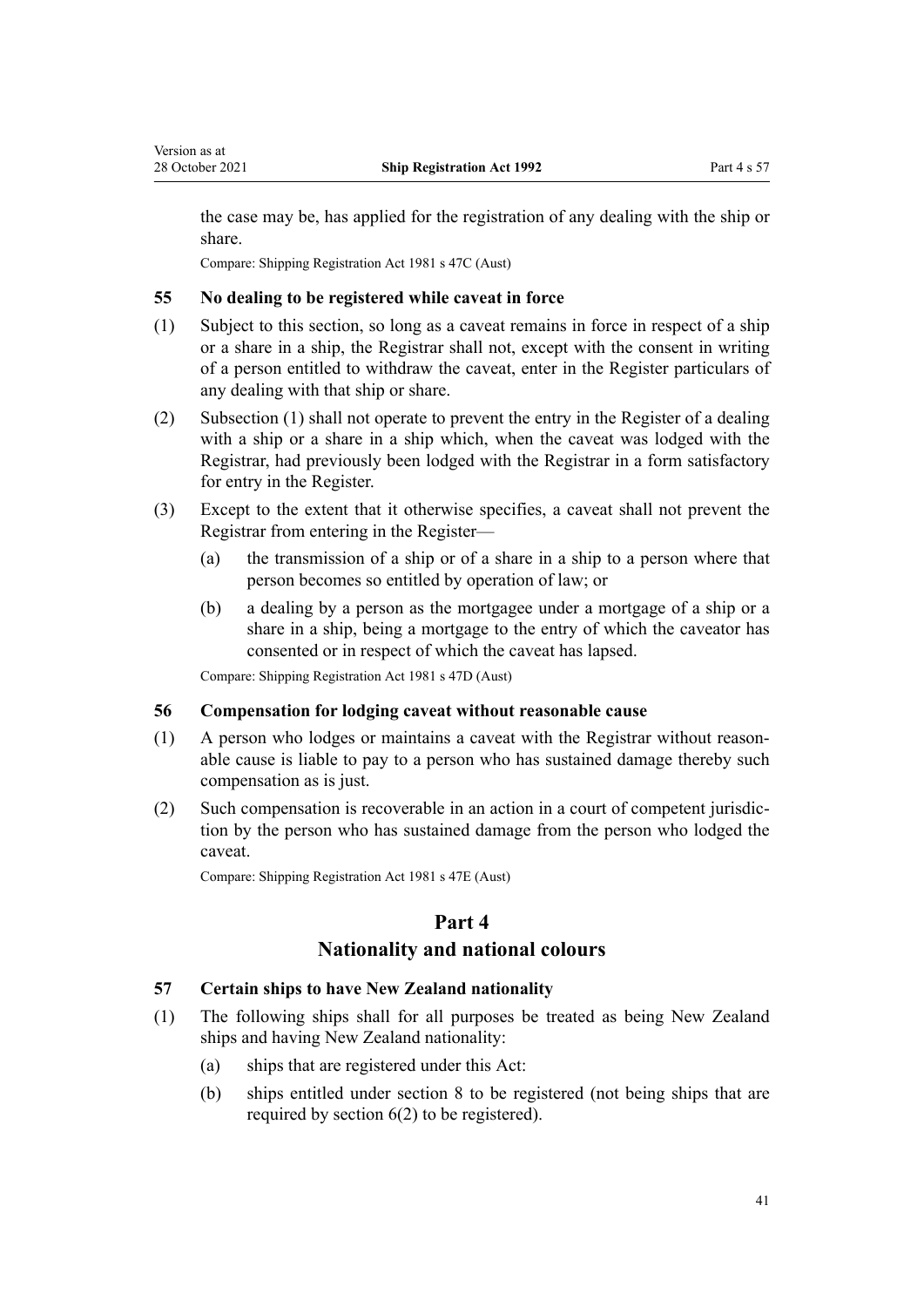the case may be, has applied for the registration of any dealing with the ship or share.

Compare: Shipping Registration Act 1981 s 47C (Aust)

### 55 No dealing to be registered while caveat in force

(1) Subject to this section, so long as a caveat remains in force in respect of a ship or a share in a ship, the Registrar shall not, except with the consent in writing of a person entitled to withdraw the caveat, enter in the Register particulars of any dealing with that ship or share.

(2) Subsection (1) shall not operate to prevent the entry in the Register of a dealing with a ship or a share in a ship which, when the caveat was lodged with the Registrar, had previously been lodged with the Registrar in a form satisfactory for entry in the Register.

(3) Except to the extent that it otherwise specifies, a caveat shall not prevent the Registrar from entering in the Register—

(a) the transmission of a ship or of a share in a ship to a person where that person becomes so entitled by operation of law; or

(b) a dealing by a person as the mortgagee under a mortgage of a ship or a share in a ship, being a mortgage to the entry of which the caveator has consented or in respect of which the caveat has lapsed.

Compare: Shipping Registration Act 1981 s 47D (Aust)

### 56 Compensation for lodging caveat without reasonable cause

(1) A person who lodges or maintains a caveat with the Registrar without reasonable cause is liable to pay to a person who has sustained damage thereby such compensation as is just.

(2) Such compensation is recoverable in an action in a court of competent jurisdiction by the person who has sustained damage from the person who lodged the caveat.

Compare: Shipping Registration Act 1981 s 47E (Aust)

## Part 4
## Nationality and national colours

### 57 Certain ships to have New Zealand nationality

(1) The following ships shall for all purposes be treated as being New Zealand ships and having New Zealand nationality:

(a) ships that are registered under this Act:

(b) ships entitled under section 8 to be registered (not being ships that are required by section 6(2) to be registered).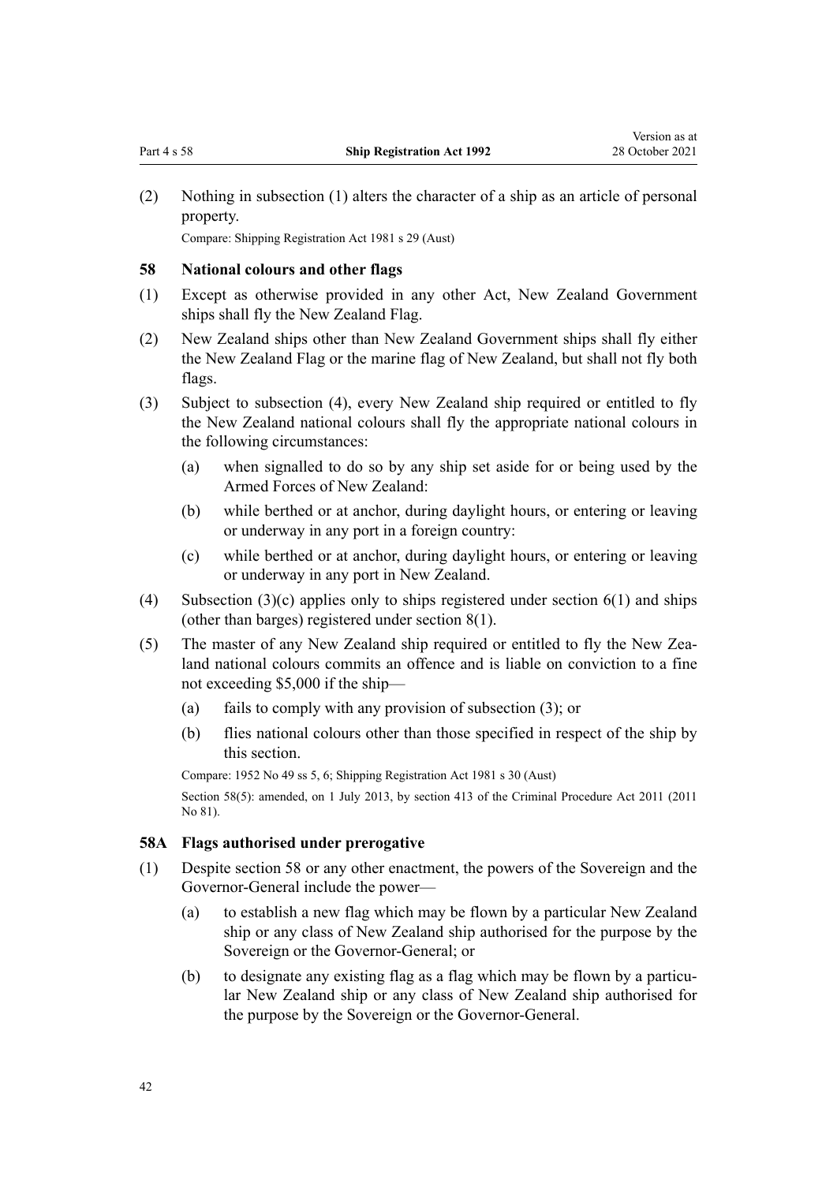(2) Nothing in subsection (1) alters the character of a ship as an article of personal property.

Compare: Shipping Registration Act 1981 s 29 (Aust)

### 58 National colours and other flags

(1) Except as otherwise provided in any other Act, New Zealand Government ships shall fly the New Zealand Flag.

(2) New Zealand ships other than New Zealand Government ships shall fly either the New Zealand Flag or the marine flag of New Zealand, but shall not fly both flags.

(3) Subject to subsection (4), every New Zealand ship required or entitled to fly the New Zealand national colours shall fly the appropriate national colours in the following circumstances:

- (a) when signalled to do so by any ship set aside for or being used by the Armed Forces of New Zealand:
- (b) while berthed or at anchor, during daylight hours, or entering or leaving or underway in any port in a foreign country:
- (c) while berthed or at anchor, during daylight hours, or entering or leaving or underway in any port in New Zealand.

(4) Subsection (3)(c) applies only to ships registered under section 6(1) and ships (other than barges) registered under section 8(1).

(5) The master of any New Zealand ship required or entitled to fly the New Zealand national colours commits an offence and is liable on conviction to a fine not exceeding $5,000 if the ship—

- (a) fails to comply with any provision of subsection (3); or
- (b) flies national colours other than those specified in respect of the ship by this section.

Compare: 1952 No 49 ss 5, 6; Shipping Registration Act 1981 s 30 (Aust)

Section 58(5): amended, on 1 July 2013, by section 413 of the Criminal Procedure Act 2011 (2011 No 81).

### 58A Flags authorised under prerogative

(1) Despite section 58 or any other enactment, the powers of the Sovereign and the Governor-General include the power—

- (a) to establish a new flag which may be flown by a particular New Zealand ship or any class of New Zealand ship authorised for the purpose by the Sovereign or the Governor-General; or
- (b) to designate any existing flag as a flag which may be flown by a particular New Zealand ship or any class of New Zealand ship authorised for the purpose by the Sovereign or the Governor-General.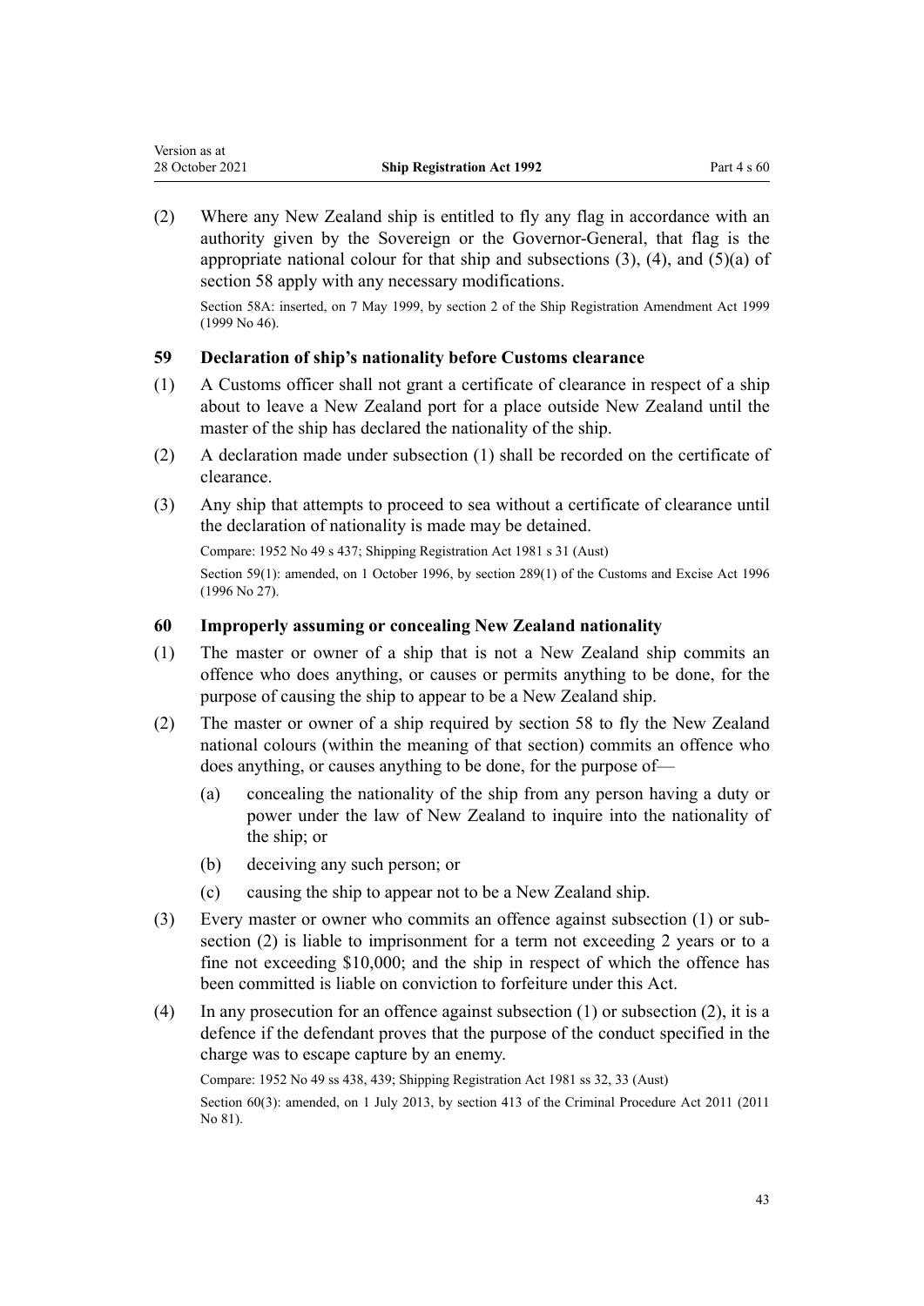(2) Where any New Zealand ship is entitled to fly any flag in accordance with an authority given by the Sovereign or the Governor-General, that flag is the appropriate national colour for that ship and subsections (3), (4), and (5)(a) of section 58 apply with any necessary modifications.

Section 58A: inserted, on 7 May 1999, by section 2 of the Ship Registration Amendment Act 1999 (1999 No 46).

### 59 Declaration of ship's nationality before Customs clearance

(1) A Customs officer shall not grant a certificate of clearance in respect of a ship about to leave a New Zealand port for a place outside New Zealand until the master of the ship has declared the nationality of the ship.

(2) A declaration made under subsection (1) shall be recorded on the certificate of clearance.

(3) Any ship that attempts to proceed to sea without a certificate of clearance until the declaration of nationality is made may be detained.

Compare: 1952 No 49 s 437; Shipping Registration Act 1981 s 31 (Aust)

Section 59(1): amended, on 1 October 1996, by section 289(1) of the Customs and Excise Act 1996 (1996 No 27).

### 60 Improperly assuming or concealing New Zealand nationality

(1) The master or owner of a ship that is not a New Zealand ship commits an offence who does anything, or causes or permits anything to be done, for the purpose of causing the ship to appear to be a New Zealand ship.

(2) The master or owner of a ship required by section 58 to fly the New Zealand national colours (within the meaning of that section) commits an offence who does anything, or causes anything to be done, for the purpose of—

- (a) concealing the nationality of the ship from any person having a duty or power under the law of New Zealand to inquire into the nationality of the ship; or
- (b) deceiving any such person; or
- (c) causing the ship to appear not to be a New Zealand ship.

(3) Every master or owner who commits an offence against subsection (1) or subsection (2) is liable to imprisonment for a term not exceeding 2 years or to a fine not exceeding $10,000; and the ship in respect of which the offence has been committed is liable on conviction to forfeiture under this Act.

(4) In any prosecution for an offence against subsection (1) or subsection (2), it is a defence if the defendant proves that the purpose of the conduct specified in the charge was to escape capture by an enemy.

Compare: 1952 No 49 ss 438, 439; Shipping Registration Act 1981 ss 32, 33 (Aust)

Section 60(3): amended, on 1 July 2013, by section 413 of the Criminal Procedure Act 2011 (2011 No 81).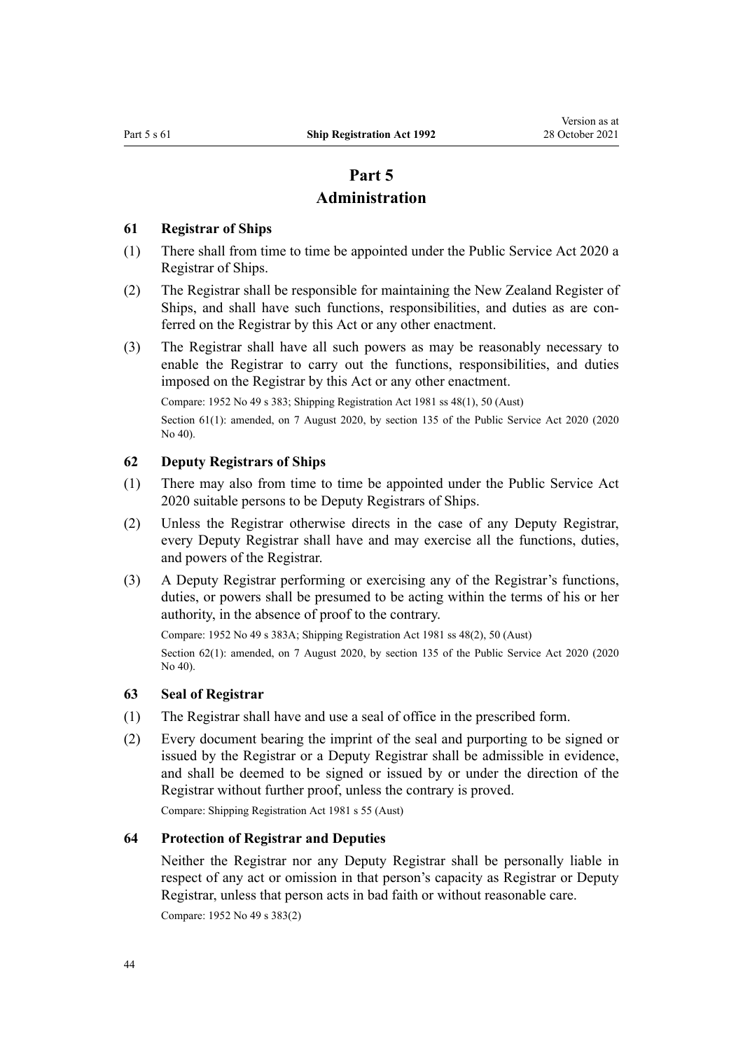# Part 5
## Administration

### 61 Registrar of Ships

(1) There shall from time to time be appointed under the Public Service Act 2020 a Registrar of Ships.

(2) The Registrar shall be responsible for maintaining the New Zealand Register of Ships, and shall have such functions, responsibilities, and duties as are conferred on the Registrar by this Act or any other enactment.

(3) The Registrar shall have all such powers as may be reasonably necessary to enable the Registrar to carry out the functions, responsibilities, and duties imposed on the Registrar by this Act or any other enactment.

Compare: 1952 No 49 s 383; Shipping Registration Act 1981 ss 48(1), 50 (Aust)

Section 61(1): amended, on 7 August 2020, by section 135 of the Public Service Act 2020 (2020 No 40).

### 62 Deputy Registrars of Ships

(1) There may also from time to time be appointed under the Public Service Act 2020 suitable persons to be Deputy Registrars of Ships.

(2) Unless the Registrar otherwise directs in the case of any Deputy Registrar, every Deputy Registrar shall have and may exercise all the functions, duties, and powers of the Registrar.

(3) A Deputy Registrar performing or exercising any of the Registrar's functions, duties, or powers shall be presumed to be acting within the terms of his or her authority, in the absence of proof to the contrary.

Compare: 1952 No 49 s 383A; Shipping Registration Act 1981 ss 48(2), 50 (Aust)

Section 62(1): amended, on 7 August 2020, by section 135 of the Public Service Act 2020 (2020 No 40).

### 63 Seal of Registrar

(1) The Registrar shall have and use a seal of office in the prescribed form.

(2) Every document bearing the imprint of the seal and purporting to be signed or issued by the Registrar or a Deputy Registrar shall be admissible in evidence, and shall be deemed to be signed or issued by or under the direction of the Registrar without further proof, unless the contrary is proved.

Compare: Shipping Registration Act 1981 s 55 (Aust)

### 64 Protection of Registrar and Deputies

Neither the Registrar nor any Deputy Registrar shall be personally liable in respect of any act or omission in that person's capacity as Registrar or Deputy Registrar, unless that person acts in bad faith or without reasonable care.

Compare: 1952 No 49 s 383(2)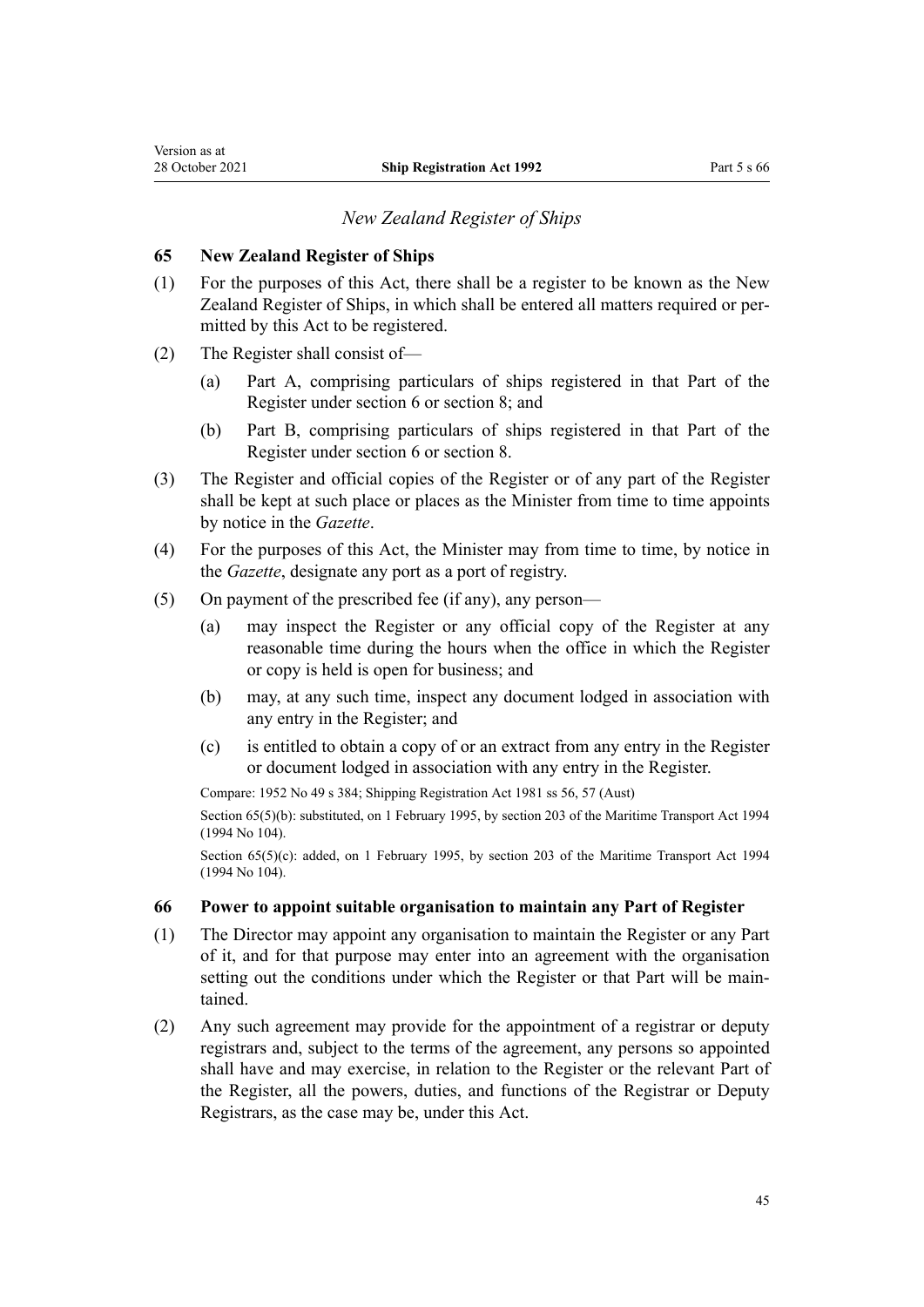## *New Zealand Register of Ships*

### 65 New Zealand Register of Ships

(1) For the purposes of this Act, there shall be a register to be known as the New Zealand Register of Ships, in which shall be entered all matters required or permitted by this Act to be registered.

(2) The Register shall consist of—

- (a) Part A, comprising particulars of ships registered in that Part of the Register under section 6 or section 8; and
- (b) Part B, comprising particulars of ships registered in that Part of the Register under section 6 or section 8.

(3) The Register and official copies of the Register or of any part of the Register shall be kept at such place or places as the Minister from time to time appoints by notice in the *Gazette*.

(4) For the purposes of this Act, the Minister may from time to time, by notice in the *Gazette*, designate any port as a port of registry.

(5) On payment of the prescribed fee (if any), any person—

- (a) may inspect the Register or any official copy of the Register at any reasonable time during the hours when the office in which the Register or copy is held is open for business; and
- (b) may, at any such time, inspect any document lodged in association with any entry in the Register; and
- (c) is entitled to obtain a copy of or an extract from any entry in the Register or document lodged in association with any entry in the Register.

Compare: 1952 No 49 s 384; Shipping Registration Act 1981 ss 56, 57 (Aust)

Section 65(5)(b): substituted, on 1 February 1995, by section 203 of the Maritime Transport Act 1994 (1994 No 104).

Section 65(5)(c): added, on 1 February 1995, by section 203 of the Maritime Transport Act 1994 (1994 No 104).

### 66 Power to appoint suitable organisation to maintain any Part of Register

(1) The Director may appoint any organisation to maintain the Register or any Part of it, and for that purpose may enter into an agreement with the organisation setting out the conditions under which the Register or that Part will be maintained.

(2) Any such agreement may provide for the appointment of a registrar or deputy registrars and, subject to the terms of the agreement, any persons so appointed shall have and may exercise, in relation to the Register or the relevant Part of the Register, all the powers, duties, and functions of the Registrar or Deputy Registrars, as the case may be, under this Act.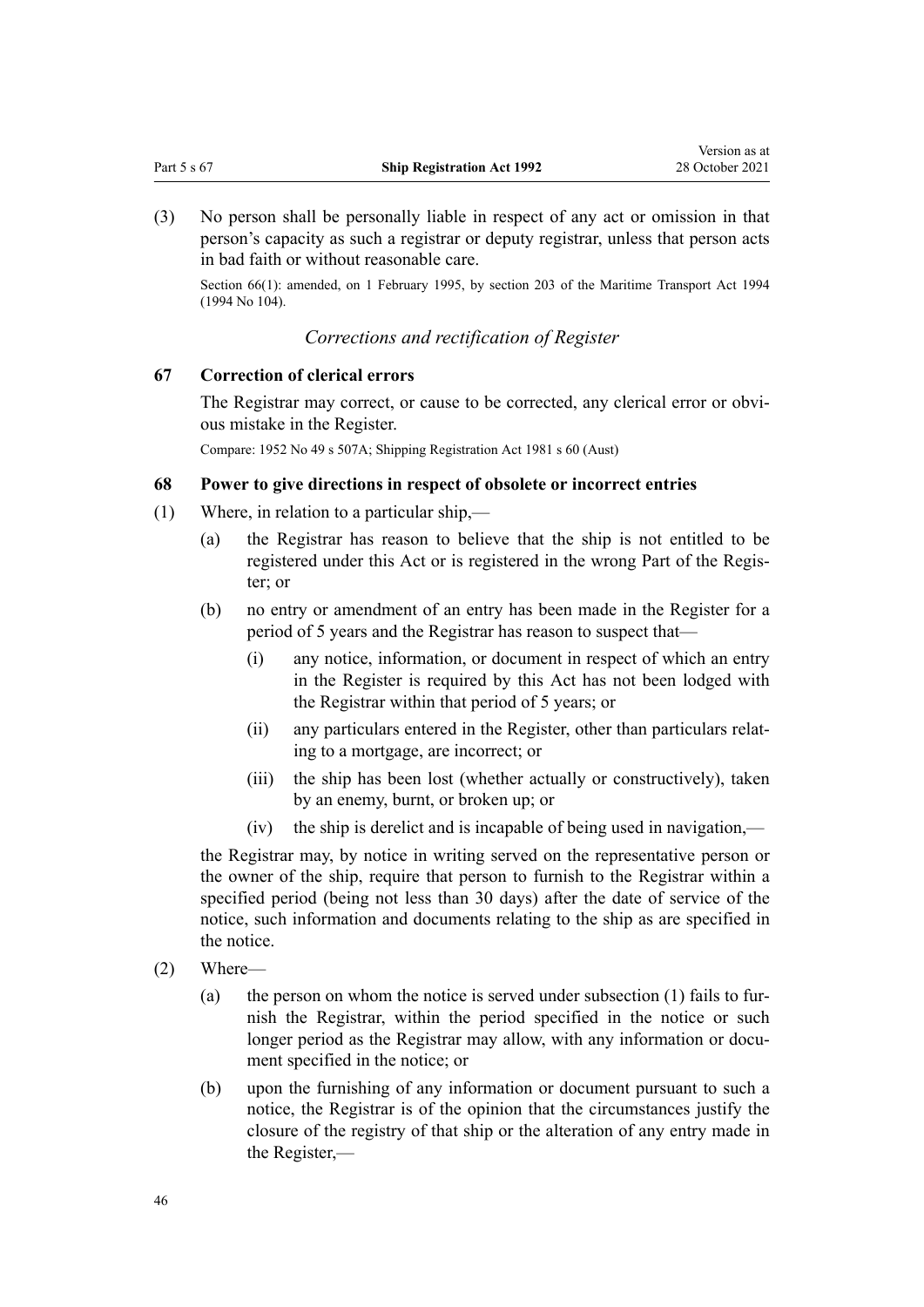(3) No person shall be personally liable in respect of any act or omission in that person's capacity as such a registrar or deputy registrar, unless that person acts in bad faith or without reasonable care.

Section 66(1): amended, on 1 February 1995, by section 203 of the Maritime Transport Act 1994 (1994 No 104).

*Corrections and rectification of Register*

### 67 Correction of clerical errors

The Registrar may correct, or cause to be corrected, any clerical error or obvious mistake in the Register.

Compare: 1952 No 49 s 507A; Shipping Registration Act 1981 s 60 (Aust)

### 68 Power to give directions in respect of obsolete or incorrect entries

(1) Where, in relation to a particular ship,—

(a) the Registrar has reason to believe that the ship is not entitled to be registered under this Act or is registered in the wrong Part of the Register; or

(b) no entry or amendment of an entry has been made in the Register for a period of 5 years and the Registrar has reason to suspect that—

(i) any notice, information, or document in respect of which an entry in the Register is required by this Act has not been lodged with the Registrar within that period of 5 years; or

(ii) any particulars entered in the Register, other than particulars relating to a mortgage, are incorrect; or

(iii) the ship has been lost (whether actually or constructively), taken by an enemy, burnt, or broken up; or

(iv) the ship is derelict and is incapable of being used in navigation,—

the Registrar may, by notice in writing served on the representative person or the owner of the ship, require that person to furnish to the Registrar within a specified period (being not less than 30 days) after the date of service of the notice, such information and documents relating to the ship as are specified in the notice.

(2) Where—

(a) the person on whom the notice is served under subsection (1) fails to furnish the Registrar, within the period specified in the notice or such longer period as the Registrar may allow, with any information or document specified in the notice; or

(b) upon the furnishing of any information or document pursuant to such a notice, the Registrar is of the opinion that the circumstances justify the closure of the registry of that ship or the alteration of any entry made in the Register,—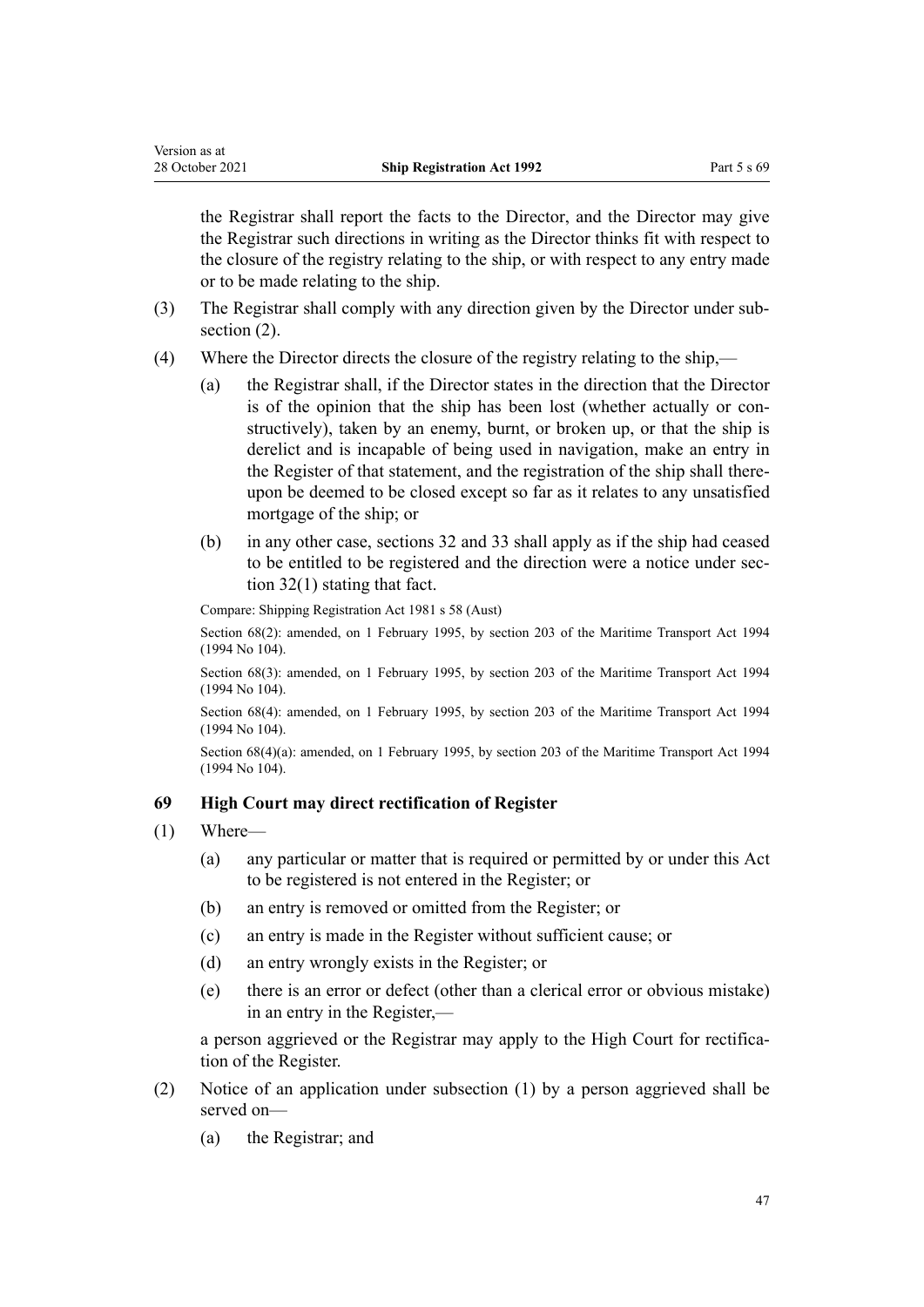the Registrar shall report the facts to the Director, and the Director may give the Registrar such directions in writing as the Director thinks fit with respect to the closure of the registry relating to the ship, or with respect to any entry made or to be made relating to the ship.

(3) The Registrar shall comply with any direction given by the Director under subsection (2).

(4) Where the Director directs the closure of the registry relating to the ship,—

(a) the Registrar shall, if the Director states in the direction that the Director is of the opinion that the ship has been lost (whether actually or constructively), taken by an enemy, burnt, or broken up, or that the ship is derelict and is incapable of being used in navigation, make an entry in the Register of that statement, and the registration of the ship shall thereupon be deemed to be closed except so far as it relates to any unsatisfied mortgage of the ship; or

(b) in any other case, sections 32 and 33 shall apply as if the ship had ceased to be entitled to be registered and the direction were a notice under section 32(1) stating that fact.

Compare: Shipping Registration Act 1981 s 58 (Aust)

Section 68(2): amended, on 1 February 1995, by section 203 of the Maritime Transport Act 1994 (1994 No 104).

Section 68(3): amended, on 1 February 1995, by section 203 of the Maritime Transport Act 1994 (1994 No 104).

Section 68(4): amended, on 1 February 1995, by section 203 of the Maritime Transport Act 1994 (1994 No 104).

Section 68(4)(a): amended, on 1 February 1995, by section 203 of the Maritime Transport Act 1994 (1994 No 104).

### 69 High Court may direct rectification of Register

(1) Where—

(a) any particular or matter that is required or permitted by or under this Act to be registered is not entered in the Register; or

(b) an entry is removed or omitted from the Register; or

(c) an entry is made in the Register without sufficient cause; or

(d) an entry wrongly exists in the Register; or

(e) there is an error or defect (other than a clerical error or obvious mistake) in an entry in the Register,—

a person aggrieved or the Registrar may apply to the High Court for rectification of the Register.

(2) Notice of an application under subsection (1) by a person aggrieved shall be served on—

(a) the Registrar; and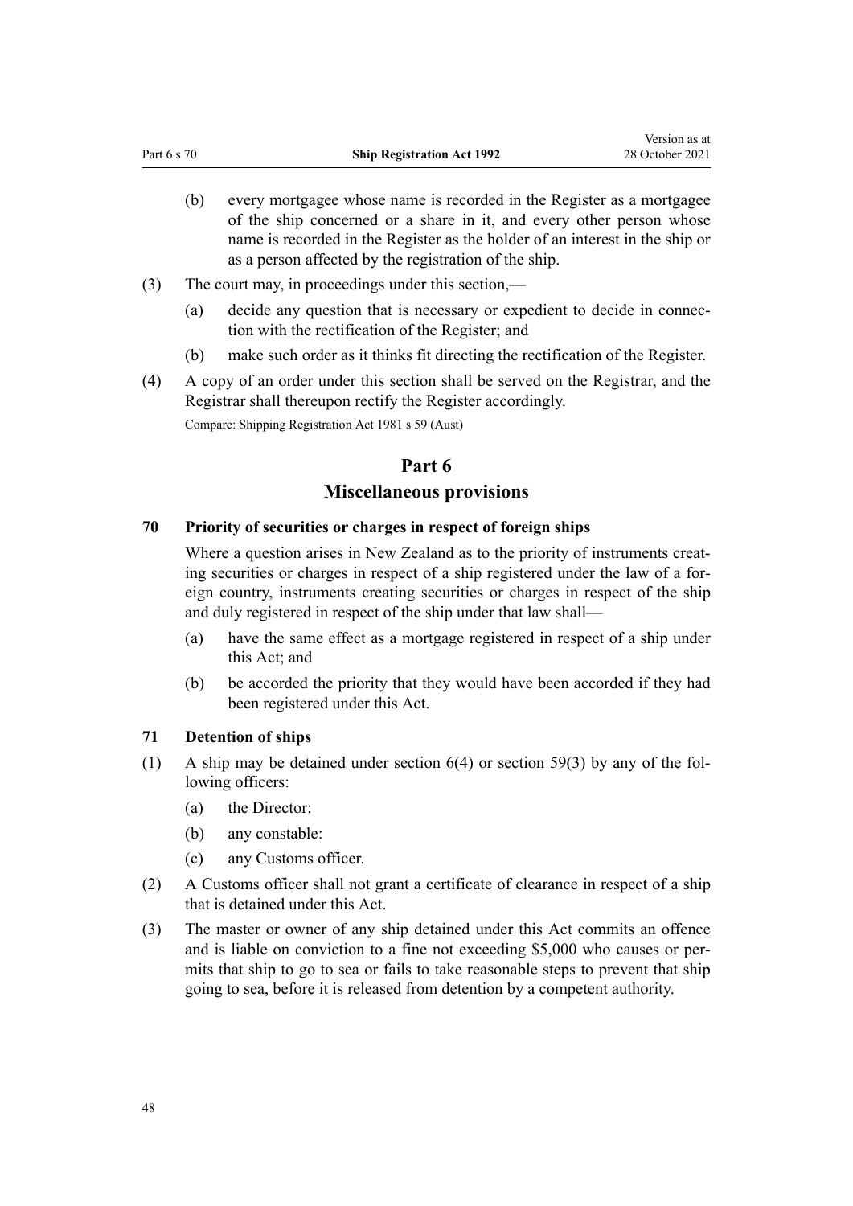(b) every mortgagee whose name is recorded in the Register as a mortgagee of the ship concerned or a share in it, and every other person whose name is recorded in the Register as the holder of an interest in the ship or as a person affected by the registration of the ship.

(3) The court may, in proceedings under this section,—

(a) decide any question that is necessary or expedient to decide in connection with the rectification of the Register; and

(b) make such order as it thinks fit directing the rectification of the Register.

(4) A copy of an order under this section shall be served on the Registrar, and the Registrar shall thereupon rectify the Register accordingly.

Compare: Shipping Registration Act 1981 s 59 (Aust)

## Part 6
## Miscellaneous provisions

### 70 Priority of securities or charges in respect of foreign ships

Where a question arises in New Zealand as to the priority of instruments creating securities or charges in respect of a ship registered under the law of a foreign country, instruments creating securities or charges in respect of the ship and duly registered in respect of the ship under that law shall—

(a) have the same effect as a mortgage registered in respect of a ship under this Act; and

(b) be accorded the priority that they would have been accorded if they had been registered under this Act.

### 71 Detention of ships

(1) A ship may be detained under section 6(4) or section 59(3) by any of the following officers:

(a) the Director:

(b) any constable:

(c) any Customs officer.

(2) A Customs officer shall not grant a certificate of clearance in respect of a ship that is detained under this Act.

(3) The master or owner of any ship detained under this Act commits an offence and is liable on conviction to a fine not exceeding $5,000 who causes or permits that ship to go to sea or fails to take reasonable steps to prevent that ship going to sea, before it is released from detention by a competent authority.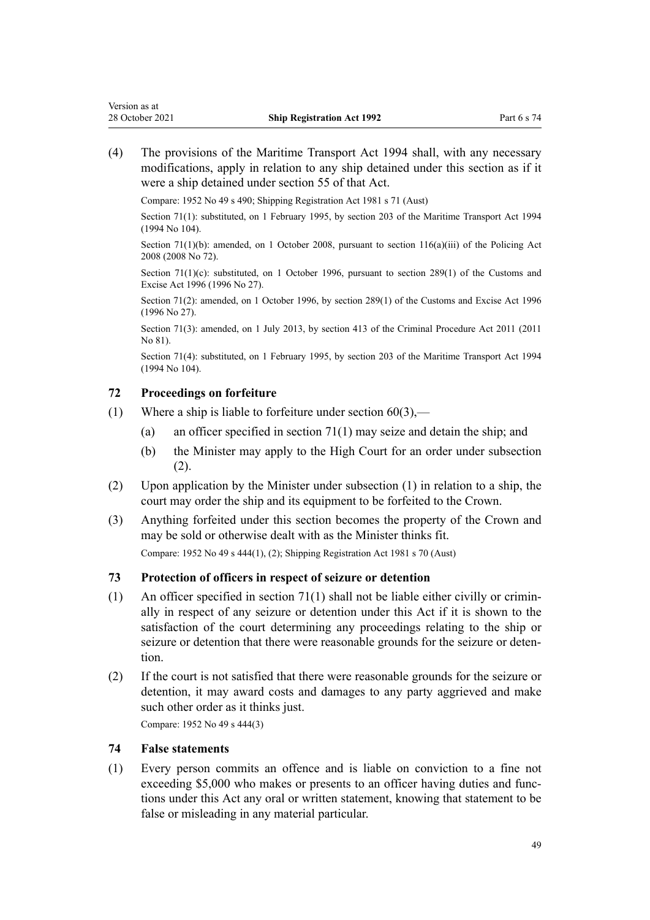(4) The provisions of the Maritime Transport Act 1994 shall, with any necessary modifications, apply in relation to any ship detained under this section as if it were a ship detained under section 55 of that Act.

Compare: 1952 No 49 s 490; Shipping Registration Act 1981 s 71 (Aust)

Section 71(1): substituted, on 1 February 1995, by section 203 of the Maritime Transport Act 1994 (1994 No 104).

Section 71(1)(b): amended, on 1 October 2008, pursuant to section 116(a)(iii) of the Policing Act 2008 (2008 No 72).

Section 71(1)(c): substituted, on 1 October 1996, pursuant to section 289(1) of the Customs and Excise Act 1996 (1996 No 27).

Section 71(2): amended, on 1 October 1996, by section 289(1) of the Customs and Excise Act 1996 (1996 No 27).

Section 71(3): amended, on 1 July 2013, by section 413 of the Criminal Procedure Act 2011 (2011 No 81).

Section 71(4): substituted, on 1 February 1995, by section 203 of the Maritime Transport Act 1994 (1994 No 104).

### 72 Proceedings on forfeiture

(1) Where a ship is liable to forfeiture under section 60(3),—

(a) an officer specified in section 71(1) may seize and detain the ship; and

(b) the Minister may apply to the High Court for an order under subsection (2).

(2) Upon application by the Minister under subsection (1) in relation to a ship, the court may order the ship and its equipment to be forfeited to the Crown.

(3) Anything forfeited under this section becomes the property of the Crown and may be sold or otherwise dealt with as the Minister thinks fit.

Compare: 1952 No 49 s 444(1), (2); Shipping Registration Act 1981 s 70 (Aust)

### 73 Protection of officers in respect of seizure or detention

(1) An officer specified in section 71(1) shall not be liable either civilly or criminally in respect of any seizure or detention under this Act if it is shown to the satisfaction of the court determining any proceedings relating to the ship or seizure or detention that there were reasonable grounds for the seizure or detention.

(2) If the court is not satisfied that there were reasonable grounds for the seizure or detention, it may award costs and damages to any party aggrieved and make such other order as it thinks just.

Compare: 1952 No 49 s 444(3)

### 74 False statements

(1) Every person commits an offence and is liable on conviction to a fine not exceeding $5,000 who makes or presents to an officer having duties and functions under this Act any oral or written statement, knowing that statement to be false or misleading in any material particular.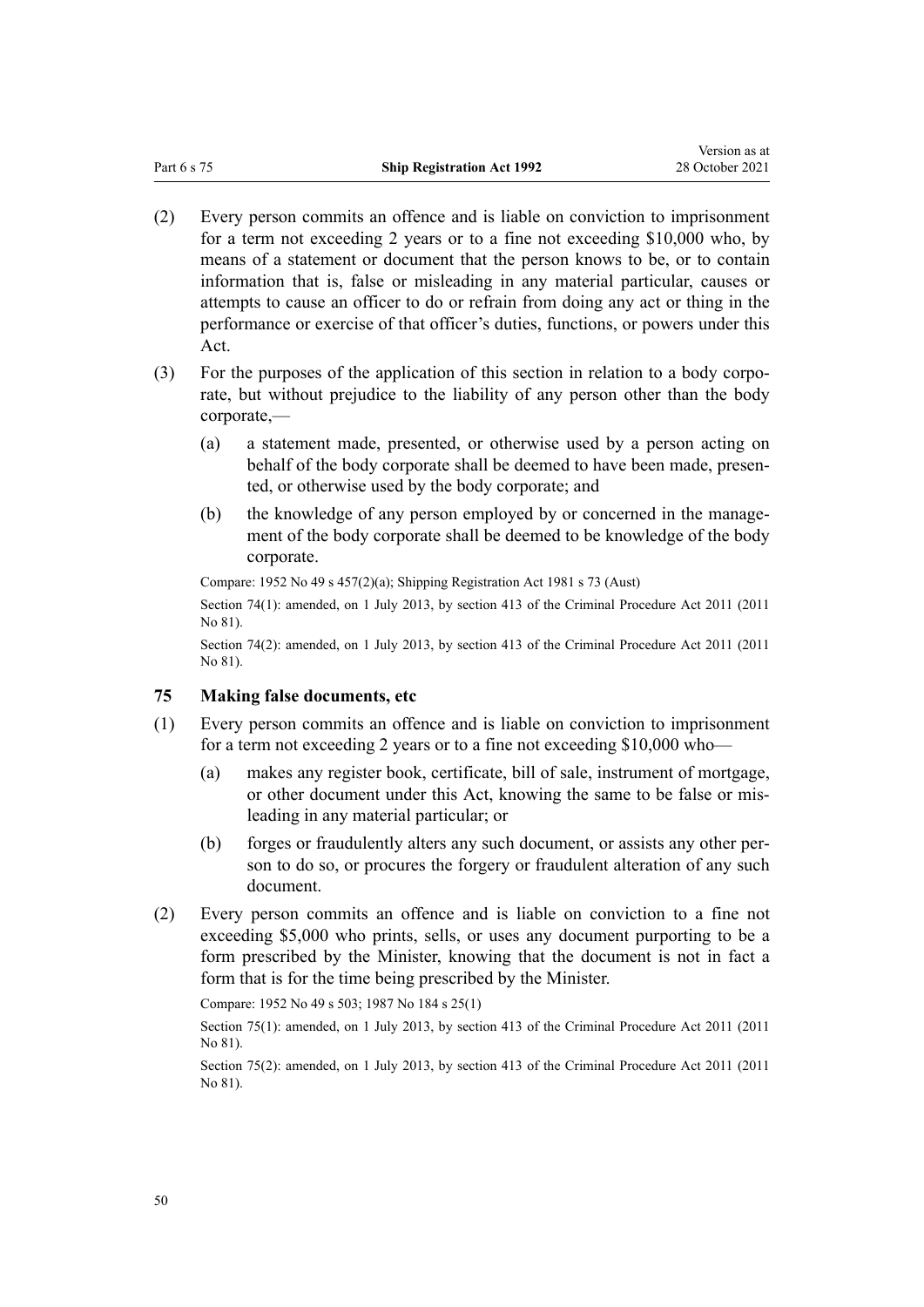(2) Every person commits an offence and is liable on conviction to imprisonment for a term not exceeding 2 years or to a fine not exceeding $10,000 who, by means of a statement or document that the person knows to be, or to contain information that is, false or misleading in any material particular, causes or attempts to cause an officer to do or refrain from doing any act or thing in the performance or exercise of that officer's duties, functions, or powers under this Act.

(3) For the purposes of the application of this section in relation to a body corporate, but without prejudice to the liability of any person other than the body corporate,—

(a) a statement made, presented, or otherwise used by a person acting on behalf of the body corporate shall be deemed to have been made, presented, or otherwise used by the body corporate; and

(b) the knowledge of any person employed by or concerned in the management of the body corporate shall be deemed to be knowledge of the body corporate.

Compare: 1952 No 49 s 457(2)(a); Shipping Registration Act 1981 s 73 (Aust)

Section 74(1): amended, on 1 July 2013, by section 413 of the Criminal Procedure Act 2011 (2011 No 81).

Section 74(2): amended, on 1 July 2013, by section 413 of the Criminal Procedure Act 2011 (2011 No 81).

### 75 Making false documents, etc

(1) Every person commits an offence and is liable on conviction to imprisonment for a term not exceeding 2 years or to a fine not exceeding $10,000 who—

(a) makes any register book, certificate, bill of sale, instrument of mortgage, or other document under this Act, knowing the same to be false or misleading in any material particular; or

(b) forges or fraudulently alters any such document, or assists any other person to do so, or procures the forgery or fraudulent alteration of any such document.

(2) Every person commits an offence and is liable on conviction to a fine not exceeding $5,000 who prints, sells, or uses any document purporting to be a form prescribed by the Minister, knowing that the document is not in fact a form that is for the time being prescribed by the Minister.

Compare: 1952 No 49 s 503; 1987 No 184 s 25(1)

Section 75(1): amended, on 1 July 2013, by section 413 of the Criminal Procedure Act 2011 (2011 No 81).

Section 75(2): amended, on 1 July 2013, by section 413 of the Criminal Procedure Act 2011 (2011 No 81).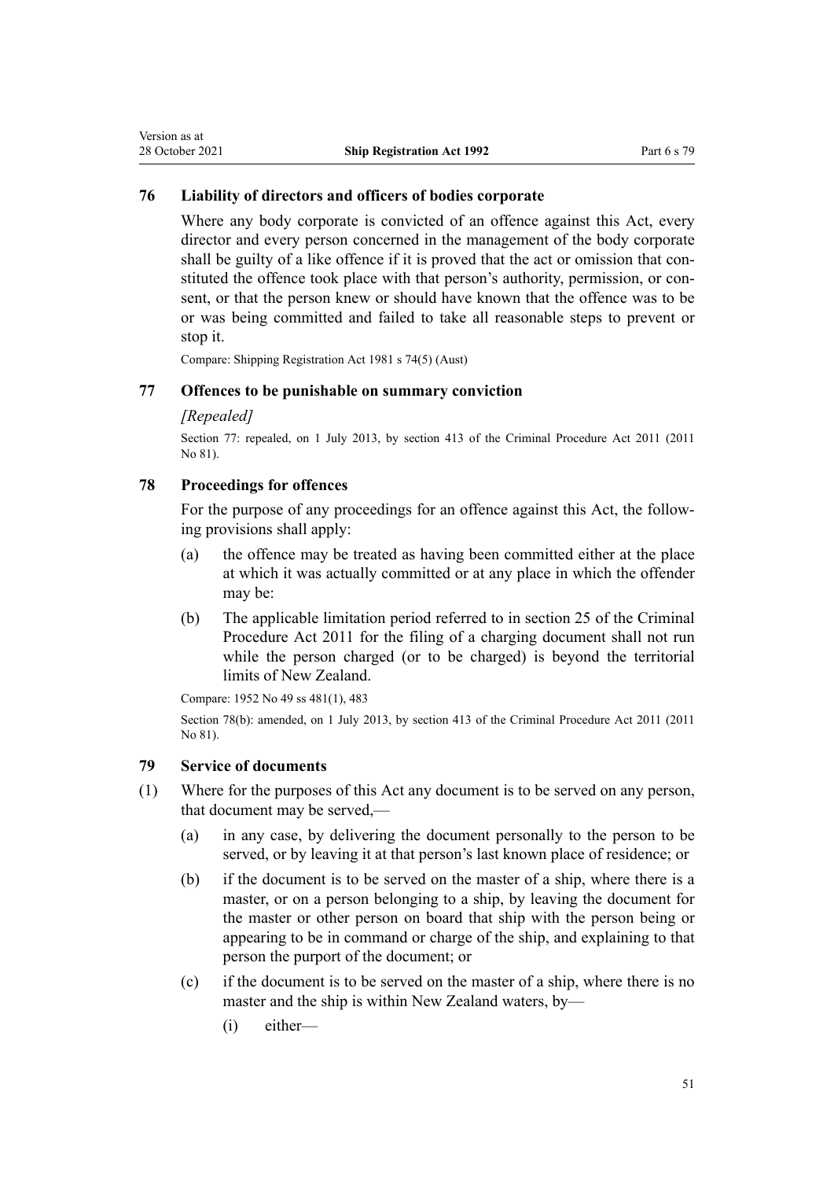### 76 Liability of directors and officers of bodies corporate

Where any body corporate is convicted of an offence against this Act, every director and every person concerned in the management of the body corporate shall be guilty of a like offence if it is proved that the act or omission that constituted the offence took place with that person's authority, permission, or consent, or that the person knew or should have known that the offence was to be or was being committed and failed to take all reasonable steps to prevent or stop it.

Compare: Shipping Registration Act 1981 s 74(5) (Aust)

### 77 Offences to be punishable on summary conviction

*[Repealed]*

Section 77: repealed, on 1 July 2013, by section 413 of the Criminal Procedure Act 2011 (2011 No 81).

### 78 Proceedings for offences

For the purpose of any proceedings for an offence against this Act, the following provisions shall apply:

(a) the offence may be treated as having been committed either at the place at which it was actually committed or at any place in which the offender may be:

(b) The applicable limitation period referred to in section 25 of the Criminal Procedure Act 2011 for the filing of a charging document shall not run while the person charged (or to be charged) is beyond the territorial limits of New Zealand.

Compare: 1952 No 49 ss 481(1), 483

Section 78(b): amended, on 1 July 2013, by section 413 of the Criminal Procedure Act 2011 (2011 No 81).

### 79 Service of documents

(1) Where for the purposes of this Act any document is to be served on any person, that document may be served,—

(a) in any case, by delivering the document personally to the person to be served, or by leaving it at that person's last known place of residence; or

(b) if the document is to be served on the master of a ship, where there is a master, or on a person belonging to a ship, by leaving the document for the master or other person on board that ship with the person being or appearing to be in command or charge of the ship, and explaining to that person the purport of the document; or

(c) if the document is to be served on the master of a ship, where there is no master and the ship is within New Zealand waters, by—

(i) either—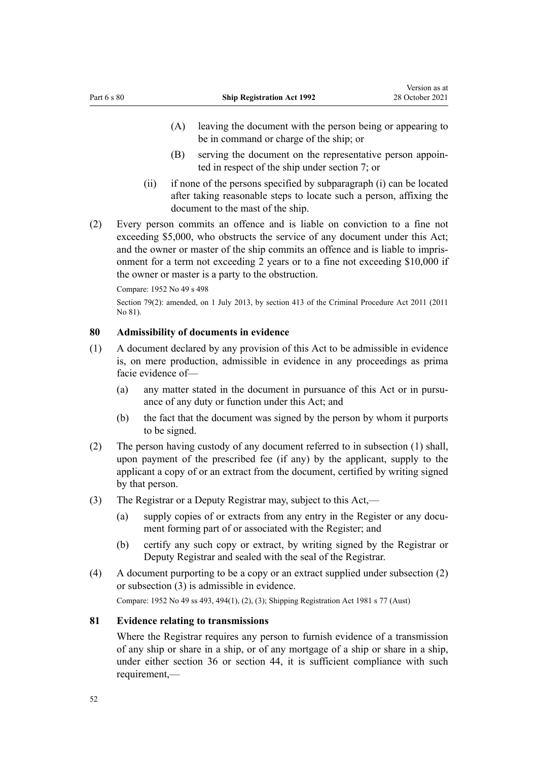(A) leaving the document with the person being or appearing to be in command or charge of the ship; or

(B) serving the document on the representative person appointed in respect of the ship under section 7; or

(ii) if none of the persons specified by subparagraph (i) can be located after taking reasonable steps to locate such a person, affixing the document to the mast of the ship.

(2) Every person commits an offence and is liable on conviction to a fine not exceeding $5,000, who obstructs the service of any document under this Act; and the owner or master of the ship commits an offence and is liable to imprisonment for a term not exceeding 2 years or to a fine not exceeding $10,000 if the owner or master is a party to the obstruction.

Compare: 1952 No 49 s 498

Section 79(2): amended, on 1 July 2013, by section 413 of the Criminal Procedure Act 2011 (2011 No 81).

### 80 Admissibility of documents in evidence

(1) A document declared by any provision of this Act to be admissible in evidence is, on mere production, admissible in evidence in any proceedings as prima facie evidence of—

(a) any matter stated in the document in pursuance of this Act or in pursuance of any duty or function under this Act; and

(b) the fact that the document was signed by the person by whom it purports to be signed.

(2) The person having custody of any document referred to in subsection (1) shall, upon payment of the prescribed fee (if any) by the applicant, supply to the applicant a copy of or an extract from the document, certified by writing signed by that person.

(3) The Registrar or a Deputy Registrar may, subject to this Act,—

(a) supply copies of or extracts from any entry in the Register or any document forming part of or associated with the Register; and

(b) certify any such copy or extract, by writing signed by the Registrar or Deputy Registrar and sealed with the seal of the Registrar.

(4) A document purporting to be a copy or an extract supplied under subsection (2) or subsection (3) is admissible in evidence.

Compare: 1952 No 49 ss 493, 494(1), (2), (3); Shipping Registration Act 1981 s 77 (Aust)

### 81 Evidence relating to transmissions

Where the Registrar requires any person to furnish evidence of a transmission of any ship or share in a ship, or of any mortgage of a ship or share in a ship, under either section 36 or section 44, it is sufficient compliance with such requirement,—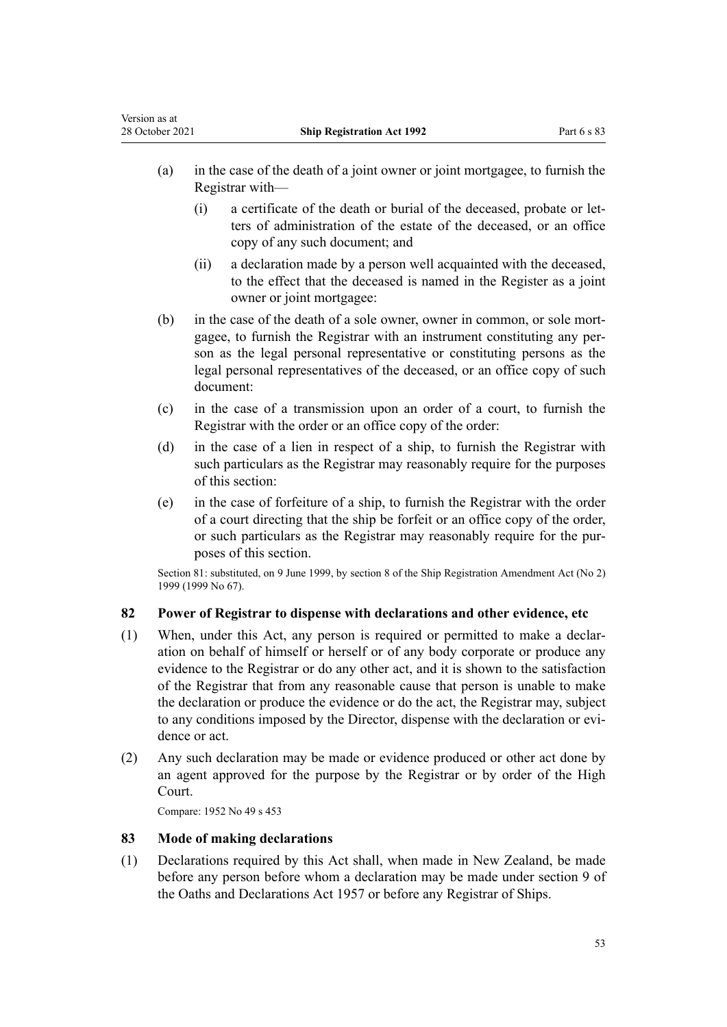(a) in the case of the death of a joint owner or joint mortgagee, to furnish the Registrar with—

  (i) a certificate of the death or burial of the deceased, probate or letters of administration of the estate of the deceased, or an office copy of any such document; and

  (ii) a declaration made by a person well acquainted with the deceased, to the effect that the deceased is named in the Register as a joint owner or joint mortgagee:

(b) in the case of the death of a sole owner, owner in common, or sole mortgagee, to furnish the Registrar with an instrument constituting any person as the legal personal representative or constituting persons as the legal personal representatives of the deceased, or an office copy of such document:

(c) in the case of a transmission upon an order of a court, to furnish the Registrar with the order or an office copy of the order:

(d) in the case of a lien in respect of a ship, to furnish the Registrar with such particulars as the Registrar may reasonably require for the purposes of this section:

(e) in the case of forfeiture of a ship, to furnish the Registrar with the order of a court directing that the ship be forfeit or an office copy of the order, or such particulars as the Registrar may reasonably require for the purposes of this section.

Section 81: substituted, on 9 June 1999, by section 8 of the Ship Registration Amendment Act (No 2) 1999 (1999 No 67).

### 82 Power of Registrar to dispense with declarations and other evidence, etc

(1) When, under this Act, any person is required or permitted to make a declaration on behalf of himself or herself or of any body corporate or produce any evidence to the Registrar or do any other act, and it is shown to the satisfaction of the Registrar that from any reasonable cause that person is unable to make the declaration or produce the evidence or do the act, the Registrar may, subject to any conditions imposed by the Director, dispense with the declaration or evidence or act.

(2) Any such declaration may be made or evidence produced or other act done by an agent approved for the purpose by the Registrar or by order of the High Court.

Compare: 1952 No 49 s 453

### 83 Mode of making declarations

(1) Declarations required by this Act shall, when made in New Zealand, be made before any person before whom a declaration may be made under section 9 of the Oaths and Declarations Act 1957 or before any Registrar of Ships.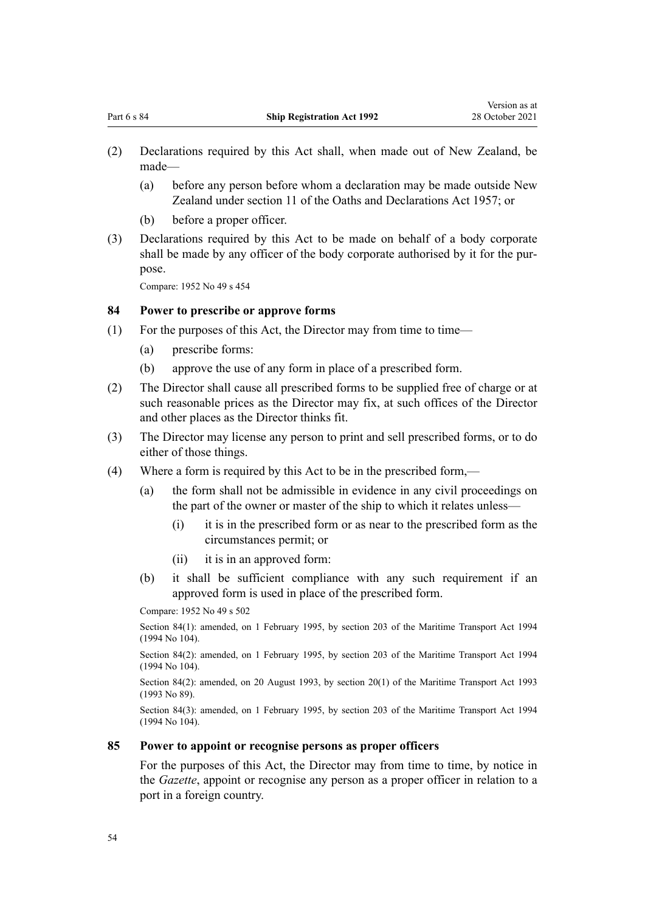(2) Declarations required by this Act shall, when made out of New Zealand, be made—

(a) before any person before whom a declaration may be made outside New Zealand under section 11 of the Oaths and Declarations Act 1957; or

(b) before a proper officer.

(3) Declarations required by this Act to be made on behalf of a body corporate shall be made by any officer of the body corporate authorised by it for the purpose.

Compare: 1952 No 49 s 454

### 84 Power to prescribe or approve forms

(1) For the purposes of this Act, the Director may from time to time—

(a) prescribe forms:

(b) approve the use of any form in place of a prescribed form.

(2) The Director shall cause all prescribed forms to be supplied free of charge or at such reasonable prices as the Director may fix, at such offices of the Director and other places as the Director thinks fit.

(3) The Director may license any person to print and sell prescribed forms, or to do either of those things.

(4) Where a form is required by this Act to be in the prescribed form,—

(a) the form shall not be admissible in evidence in any civil proceedings on the part of the owner or master of the ship to which it relates unless—

(i) it is in the prescribed form or as near to the prescribed form as the circumstances permit; or

(ii) it is in an approved form:

(b) it shall be sufficient compliance with any such requirement if an approved form is used in place of the prescribed form.

Compare: 1952 No 49 s 502

Section 84(1): amended, on 1 February 1995, by section 203 of the Maritime Transport Act 1994 (1994 No 104).

Section 84(2): amended, on 1 February 1995, by section 203 of the Maritime Transport Act 1994 (1994 No 104).

Section 84(2): amended, on 20 August 1993, by section 20(1) of the Maritime Transport Act 1993 (1993 No 89).

Section 84(3): amended, on 1 February 1995, by section 203 of the Maritime Transport Act 1994 (1994 No 104).

### 85 Power to appoint or recognise persons as proper officers

For the purposes of this Act, the Director may from time to time, by notice in the *Gazette*, appoint or recognise any person as a proper officer in relation to a port in a foreign country.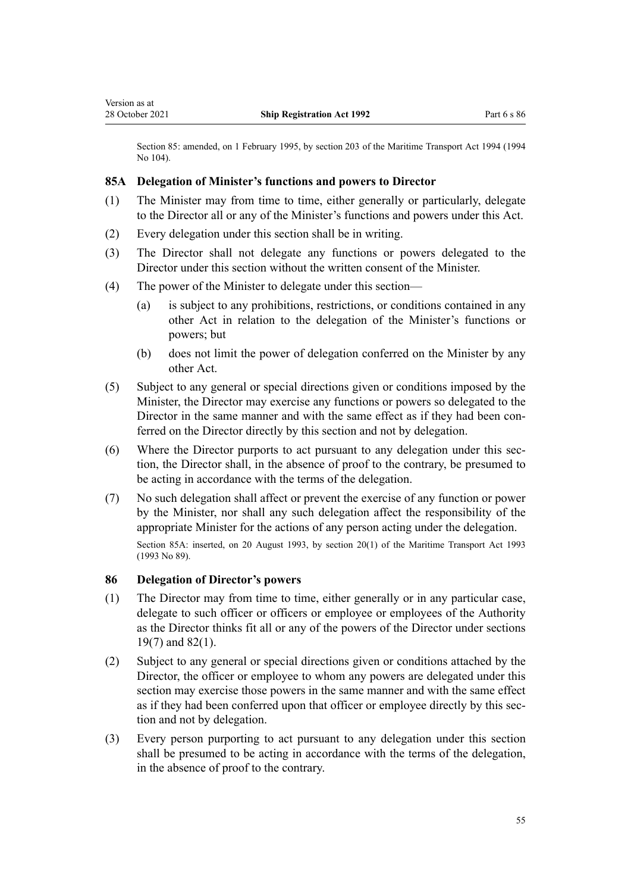Section 85: amended, on 1 February 1995, by section 203 of the Maritime Transport Act 1994 (1994 No 104).

### 85A Delegation of Minister's functions and powers to Director

(1) The Minister may from time to time, either generally or particularly, delegate to the Director all or any of the Minister's functions and powers under this Act.

(2) Every delegation under this section shall be in writing.

(3) The Director shall not delegate any functions or powers delegated to the Director under this section without the written consent of the Minister.

(4) The power of the Minister to delegate under this section—

- (a) is subject to any prohibitions, restrictions, or conditions contained in any other Act in relation to the delegation of the Minister's functions or powers; but
- (b) does not limit the power of delegation conferred on the Minister by any other Act.

(5) Subject to any general or special directions given or conditions imposed by the Minister, the Director may exercise any functions or powers so delegated to the Director in the same manner and with the same effect as if they had been conferred on the Director directly by this section and not by delegation.

(6) Where the Director purports to act pursuant to any delegation under this section, the Director shall, in the absence of proof to the contrary, be presumed to be acting in accordance with the terms of the delegation.

(7) No such delegation shall affect or prevent the exercise of any function or power by the Minister, nor shall any such delegation affect the responsibility of the appropriate Minister for the actions of any person acting under the delegation.

Section 85A: inserted, on 20 August 1993, by section 20(1) of the Maritime Transport Act 1993 (1993 No 89).

### 86 Delegation of Director's powers

(1) The Director may from time to time, either generally or in any particular case, delegate to such officer or officers or employee or employees of the Authority as the Director thinks fit all or any of the powers of the Director under sections 19(7) and 82(1).

(2) Subject to any general or special directions given or conditions attached by the Director, the officer or employee to whom any powers are delegated under this section may exercise those powers in the same manner and with the same effect as if they had been conferred upon that officer or employee directly by this section and not by delegation.

(3) Every person purporting to act pursuant to any delegation under this section shall be presumed to be acting in accordance with the terms of the delegation, in the absence of proof to the contrary.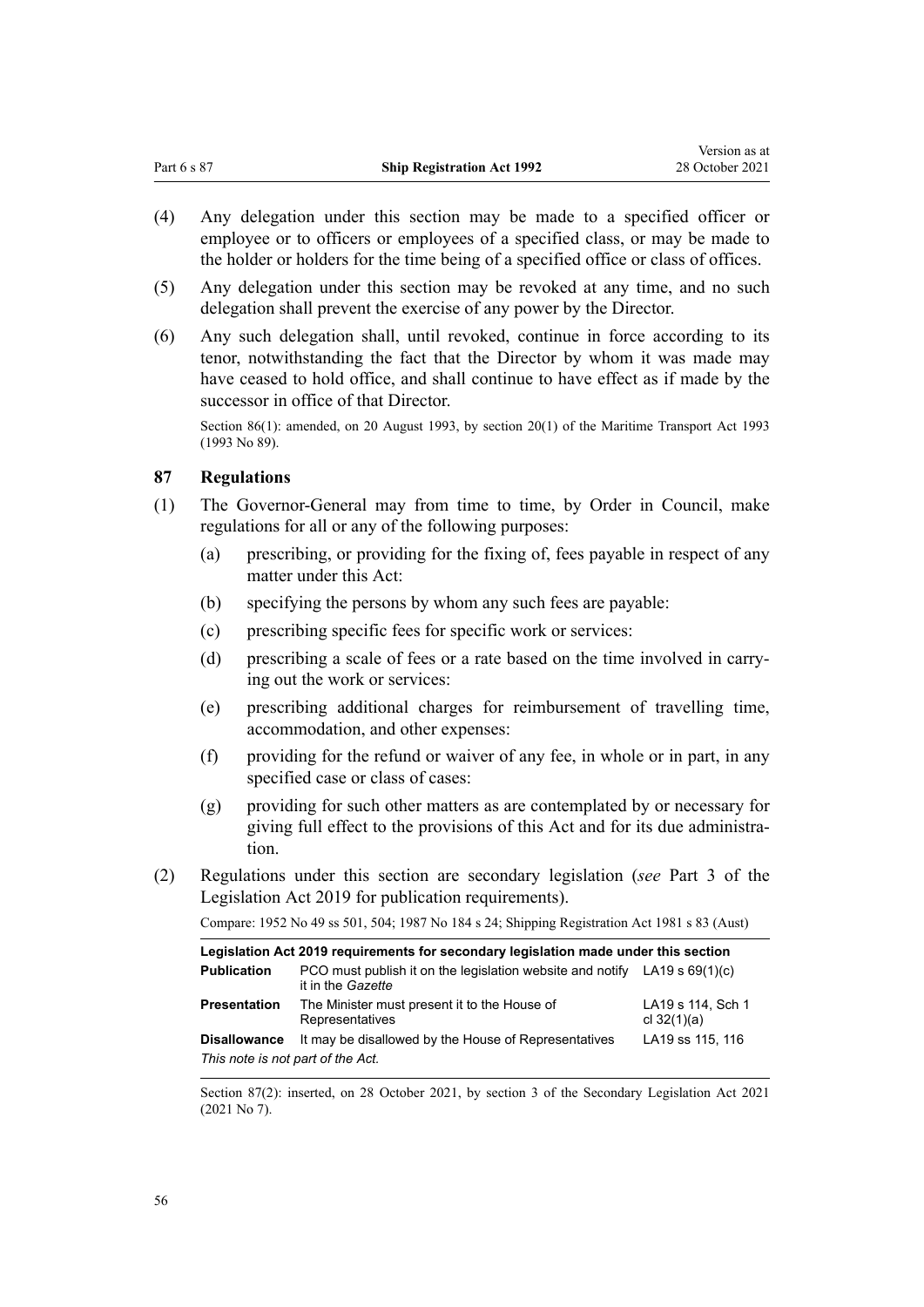(4) Any delegation under this section may be made to a specified officer or employee or to officers or employees of a specified class, or may be made to the holder or holders for the time being of a specified office or class of offices.

(5) Any delegation under this section may be revoked at any time, and no such delegation shall prevent the exercise of any power by the Director.

(6) Any such delegation shall, until revoked, continue in force according to its tenor, notwithstanding the fact that the Director by whom it was made may have ceased to hold office, and shall continue to have effect as if made by the successor in office of that Director.

Section 86(1): amended, on 20 August 1993, by section 20(1) of the Maritime Transport Act 1993 (1993 No 89).

### 87 Regulations

(1) The Governor-General may from time to time, by Order in Council, make regulations for all or any of the following purposes:

(a) prescribing, or providing for the fixing of, fees payable in respect of any matter under this Act:

(b) specifying the persons by whom any such fees are payable:

(c) prescribing specific fees for specific work or services:

(d) prescribing a scale of fees or a rate based on the time involved in carrying out the work or services:

(e) prescribing additional charges for reimbursement of travelling time, accommodation, and other expenses:

(f) providing for the refund or waiver of any fee, in whole or in part, in any specified case or class of cases:

(g) providing for such other matters as are contemplated by or necessary for giving full effect to the provisions of this Act and for its due administration.

(2) Regulations under this section are secondary legislation (*see* Part 3 of the Legislation Act 2019 for publication requirements).

Compare: 1952 No 49 ss 501, 504; 1987 No 184 s 24; Shipping Registration Act 1981 s 83 (Aust)

| **Legislation Act 2019 requirements for secondary legislation made under this section** | | |
|---|---|---|
| **Publication** | PCO must publish it on the legislation website and notify it in the *Gazette* | LA19 s 69(1)(c) |
| **Presentation** | The Minister must present it to the House of Representatives | LA19 s 114, Sch 1 cl 32(1)(a) |
| **Disallowance** | It may be disallowed by the House of Representatives | LA19 ss 115, 116 |
| *This note is not part of the Act.* | | |

Section 87(2): inserted, on 28 October 2021, by section 3 of the Secondary Legislation Act 2021 (2021 No 7).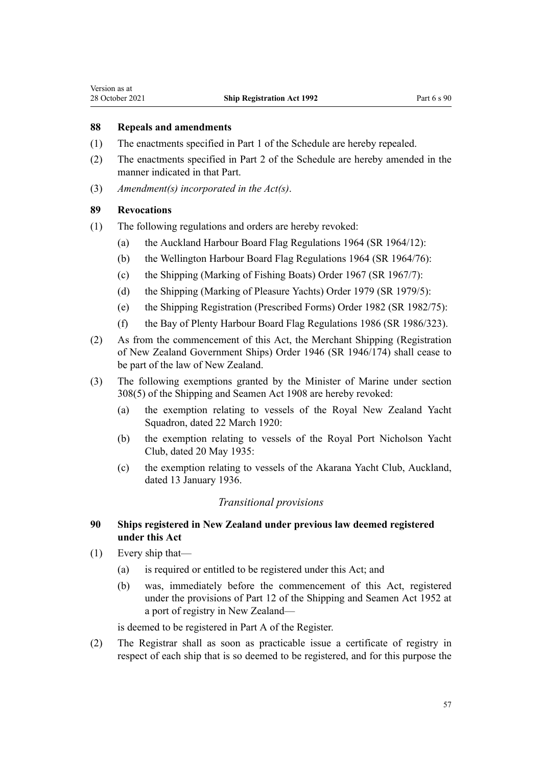### 88 Repeals and amendments

(1) The enactments specified in Part 1 of the Schedule are hereby repealed.

(2) The enactments specified in Part 2 of the Schedule are hereby amended in the manner indicated in that Part.

(3) *Amendment(s) incorporated in the Act(s)*.

### 89 Revocations

(1) The following regulations and orders are hereby revoked:

- (a) the Auckland Harbour Board Flag Regulations 1964 (SR 1964/12):
- (b) the Wellington Harbour Board Flag Regulations 1964 (SR 1964/76):
- (c) the Shipping (Marking of Fishing Boats) Order 1967 (SR 1967/7):
- (d) the Shipping (Marking of Pleasure Yachts) Order 1979 (SR 1979/5):
- (e) the Shipping Registration (Prescribed Forms) Order 1982 (SR 1982/75):
- (f) the Bay of Plenty Harbour Board Flag Regulations 1986 (SR 1986/323).

(2) As from the commencement of this Act, the Merchant Shipping (Registration of New Zealand Government Ships) Order 1946 (SR 1946/174) shall cease to be part of the law of New Zealand.

(3) The following exemptions granted by the Minister of Marine under section 308(5) of the Shipping and Seamen Act 1908 are hereby revoked:

- (a) the exemption relating to vessels of the Royal New Zealand Yacht Squadron, dated 22 March 1920:
- (b) the exemption relating to vessels of the Royal Port Nicholson Yacht Club, dated 20 May 1935:
- (c) the exemption relating to vessels of the Akarana Yacht Club, Auckland, dated 13 January 1936.

*Transitional provisions*

### 90 Ships registered in New Zealand under previous law deemed registered under this Act

(1) Every ship that—

- (a) is required or entitled to be registered under this Act; and
- (b) was, immediately before the commencement of this Act, registered under the provisions of Part 12 of the Shipping and Seamen Act 1952 at a port of registry in New Zealand—

is deemed to be registered in Part A of the Register.

(2) The Registrar shall as soon as practicable issue a certificate of registry in respect of each ship that is so deemed to be registered, and for this purpose the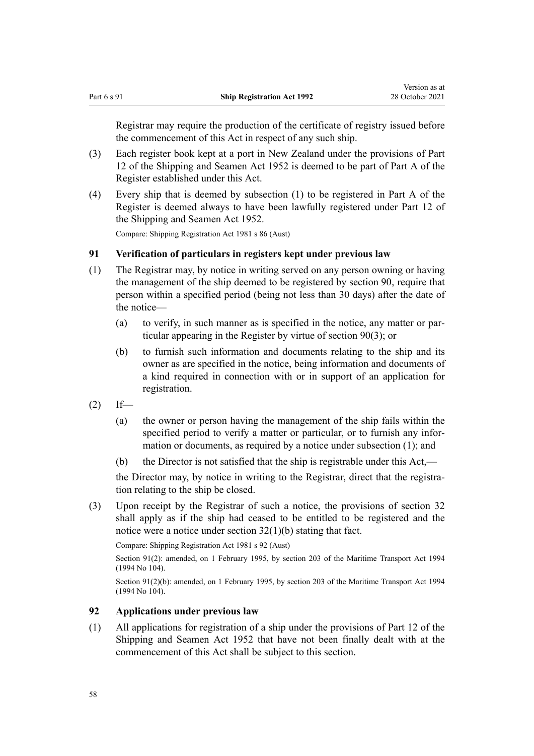Registrar may require the production of the certificate of registry issued before the commencement of this Act in respect of any such ship.

(3) Each register book kept at a port in New Zealand under the provisions of Part 12 of the Shipping and Seamen Act 1952 is deemed to be part of Part A of the Register established under this Act.

(4) Every ship that is deemed by subsection (1) to be registered in Part A of the Register is deemed always to have been lawfully registered under Part 12 of the Shipping and Seamen Act 1952.

Compare: Shipping Registration Act 1981 s 86 (Aust)

### 91 Verification of particulars in registers kept under previous law

(1) The Registrar may, by notice in writing served on any person owning or having the management of the ship deemed to be registered by section 90, require that person within a specified period (being not less than 30 days) after the date of the notice—

  (a) to verify, in such manner as is specified in the notice, any matter or particular appearing in the Register by virtue of section 90(3); or

  (b) to furnish such information and documents relating to the ship and its owner as are specified in the notice, being information and documents of a kind required in connection with or in support of an application for registration.

(2) If—

  (a) the owner or person having the management of the ship fails within the specified period to verify a matter or particular, or to furnish any information or documents, as required by a notice under subsection (1); and

  (b) the Director is not satisfied that the ship is registrable under this Act,—

  the Director may, by notice in writing to the Registrar, direct that the registration relating to the ship be closed.

(3) Upon receipt by the Registrar of such a notice, the provisions of section 32 shall apply as if the ship had ceased to be entitled to be registered and the notice were a notice under section 32(1)(b) stating that fact.

Compare: Shipping Registration Act 1981 s 92 (Aust)

Section 91(2): amended, on 1 February 1995, by section 203 of the Maritime Transport Act 1994 (1994 No 104).

Section 91(2)(b): amended, on 1 February 1995, by section 203 of the Maritime Transport Act 1994 (1994 No 104).

### 92 Applications under previous law

(1) All applications for registration of a ship under the provisions of Part 12 of the Shipping and Seamen Act 1952 that have not been finally dealt with at the commencement of this Act shall be subject to this section.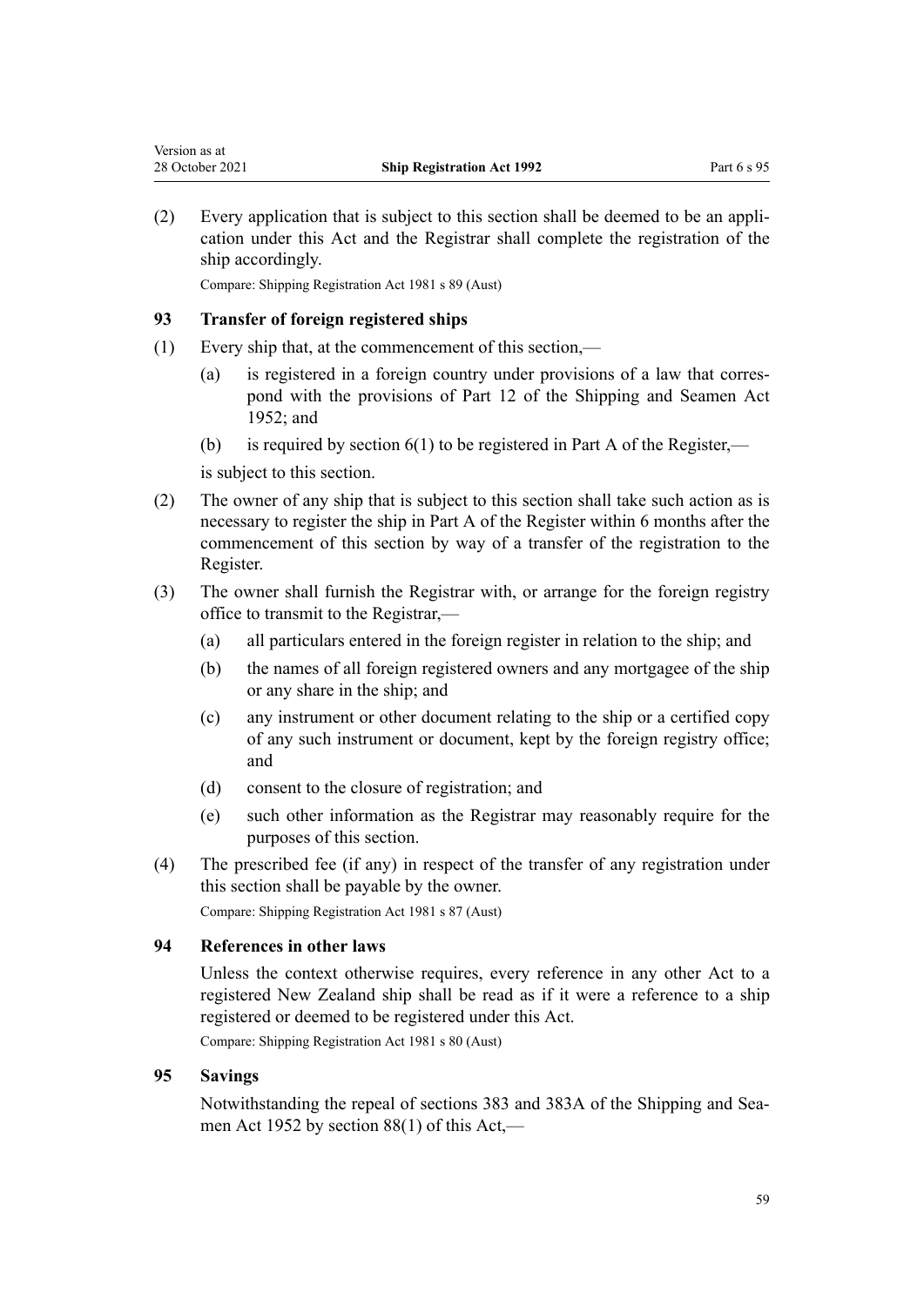(2) Every application that is subject to this section shall be deemed to be an application under this Act and the Registrar shall complete the registration of the ship accordingly.

Compare: Shipping Registration Act 1981 s 89 (Aust)

### 93 Transfer of foreign registered ships

(1) Every ship that, at the commencement of this section,—

  (a) is registered in a foreign country under provisions of a law that correspond with the provisions of Part 12 of the Shipping and Seamen Act 1952; and

  (b) is required by section 6(1) to be registered in Part A of the Register,—

  is subject to this section.

(2) The owner of any ship that is subject to this section shall take such action as is necessary to register the ship in Part A of the Register within 6 months after the commencement of this section by way of a transfer of the registration to the Register.

(3) The owner shall furnish the Registrar with, or arrange for the foreign registry office to transmit to the Registrar,—

  (a) all particulars entered in the foreign register in relation to the ship; and

  (b) the names of all foreign registered owners and any mortgagee of the ship or any share in the ship; and

  (c) any instrument or other document relating to the ship or a certified copy of any such instrument or document, kept by the foreign registry office; and

  (d) consent to the closure of registration; and

  (e) such other information as the Registrar may reasonably require for the purposes of this section.

(4) The prescribed fee (if any) in respect of the transfer of any registration under this section shall be payable by the owner.

Compare: Shipping Registration Act 1981 s 87 (Aust)

### 94 References in other laws

Unless the context otherwise requires, every reference in any other Act to a registered New Zealand ship shall be read as if it were a reference to a ship registered or deemed to be registered under this Act.

Compare: Shipping Registration Act 1981 s 80 (Aust)

### 95 Savings

Notwithstanding the repeal of sections 383 and 383A of the Shipping and Seamen Act 1952 by section 88(1) of this Act,—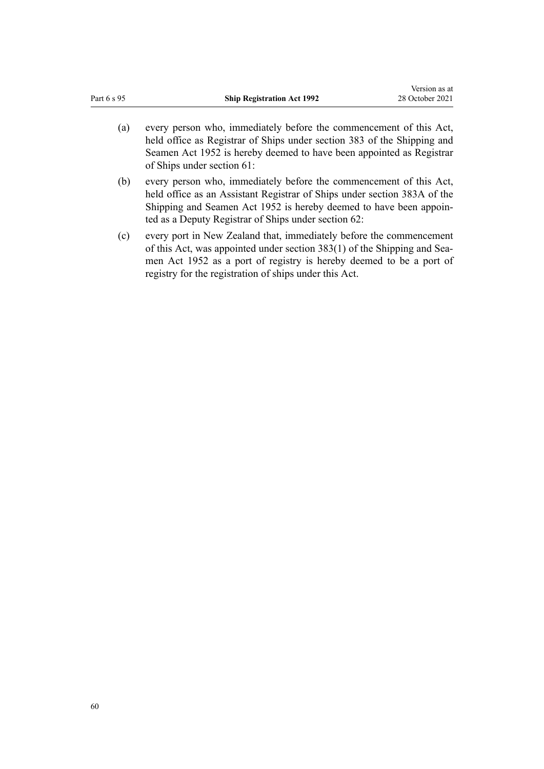(a) every person who, immediately before the commencement of this Act, held office as Registrar of Ships under section 383 of the Shipping and Seamen Act 1952 is hereby deemed to have been appointed as Registrar of Ships under section 61:

(b) every person who, immediately before the commencement of this Act, held office as an Assistant Registrar of Ships under section 383A of the Shipping and Seamen Act 1952 is hereby deemed to have been appointed as a Deputy Registrar of Ships under section 62:

(c) every port in New Zealand that, immediately before the commencement of this Act, was appointed under section 383(1) of the Shipping and Seamen Act 1952 as a port of registry is hereby deemed to be a port of registry for the registration of ships under this Act.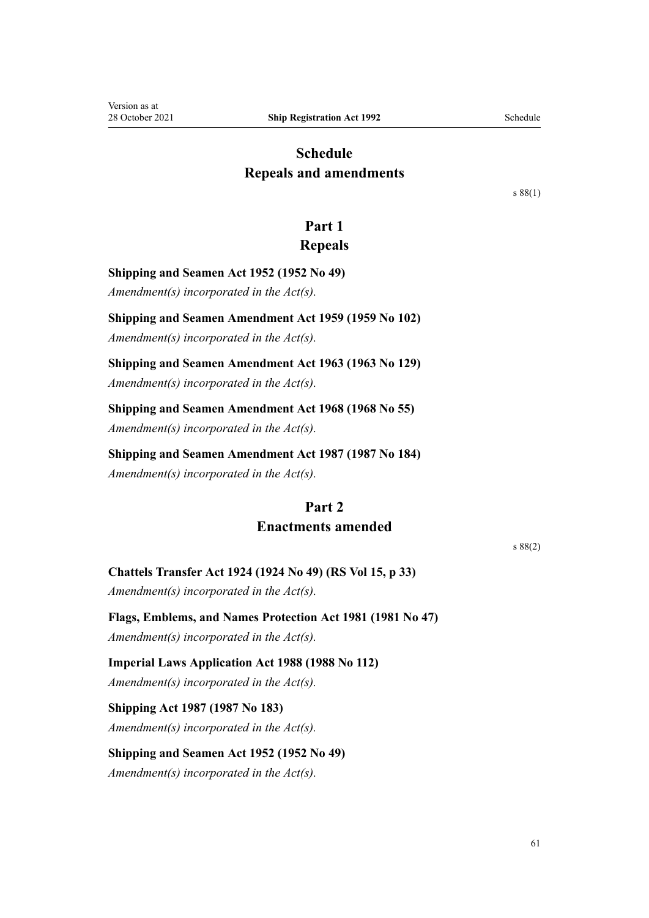# Schedule
# Repeals and amendments

s 88(1)

## Part 1
## Repeals

**Shipping and Seamen Act 1952 (1952 No 49)**

*Amendment(s) incorporated in the Act(s).*

**Shipping and Seamen Amendment Act 1959 (1959 No 102)**

*Amendment(s) incorporated in the Act(s).*

**Shipping and Seamen Amendment Act 1963 (1963 No 129)**

*Amendment(s) incorporated in the Act(s).*

**Shipping and Seamen Amendment Act 1968 (1968 No 55)**

*Amendment(s) incorporated in the Act(s).*

**Shipping and Seamen Amendment Act 1987 (1987 No 184)**

*Amendment(s) incorporated in the Act(s).*

## Part 2
## Enactments amended

s 88(2)

**Chattels Transfer Act 1924 (1924 No 49) (RS Vol 15, p 33)**

*Amendment(s) incorporated in the Act(s).*

**Flags, Emblems, and Names Protection Act 1981 (1981 No 47)**

*Amendment(s) incorporated in the Act(s).*

**Imperial Laws Application Act 1988 (1988 No 112)**

*Amendment(s) incorporated in the Act(s).*

**Shipping Act 1987 (1987 No 183)**

*Amendment(s) incorporated in the Act(s).*

**Shipping and Seamen Act 1952 (1952 No 49)**

*Amendment(s) incorporated in the Act(s).*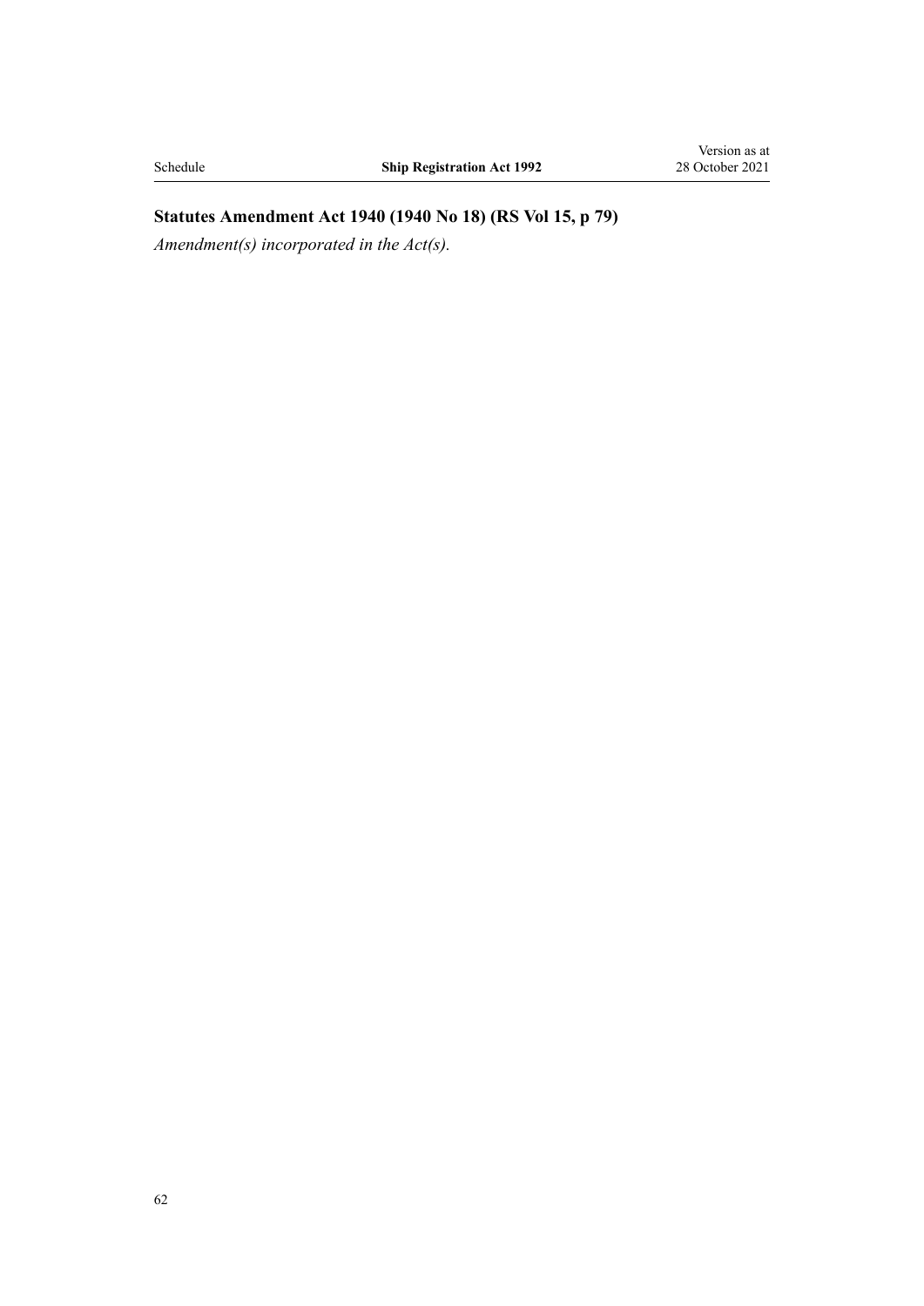**Statutes Amendment Act 1940 (1940 No 18) (RS Vol 15, p 79)**

*Amendment(s) incorporated in the Act(s).*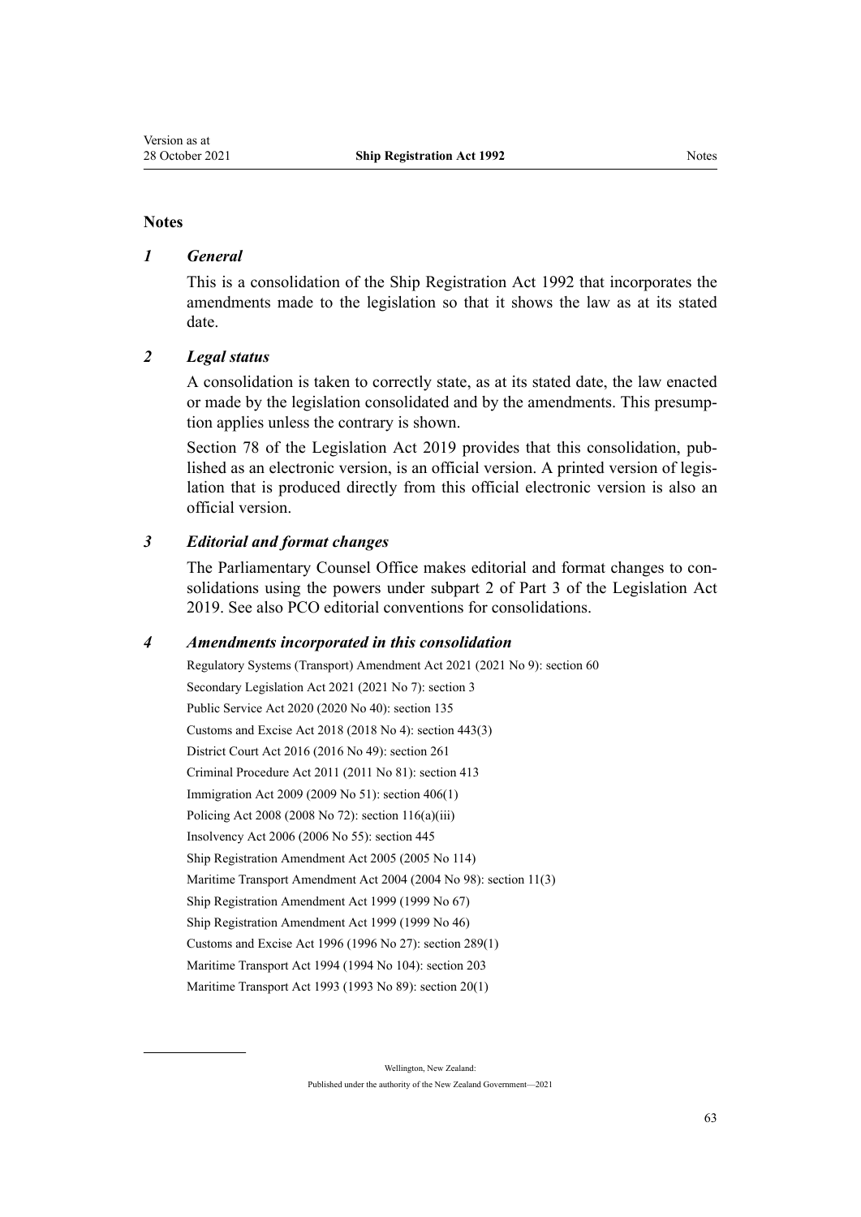## Notes

### *1 General*

This is a consolidation of the Ship Registration Act 1992 that incorporates the amendments made to the legislation so that it shows the law as at its stated date.

### *2 Legal status*

A consolidation is taken to correctly state, as at its stated date, the law enacted or made by the legislation consolidated and by the amendments. This presumption applies unless the contrary is shown.

Section 78 of the Legislation Act 2019 provides that this consolidation, published as an electronic version, is an official version. A printed version of legislation that is produced directly from this official electronic version is also an official version.

### *3 Editorial and format changes*

The Parliamentary Counsel Office makes editorial and format changes to consolidations using the powers under subpart 2 of Part 3 of the Legislation Act 2019. See also PCO editorial conventions for consolidations.

### *4 Amendments incorporated in this consolidation*

Regulatory Systems (Transport) Amendment Act 2021 (2021 No 9): section 60
Secondary Legislation Act 2021 (2021 No 7): section 3
Public Service Act 2020 (2020 No 40): section 135
Customs and Excise Act 2018 (2018 No 4): section 443(3)
District Court Act 2016 (2016 No 49): section 261
Criminal Procedure Act 2011 (2011 No 81): section 413
Immigration Act 2009 (2009 No 51): section 406(1)
Policing Act 2008 (2008 No 72): section 116(a)(iii)
Insolvency Act 2006 (2006 No 55): section 445
Ship Registration Amendment Act 2005 (2005 No 114)
Maritime Transport Amendment Act 2004 (2004 No 98): section 11(3)
Ship Registration Amendment Act 1999 (1999 No 67)
Ship Registration Amendment Act 1999 (1999 No 46)
Customs and Excise Act 1996 (1996 No 27): section 289(1)
Maritime Transport Act 1994 (1994 No 104): section 203
Maritime Transport Act 1993 (1993 No 89): section 20(1)

Wellington, New Zealand:
Published under the authority of the New Zealand Government—2021